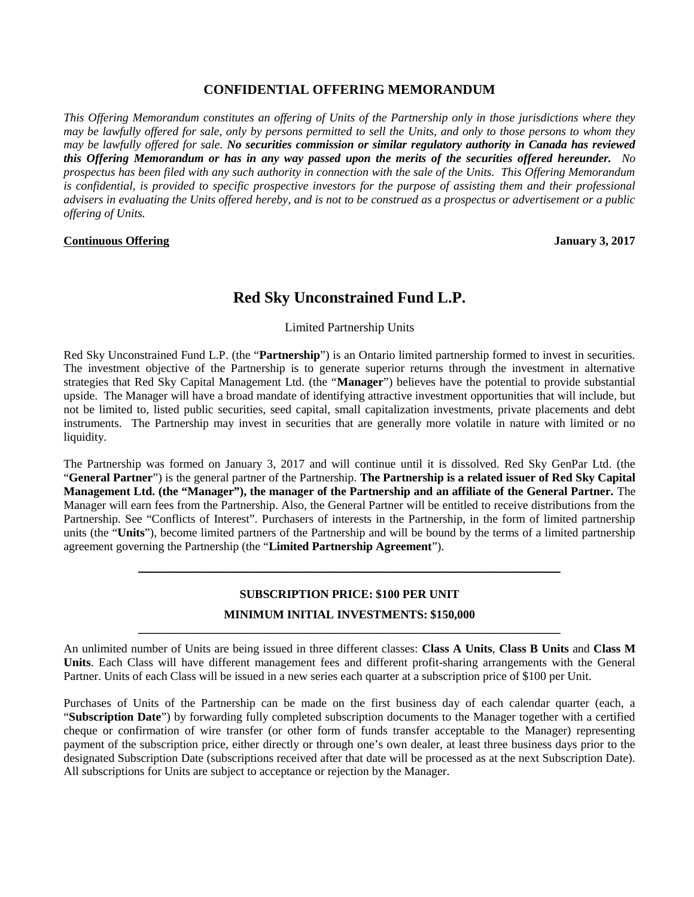## CONFIDENTIAL OFFERING MEMORANDUM

*This Offering Memorandum constitutes an offering of Units of the Partnership only in those jurisdictions where they may be lawfully offered for sale, only by persons permitted to sell the Units, and only to those persons to whom they may be lawfully offered for sale.* ***No securities commission or similar regulatory authority in Canada has reviewed this Offering Memorandum or has in any way passed upon the merits of the securities offered hereunder.*** *No prospectus has been filed with any such authority in connection with the sale of the Units. This Offering Memorandum is confidential, is provided to specific prospective investors for the purpose of assisting them and their professional advisers in evaluating the Units offered hereby, and is not to be construed as a prospectus or advertisement or a public offering of Units.*

**Continuous Offering** **January 3, 2017**

# Red Sky Unconstrained Fund L.P.

Limited Partnership Units

Red Sky Unconstrained Fund L.P. (the "**Partnership**") is an Ontario limited partnership formed to invest in securities. The investment objective of the Partnership is to generate superior returns through the investment in alternative strategies that Red Sky Capital Management Ltd. (the "**Manager**") believes have the potential to provide substantial upside. The Manager will have a broad mandate of identifying attractive investment opportunities that will include, but not be limited to, listed public securities, seed capital, small capitalization investments, private placements and debt instruments. The Partnership may invest in securities that are generally more volatile in nature with limited or no liquidity.

The Partnership was formed on January 3, 2017 and will continue until it is dissolved. Red Sky GenPar Ltd. (the "**General Partner**") is the general partner of the Partnership. **The Partnership is a related issuer of Red Sky Capital Management Ltd. (the "Manager"), the manager of the Partnership and an affiliate of the General Partner.** The Manager will earn fees from the Partnership. Also, the General Partner will be entitled to receive distributions from the Partnership. See "Conflicts of Interest". Purchasers of interests in the Partnership, in the form of limited partnership units (the "**Units**"), become limited partners of the Partnership and will be bound by the terms of a limited partnership agreement governing the Partnership (the "**Limited Partnership Agreement**").

---

**SUBSCRIPTION PRICE: $100 PER UNIT**

**MINIMUM INITIAL INVESTMENTS: $150,000**

---

An unlimited number of Units are being issued in three different classes: **Class A Units**, **Class B Units** and **Class M Units**. Each Class will have different management fees and different profit-sharing arrangements with the General Partner. Units of each Class will be issued in a new series each quarter at a subscription price of $100 per Unit.

Purchases of Units of the Partnership can be made on the first business day of each calendar quarter (each, a "**Subscription Date**") by forwarding fully completed subscription documents to the Manager together with a certified cheque or confirmation of wire transfer (or other form of funds transfer acceptable to the Manager) representing payment of the subscription price, either directly or through one's own dealer, at least three business days prior to the designated Subscription Date (subscriptions received after that date will be processed as at the next Subscription Date). All subscriptions for Units are subject to acceptance or rejection by the Manager.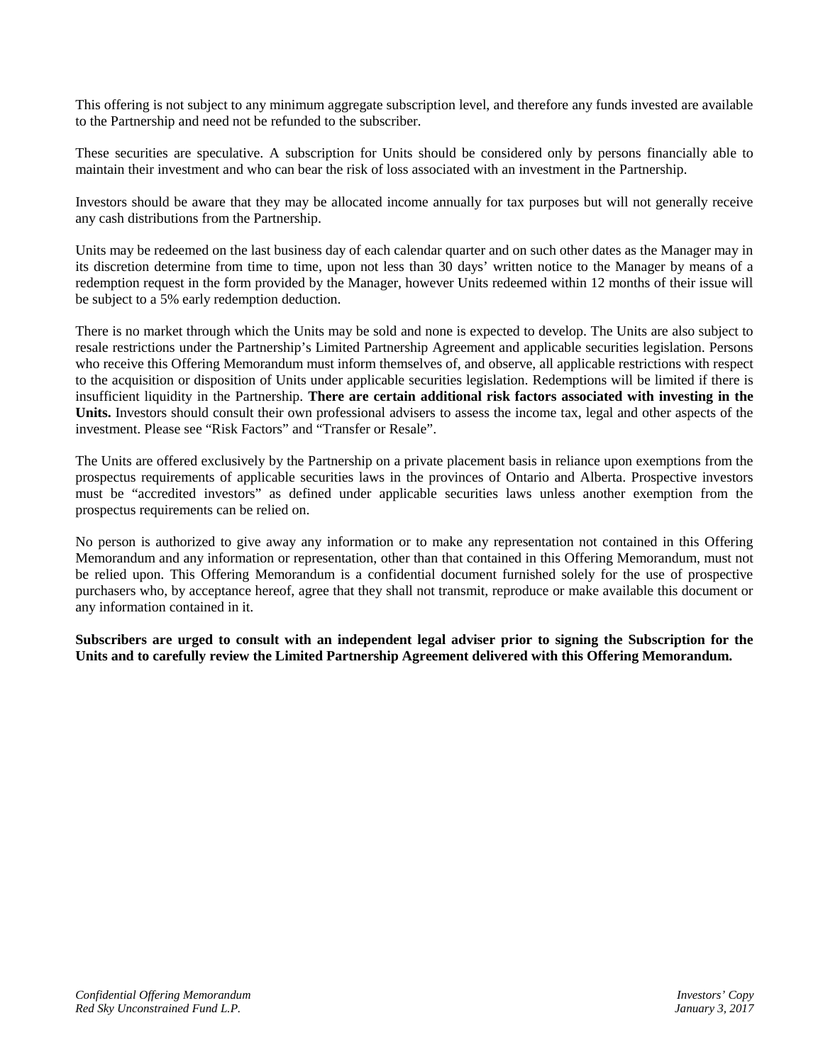This offering is not subject to any minimum aggregate subscription level, and therefore any funds invested are available to the Partnership and need not be refunded to the subscriber.

These securities are speculative. A subscription for Units should be considered only by persons financially able to maintain their investment and who can bear the risk of loss associated with an investment in the Partnership.

Investors should be aware that they may be allocated income annually for tax purposes but will not generally receive any cash distributions from the Partnership.

Units may be redeemed on the last business day of each calendar quarter and on such other dates as the Manager may in its discretion determine from time to time, upon not less than 30 days' written notice to the Manager by means of a redemption request in the form provided by the Manager, however Units redeemed within 12 months of their issue will be subject to a 5% early redemption deduction.

There is no market through which the Units may be sold and none is expected to develop. The Units are also subject to resale restrictions under the Partnership's Limited Partnership Agreement and applicable securities legislation. Persons who receive this Offering Memorandum must inform themselves of, and observe, all applicable restrictions with respect to the acquisition or disposition of Units under applicable securities legislation. Redemptions will be limited if there is insufficient liquidity in the Partnership. **There are certain additional risk factors associated with investing in the Units.** Investors should consult their own professional advisers to assess the income tax, legal and other aspects of the investment. Please see "Risk Factors" and "Transfer or Resale".

The Units are offered exclusively by the Partnership on a private placement basis in reliance upon exemptions from the prospectus requirements of applicable securities laws in the provinces of Ontario and Alberta. Prospective investors must be "accredited investors" as defined under applicable securities laws unless another exemption from the prospectus requirements can be relied on.

No person is authorized to give away any information or to make any representation not contained in this Offering Memorandum and any information or representation, other than that contained in this Offering Memorandum, must not be relied upon. This Offering Memorandum is a confidential document furnished solely for the use of prospective purchasers who, by acceptance hereof, agree that they shall not transmit, reproduce or make available this document or any information contained in it.

**Subscribers are urged to consult with an independent legal adviser prior to signing the Subscription for the Units and to carefully review the Limited Partnership Agreement delivered with this Offering Memorandum.**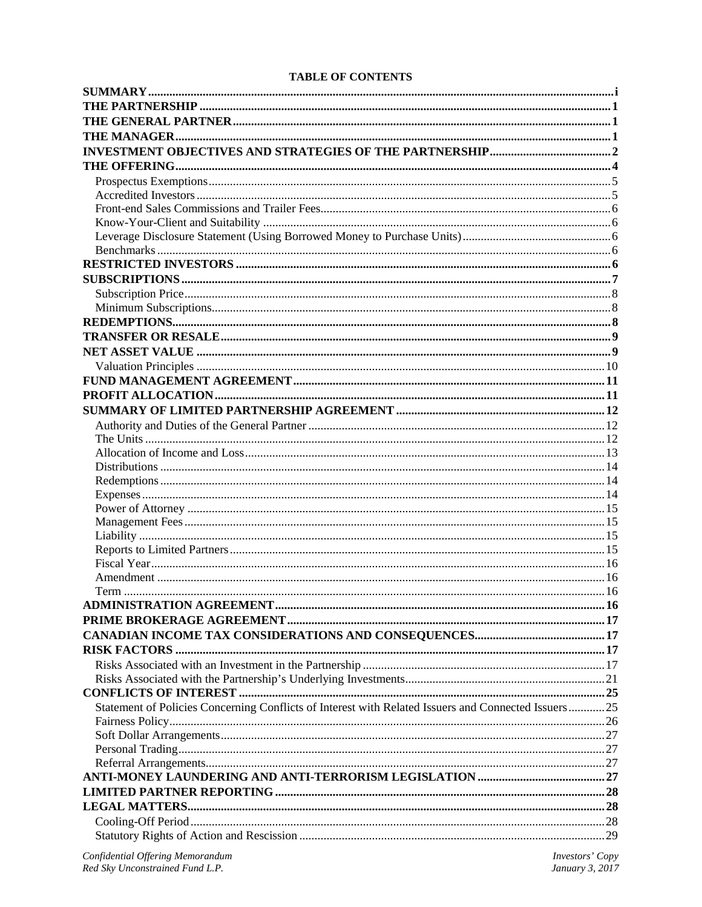**TABLE OF CONTENTS**

| | |
|---|---|
| **SUMMARY** | **i** |
| **THE PARTNERSHIP** | **1** |
| **THE GENERAL PARTNER** | **1** |
| **THE MANAGER** | **1** |
| **INVESTMENT OBJECTIVES AND STRATEGIES OF THE PARTNERSHIP** | **2** |
| **THE OFFERING** | **4** |
| Prospectus Exemptions | 5 |
| Accredited Investors | 5 |
| Front-end Sales Commissions and Trailer Fees | 6 |
| Know-Your-Client and Suitability | 6 |
| Leverage Disclosure Statement (Using Borrowed Money to Purchase Units) | 6 |
| Benchmarks | 6 |
| **RESTRICTED INVESTORS** | **6** |
| **SUBSCRIPTIONS** | **7** |
| Subscription Price | 8 |
| Minimum Subscriptions | 8 |
| **REDEMPTIONS** | **8** |
| **TRANSFER OR RESALE** | **9** |
| **NET ASSET VALUE** | **9** |
| Valuation Principles | 10 |
| **FUND MANAGEMENT AGREEMENT** | **11** |
| **PROFIT ALLOCATION** | **11** |
| **SUMMARY OF LIMITED PARTNERSHIP AGREEMENT** | **12** |
| Authority and Duties of the General Partner | 12 |
| The Units | 12 |
| Allocation of Income and Loss | 13 |
| Distributions | 14 |
| Redemptions | 14 |
| Expenses | 14 |
| Power of Attorney | 15 |
| Management Fees | 15 |
| Liability | 15 |
| Reports to Limited Partners | 15 |
| Fiscal Year | 16 |
| Amendment | 16 |
| Term | 16 |
| **ADMINISTRATION AGREEMENT** | **16** |
| **PRIME BROKERAGE AGREEMENT** | **17** |
| **CANADIAN INCOME TAX CONSIDERATIONS AND CONSEQUENCES** | **17** |
| **RISK FACTORS** | **17** |
| Risks Associated with an Investment in the Partnership | 17 |
| Risks Associated with the Partnership's Underlying Investments | 21 |
| **CONFLICTS OF INTEREST** | **25** |
| Statement of Policies Concerning Conflicts of Interest with Related Issuers and Connected Issuers | 25 |
| Fairness Policy | 26 |
| Soft Dollar Arrangements | 27 |
| Personal Trading | 27 |
| Referral Arrangements | 27 |
| **ANTI-MONEY LAUNDERING AND ANTI-TERRORISM LEGISLATION** | **27** |
| **LIMITED PARTNER REPORTING** | **28** |
| **LEGAL MATTERS** | **28** |
| Cooling-Off Period | 28 |
| Statutory Rights of Action and Rescission | 29 |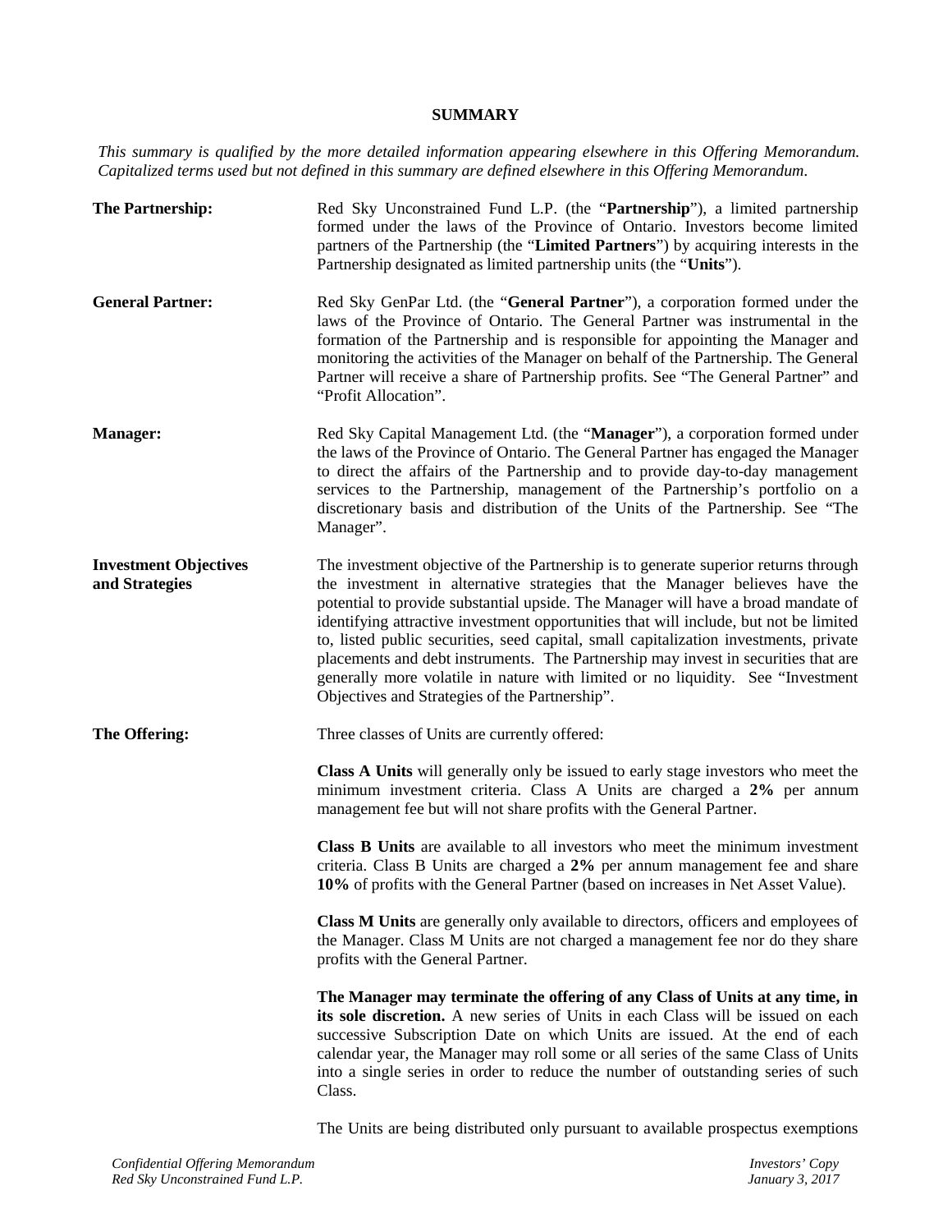# SUMMARY

*This summary is qualified by the more detailed information appearing elsewhere in this Offering Memorandum. Capitalized terms used but not defined in this summary are defined elsewhere in this Offering Memorandum.*

**The Partnership:** Red Sky Unconstrained Fund L.P. (the "**Partnership**"), a limited partnership formed under the laws of the Province of Ontario. Investors become limited partners of the Partnership (the "**Limited Partners**") by acquiring interests in the Partnership designated as limited partnership units (the "**Units**").

**General Partner:** Red Sky GenPar Ltd. (the "**General Partner**"), a corporation formed under the laws of the Province of Ontario. The General Partner was instrumental in the formation of the Partnership and is responsible for appointing the Manager and monitoring the activities of the Manager on behalf of the Partnership. The General Partner will receive a share of Partnership profits. See "The General Partner" and "Profit Allocation".

**Manager:** Red Sky Capital Management Ltd. (the "**Manager**"), a corporation formed under the laws of the Province of Ontario. The General Partner has engaged the Manager to direct the affairs of the Partnership and to provide day-to-day management services to the Partnership, management of the Partnership's portfolio on a discretionary basis and distribution of the Units of the Partnership. See "The Manager".

**Investment Objectives and Strategies** The investment objective of the Partnership is to generate superior returns through the investment in alternative strategies that the Manager believes have the potential to provide substantial upside. The Manager will have a broad mandate of identifying attractive investment opportunities that will include, but not be limited to, listed public securities, seed capital, small capitalization investments, private placements and debt instruments. The Partnership may invest in securities that are generally more volatile in nature with limited or no liquidity. See "Investment Objectives and Strategies of the Partnership".

**The Offering:** Three classes of Units are currently offered:

**Class A Units** will generally only be issued to early stage investors who meet the minimum investment criteria. Class A Units are charged a **2%** per annum management fee but will not share profits with the General Partner.

**Class B Units** are available to all investors who meet the minimum investment criteria. Class B Units are charged a **2%** per annum management fee and share **10%** of profits with the General Partner (based on increases in Net Asset Value).

**Class M Units** are generally only available to directors, officers and employees of the Manager. Class M Units are not charged a management fee nor do they share profits with the General Partner.

**The Manager may terminate the offering of any Class of Units at any time, in its sole discretion.** A new series of Units in each Class will be issued on each successive Subscription Date on which Units are issued. At the end of each calendar year, the Manager may roll some or all series of the same Class of Units into a single series in order to reduce the number of outstanding series of such Class.

The Units are being distributed only pursuant to available prospectus exemptions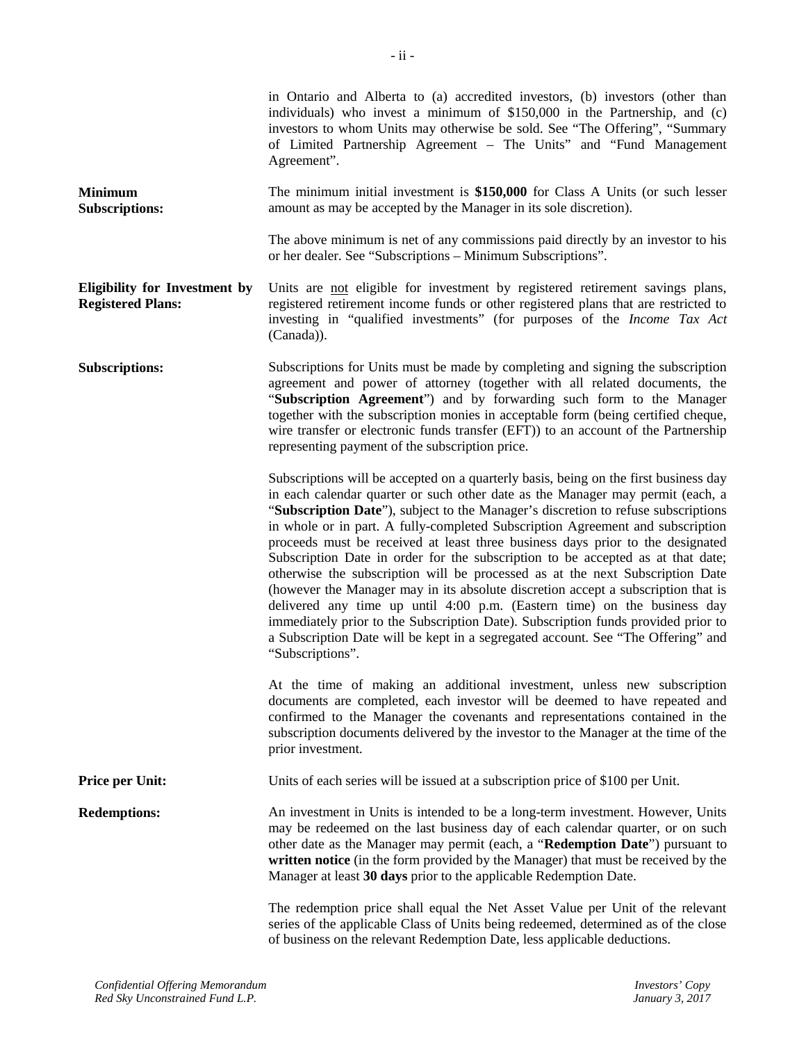in Ontario and Alberta to (a) accredited investors, (b) investors (other than individuals) who invest a minimum of $150,000 in the Partnership, and (c) investors to whom Units may otherwise be sold. See "The Offering", "Summary of Limited Partnership Agreement – The Units" and "Fund Management Agreement".

**Minimum Subscriptions:**

The minimum initial investment is **$150,000** for Class A Units (or such lesser amount as may be accepted by the Manager in its sole discretion).

The above minimum is net of any commissions paid directly by an investor to his or her dealer. See "Subscriptions – Minimum Subscriptions".

**Eligibility for Investment by Registered Plans:**

Units are not eligible for investment by registered retirement savings plans, registered retirement income funds or other registered plans that are restricted to investing in "qualified investments" (for purposes of the *Income Tax Act* (Canada)).

**Subscriptions:**

Subscriptions for Units must be made by completing and signing the subscription agreement and power of attorney (together with all related documents, the "**Subscription Agreement**") and by forwarding such form to the Manager together with the subscription monies in acceptable form (being certified cheque, wire transfer or electronic funds transfer (EFT)) to an account of the Partnership representing payment of the subscription price.

Subscriptions will be accepted on a quarterly basis, being on the first business day in each calendar quarter or such other date as the Manager may permit (each, a "**Subscription Date**"), subject to the Manager's discretion to refuse subscriptions in whole or in part. A fully-completed Subscription Agreement and subscription proceeds must be received at least three business days prior to the designated Subscription Date in order for the subscription to be accepted as at that date; otherwise the subscription will be processed as at the next Subscription Date (however the Manager may in its absolute discretion accept a subscription that is delivered any time up until 4:00 p.m. (Eastern time) on the business day immediately prior to the Subscription Date). Subscription funds provided prior to a Subscription Date will be kept in a segregated account. See "The Offering" and "Subscriptions".

At the time of making an additional investment, unless new subscription documents are completed, each investor will be deemed to have repeated and confirmed to the Manager the covenants and representations contained in the subscription documents delivered by the investor to the Manager at the time of the prior investment.

**Price per Unit:**

Units of each series will be issued at a subscription price of $100 per Unit.

**Redemptions:**

An investment in Units is intended to be a long-term investment. However, Units may be redeemed on the last business day of each calendar quarter, or on such other date as the Manager may permit (each, a "**Redemption Date**") pursuant to **written notice** (in the form provided by the Manager) that must be received by the Manager at least **30 days** prior to the applicable Redemption Date.

The redemption price shall equal the Net Asset Value per Unit of the relevant series of the applicable Class of Units being redeemed, determined as of the close of business on the relevant Redemption Date, less applicable deductions.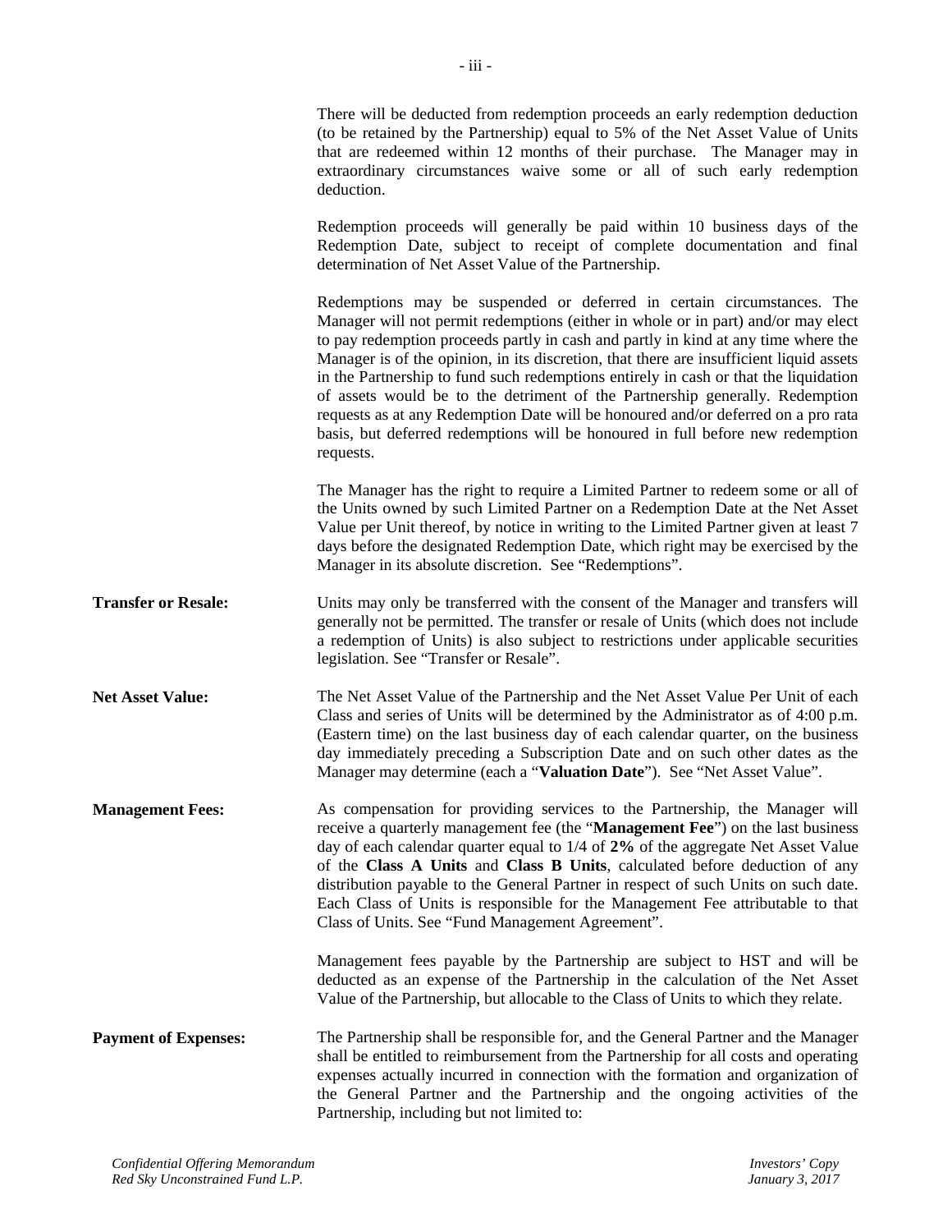There will be deducted from redemption proceeds an early redemption deduction (to be retained by the Partnership) equal to 5% of the Net Asset Value of Units that are redeemed within 12 months of their purchase. The Manager may in extraordinary circumstances waive some or all of such early redemption deduction.

Redemption proceeds will generally be paid within 10 business days of the Redemption Date, subject to receipt of complete documentation and final determination of Net Asset Value of the Partnership.

Redemptions may be suspended or deferred in certain circumstances. The Manager will not permit redemptions (either in whole or in part) and/or may elect to pay redemption proceeds partly in cash and partly in kind at any time where the Manager is of the opinion, in its discretion, that there are insufficient liquid assets in the Partnership to fund such redemptions entirely in cash or that the liquidation of assets would be to the detriment of the Partnership generally. Redemption requests as at any Redemption Date will be honoured and/or deferred on a pro rata basis, but deferred redemptions will be honoured in full before new redemption requests.

The Manager has the right to require a Limited Partner to redeem some or all of the Units owned by such Limited Partner on a Redemption Date at the Net Asset Value per Unit thereof, by notice in writing to the Limited Partner given at least 7 days before the designated Redemption Date, which right may be exercised by the Manager in its absolute discretion. See "Redemptions".

**Transfer or Resale:** Units may only be transferred with the consent of the Manager and transfers will generally not be permitted. The transfer or resale of Units (which does not include a redemption of Units) is also subject to restrictions under applicable securities legislation. See "Transfer or Resale".

**Net Asset Value:** The Net Asset Value of the Partnership and the Net Asset Value Per Unit of each Class and series of Units will be determined by the Administrator as of 4:00 p.m. (Eastern time) on the last business day of each calendar quarter, on the business day immediately preceding a Subscription Date and on such other dates as the Manager may determine (each a "**Valuation Date**"). See "Net Asset Value".

**Management Fees:** As compensation for providing services to the Partnership, the Manager will receive a quarterly management fee (the "**Management Fee**") on the last business day of each calendar quarter equal to 1/4 of **2%** of the aggregate Net Asset Value of the **Class A Units** and **Class B Units**, calculated before deduction of any distribution payable to the General Partner in respect of such Units on such date. Each Class of Units is responsible for the Management Fee attributable to that Class of Units. See "Fund Management Agreement".

Management fees payable by the Partnership are subject to HST and will be deducted as an expense of the Partnership in the calculation of the Net Asset Value of the Partnership, but allocable to the Class of Units to which they relate.

**Payment of Expenses:** The Partnership shall be responsible for, and the General Partner and the Manager shall be entitled to reimbursement from the Partnership for all costs and operating expenses actually incurred in connection with the formation and organization of the General Partner and the Partnership and the ongoing activities of the Partnership, including but not limited to: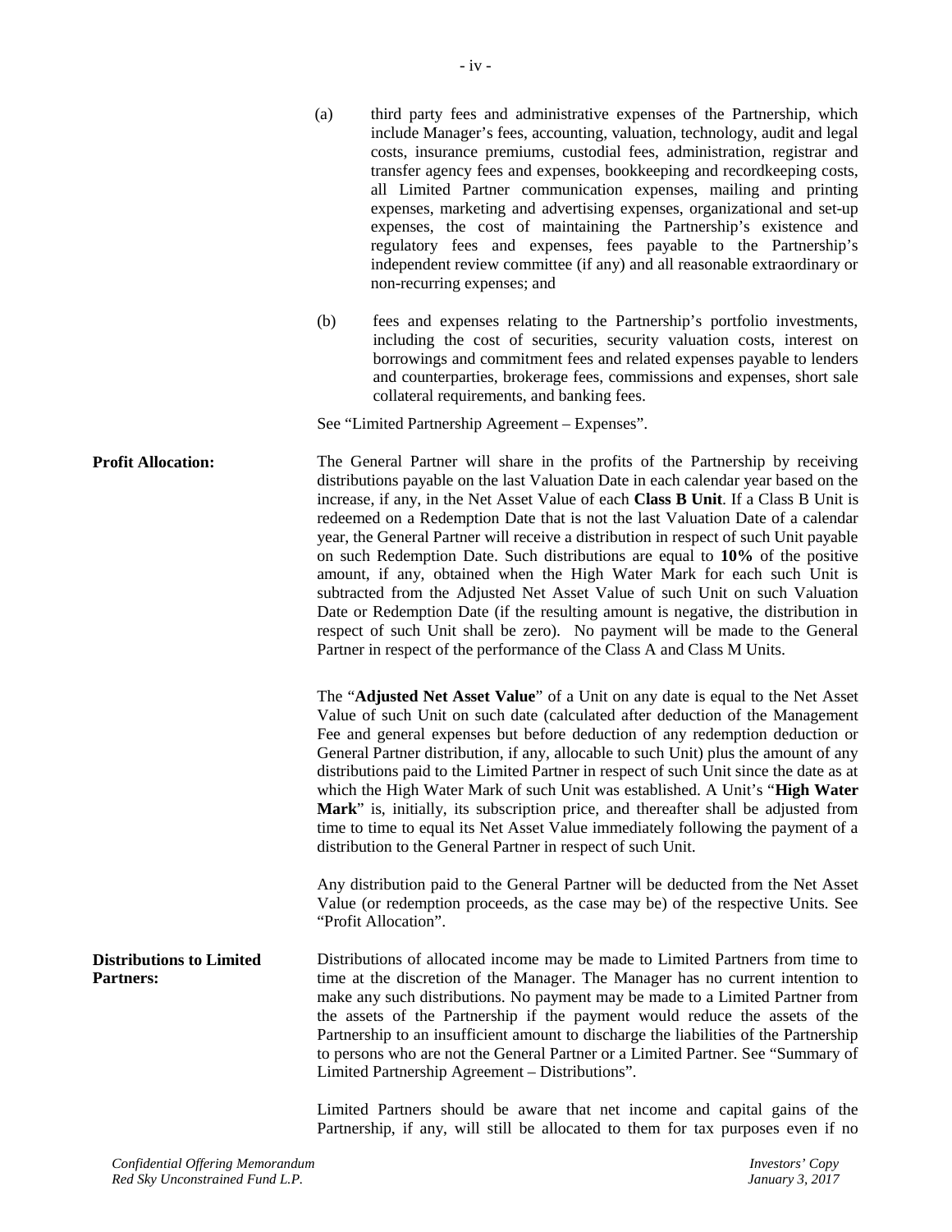(a) third party fees and administrative expenses of the Partnership, which include Manager's fees, accounting, valuation, technology, audit and legal costs, insurance premiums, custodial fees, administration, registrar and transfer agency fees and expenses, bookkeeping and recordkeeping costs, all Limited Partner communication expenses, mailing and printing expenses, marketing and advertising expenses, organizational and set-up expenses, the cost of maintaining the Partnership's existence and regulatory fees and expenses, fees payable to the Partnership's independent review committee (if any) and all reasonable extraordinary or non-recurring expenses; and

(b) fees and expenses relating to the Partnership's portfolio investments, including the cost of securities, security valuation costs, interest on borrowings and commitment fees and related expenses payable to lenders and counterparties, brokerage fees, commissions and expenses, short sale collateral requirements, and banking fees.

See "Limited Partnership Agreement – Expenses".

**Profit Allocation:**

The General Partner will share in the profits of the Partnership by receiving distributions payable on the last Valuation Date in each calendar year based on the increase, if any, in the Net Asset Value of each **Class B Unit**. If a Class B Unit is redeemed on a Redemption Date that is not the last Valuation Date of a calendar year, the General Partner will receive a distribution in respect of such Unit payable on such Redemption Date. Such distributions are equal to **10%** of the positive amount, if any, obtained when the High Water Mark for each such Unit is subtracted from the Adjusted Net Asset Value of such Unit on such Valuation Date or Redemption Date (if the resulting amount is negative, the distribution in respect of such Unit shall be zero). No payment will be made to the General Partner in respect of the performance of the Class A and Class M Units.

The "**Adjusted Net Asset Value**" of a Unit on any date is equal to the Net Asset Value of such Unit on such date (calculated after deduction of the Management Fee and general expenses but before deduction of any redemption deduction or General Partner distribution, if any, allocable to such Unit) plus the amount of any distributions paid to the Limited Partner in respect of such Unit since the date as at which the High Water Mark of such Unit was established. A Unit's "**High Water Mark**" is, initially, its subscription price, and thereafter shall be adjusted from time to time to equal its Net Asset Value immediately following the payment of a distribution to the General Partner in respect of such Unit.

Any distribution paid to the General Partner will be deducted from the Net Asset Value (or redemption proceeds, as the case may be) of the respective Units. See "Profit Allocation".

**Distributions to Limited Partners:**

Distributions of allocated income may be made to Limited Partners from time to time at the discretion of the Manager. The Manager has no current intention to make any such distributions. No payment may be made to a Limited Partner from the assets of the Partnership if the payment would reduce the assets of the Partnership to an insufficient amount to discharge the liabilities of the Partnership to persons who are not the General Partner or a Limited Partner. See "Summary of Limited Partnership Agreement – Distributions".

Limited Partners should be aware that net income and capital gains of the Partnership, if any, will still be allocated to them for tax purposes even if no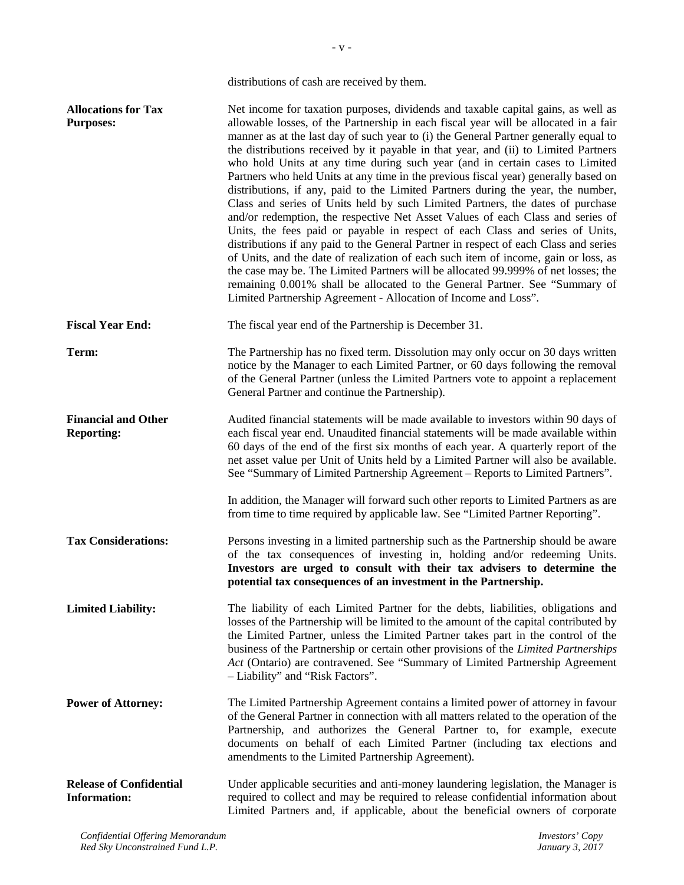distributions of cash are received by them.

| | |
|---|---|
| **Allocations for Tax Purposes:** | Net income for taxation purposes, dividends and taxable capital gains, as well as allowable losses, of the Partnership in each fiscal year will be allocated in a fair manner as at the last day of such year to (i) the General Partner generally equal to the distributions received by it payable in that year, and (ii) to Limited Partners who hold Units at any time during such year (and in certain cases to Limited Partners who held Units at any time in the previous fiscal year) generally based on distributions, if any, paid to the Limited Partners during the year, the number, Class and series of Units held by such Limited Partners, the dates of purchase and/or redemption, the respective Net Asset Values of each Class and series of Units, the fees paid or payable in respect of each Class and series of Units, distributions if any paid to the General Partner in respect of each Class and series of Units, and the date of realization of each such item of income, gain or loss, as the case may be. The Limited Partners will be allocated 99.999% of net losses; the remaining 0.001% shall be allocated to the General Partner. See "Summary of Limited Partnership Agreement - Allocation of Income and Loss". |
| **Fiscal Year End:** | The fiscal year end of the Partnership is December 31. |
| **Term:** | The Partnership has no fixed term. Dissolution may only occur on 30 days written notice by the Manager to each Limited Partner, or 60 days following the removal of the General Partner (unless the Limited Partners vote to appoint a replacement General Partner and continue the Partnership). |
| **Financial and Other Reporting:** | Audited financial statements will be made available to investors within 90 days of each fiscal year end. Unaudited financial statements will be made available within 60 days of the end of the first six months of each year. A quarterly report of the net asset value per Unit of Units held by a Limited Partner will also be available. See "Summary of Limited Partnership Agreement – Reports to Limited Partners".<br><br>In addition, the Manager will forward such other reports to Limited Partners as are from time to time required by applicable law. See "Limited Partner Reporting". |
| **Tax Considerations:** | Persons investing in a limited partnership such as the Partnership should be aware of the tax consequences of investing in, holding and/or redeeming Units. **Investors are urged to consult with their tax advisers to determine the potential tax consequences of an investment in the Partnership.** |
| **Limited Liability:** | The liability of each Limited Partner for the debts, liabilities, obligations and losses of the Partnership will be limited to the amount of the capital contributed by the Limited Partner, unless the Limited Partner takes part in the control of the business of the Partnership or certain other provisions of the *Limited Partnerships Act* (Ontario) are contravened. See "Summary of Limited Partnership Agreement – Liability" and "Risk Factors". |
| **Power of Attorney:** | The Limited Partnership Agreement contains a limited power of attorney in favour of the General Partner in connection with all matters related to the operation of the Partnership, and authorizes the General Partner to, for example, execute documents on behalf of each Limited Partner (including tax elections and amendments to the Limited Partnership Agreement). |
| **Release of Confidential Information:** | Under applicable securities and anti-money laundering legislation, the Manager is required to collect and may be required to release confidential information about Limited Partners and, if applicable, about the beneficial owners of corporate |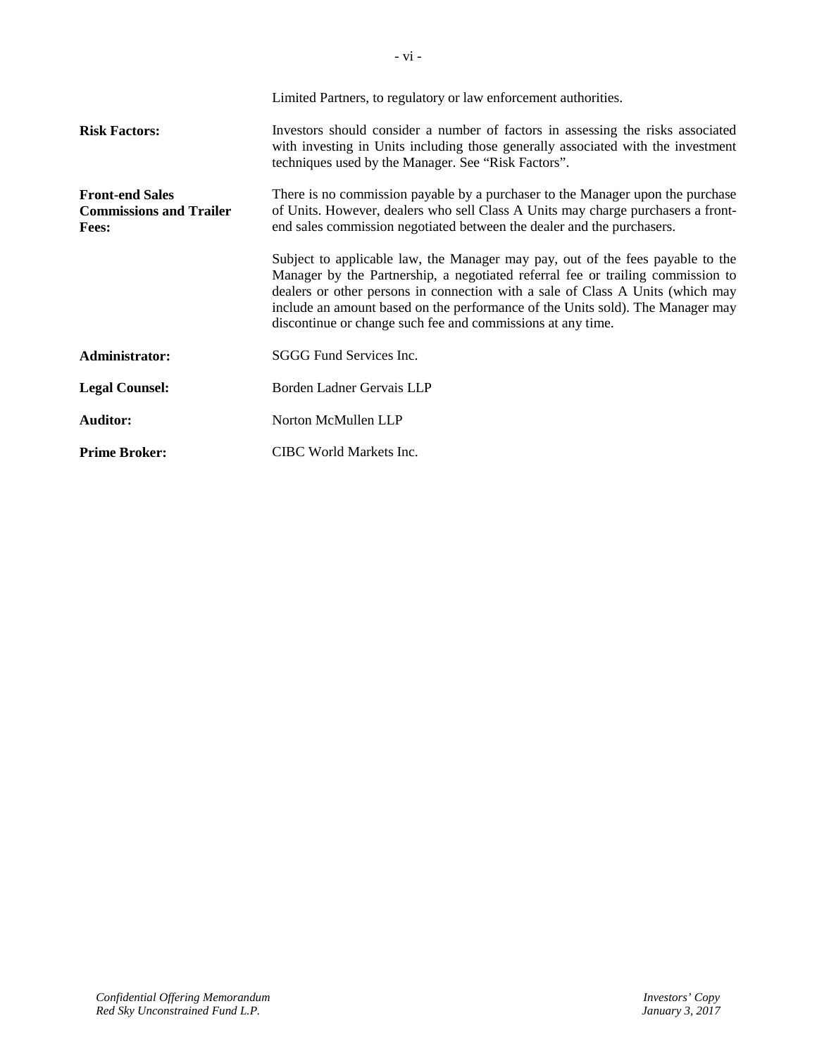Limited Partners, to regulatory or law enforcement authorities.

| | |
|---|---|
| **Risk Factors:** | Investors should consider a number of factors in assessing the risks associated with investing in Units including those generally associated with the investment techniques used by the Manager. See "Risk Factors". |
| **Front-end Sales Commissions and Trailer Fees:** | There is no commission payable by a purchaser to the Manager upon the purchase of Units. However, dealers who sell Class A Units may charge purchasers a front-end sales commission negotiated between the dealer and the purchasers. |
| | Subject to applicable law, the Manager may pay, out of the fees payable to the Manager by the Partnership, a negotiated referral fee or trailing commission to dealers or other persons in connection with a sale of Class A Units (which may include an amount based on the performance of the Units sold). The Manager may discontinue or change such fee and commissions at any time. |
| **Administrator:** | SGGG Fund Services Inc. |
| **Legal Counsel:** | Borden Ladner Gervais LLP |
| **Auditor:** | Norton McMullen LLP |
| **Prime Broker:** | CIBC World Markets Inc. |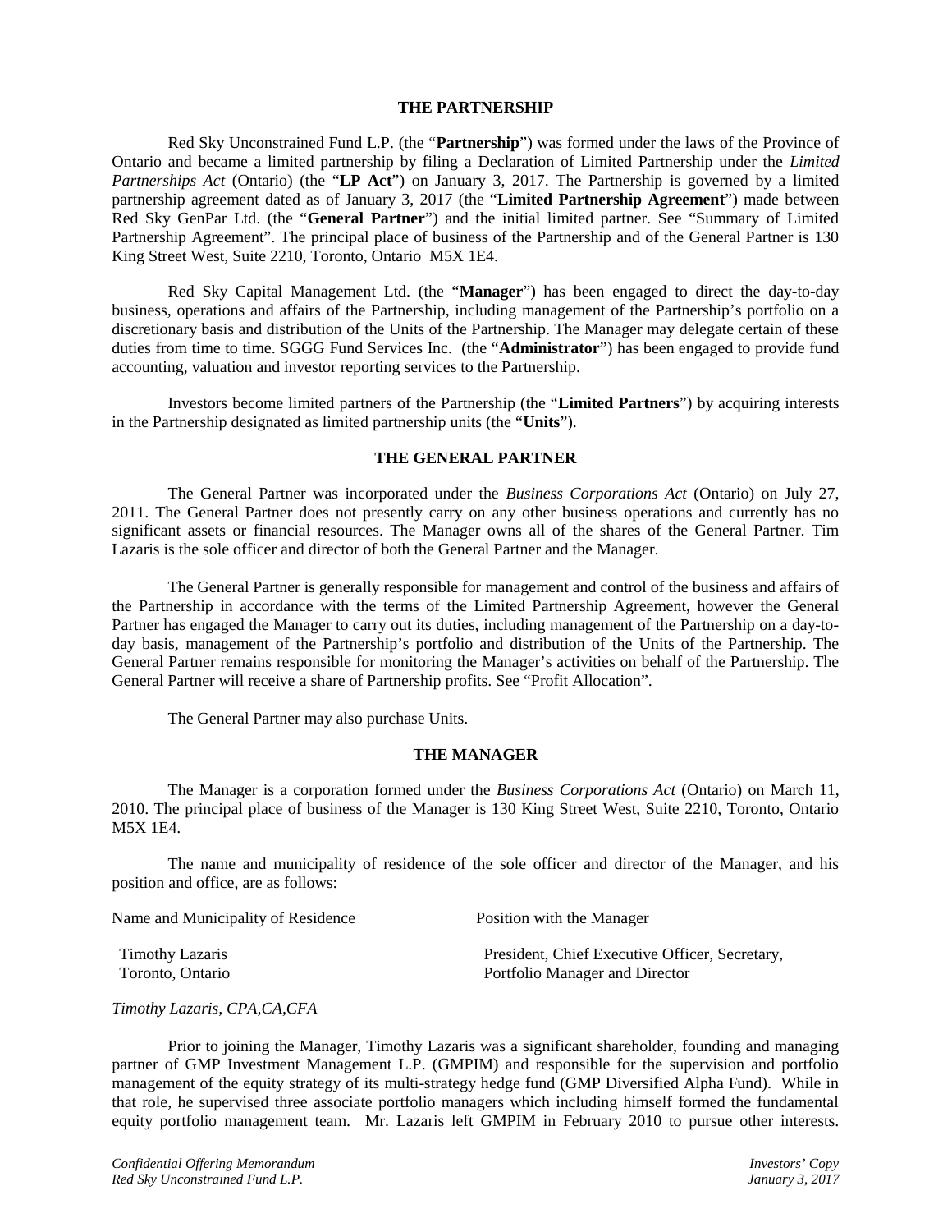## THE PARTNERSHIP

Red Sky Unconstrained Fund L.P. (the "**Partnership**") was formed under the laws of the Province of Ontario and became a limited partnership by filing a Declaration of Limited Partnership under the *Limited Partnerships Act* (Ontario) (the "**LP Act**") on January 3, 2017. The Partnership is governed by a limited partnership agreement dated as of January 3, 2017 (the "**Limited Partnership Agreement**") made between Red Sky GenPar Ltd. (the "**General Partner**") and the initial limited partner. See "Summary of Limited Partnership Agreement". The principal place of business of the Partnership and of the General Partner is 130 King Street West, Suite 2210, Toronto, Ontario M5X 1E4.

Red Sky Capital Management Ltd. (the "**Manager**") has been engaged to direct the day-to-day business, operations and affairs of the Partnership, including management of the Partnership's portfolio on a discretionary basis and distribution of the Units of the Partnership. The Manager may delegate certain of these duties from time to time. SGGG Fund Services Inc. (the "**Administrator**") has been engaged to provide fund accounting, valuation and investor reporting services to the Partnership.

Investors become limited partners of the Partnership (the "**Limited Partners**") by acquiring interests in the Partnership designated as limited partnership units (the "**Units**").

## THE GENERAL PARTNER

The General Partner was incorporated under the *Business Corporations Act* (Ontario) on July 27, 2011. The General Partner does not presently carry on any other business operations and currently has no significant assets or financial resources. The Manager owns all of the shares of the General Partner. Tim Lazaris is the sole officer and director of both the General Partner and the Manager.

The General Partner is generally responsible for management and control of the business and affairs of the Partnership in accordance with the terms of the Limited Partnership Agreement, however the General Partner has engaged the Manager to carry out its duties, including management of the Partnership on a day-to-day basis, management of the Partnership's portfolio and distribution of the Units of the Partnership. The General Partner remains responsible for monitoring the Manager's activities on behalf of the Partnership. The General Partner will receive a share of Partnership profits. See "Profit Allocation".

The General Partner may also purchase Units.

## THE MANAGER

The Manager is a corporation formed under the *Business Corporations Act* (Ontario) on March 11, 2010. The principal place of business of the Manager is 130 King Street West, Suite 2210, Toronto, Ontario M5X 1E4.

The name and municipality of residence of the sole officer and director of the Manager, and his position and office, are as follows:

| Name and Municipality of Residence | Position with the Manager |
|---|---|
| Timothy Lazaris<br>Toronto, Ontario | President, Chief Executive Officer, Secretary,<br>Portfolio Manager and Director |

*Timothy Lazaris, CPA,CA,CFA*

Prior to joining the Manager, Timothy Lazaris was a significant shareholder, founding and managing partner of GMP Investment Management L.P. (GMPIM) and responsible for the supervision and portfolio management of the equity strategy of its multi-strategy hedge fund (GMP Diversified Alpha Fund). While in that role, he supervised three associate portfolio managers which including himself formed the fundamental equity portfolio management team. Mr. Lazaris left GMPIM in February 2010 to pursue other interests.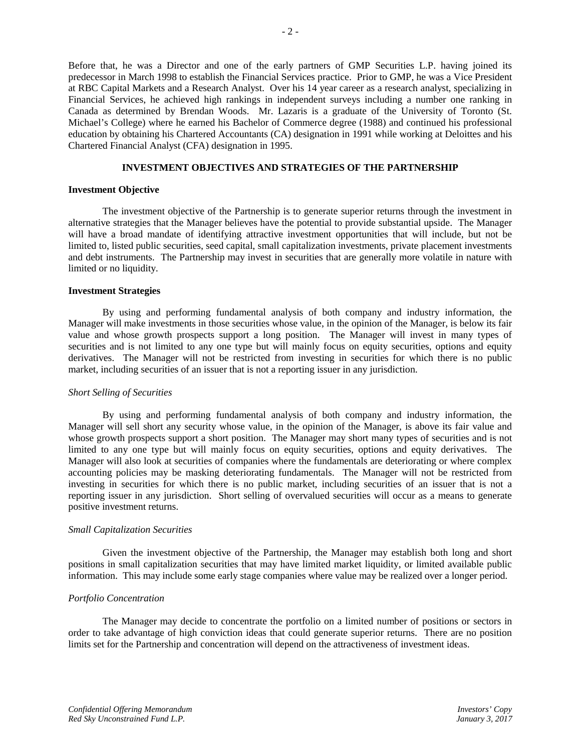Before that, he was a Director and one of the early partners of GMP Securities L.P. having joined its predecessor in March 1998 to establish the Financial Services practice. Prior to GMP, he was a Vice President at RBC Capital Markets and a Research Analyst. Over his 14 year career as a research analyst, specializing in Financial Services, he achieved high rankings in independent surveys including a number one ranking in Canada as determined by Brendan Woods. Mr. Lazaris is a graduate of the University of Toronto (St. Michael's College) where he earned his Bachelor of Commerce degree (1988) and continued his professional education by obtaining his Chartered Accountants (CA) designation in 1991 while working at Deloittes and his Chartered Financial Analyst (CFA) designation in 1995.

## INVESTMENT OBJECTIVES AND STRATEGIES OF THE PARTNERSHIP

### Investment Objective

The investment objective of the Partnership is to generate superior returns through the investment in alternative strategies that the Manager believes have the potential to provide substantial upside. The Manager will have a broad mandate of identifying attractive investment opportunities that will include, but not be limited to, listed public securities, seed capital, small capitalization investments, private placement investments and debt instruments. The Partnership may invest in securities that are generally more volatile in nature with limited or no liquidity.

### Investment Strategies

By using and performing fundamental analysis of both company and industry information, the Manager will make investments in those securities whose value, in the opinion of the Manager, is below its fair value and whose growth prospects support a long position. The Manager will invest in many types of securities and is not limited to any one type but will mainly focus on equity securities, options and equity derivatives. The Manager will not be restricted from investing in securities for which there is no public market, including securities of an issuer that is not a reporting issuer in any jurisdiction.

*Short Selling of Securities*

By using and performing fundamental analysis of both company and industry information, the Manager will sell short any security whose value, in the opinion of the Manager, is above its fair value and whose growth prospects support a short position. The Manager may short many types of securities and is not limited to any one type but will mainly focus on equity securities, options and equity derivatives. The Manager will also look at securities of companies where the fundamentals are deteriorating or where complex accounting policies may be masking deteriorating fundamentals. The Manager will not be restricted from investing in securities for which there is no public market, including securities of an issuer that is not a reporting issuer in any jurisdiction. Short selling of overvalued securities will occur as a means to generate positive investment returns.

*Small Capitalization Securities*

Given the investment objective of the Partnership, the Manager may establish both long and short positions in small capitalization securities that may have limited market liquidity, or limited available public information. This may include some early stage companies where value may be realized over a longer period.

*Portfolio Concentration*

The Manager may decide to concentrate the portfolio on a limited number of positions or sectors in order to take advantage of high conviction ideas that could generate superior returns. There are no position limits set for the Partnership and concentration will depend on the attractiveness of investment ideas.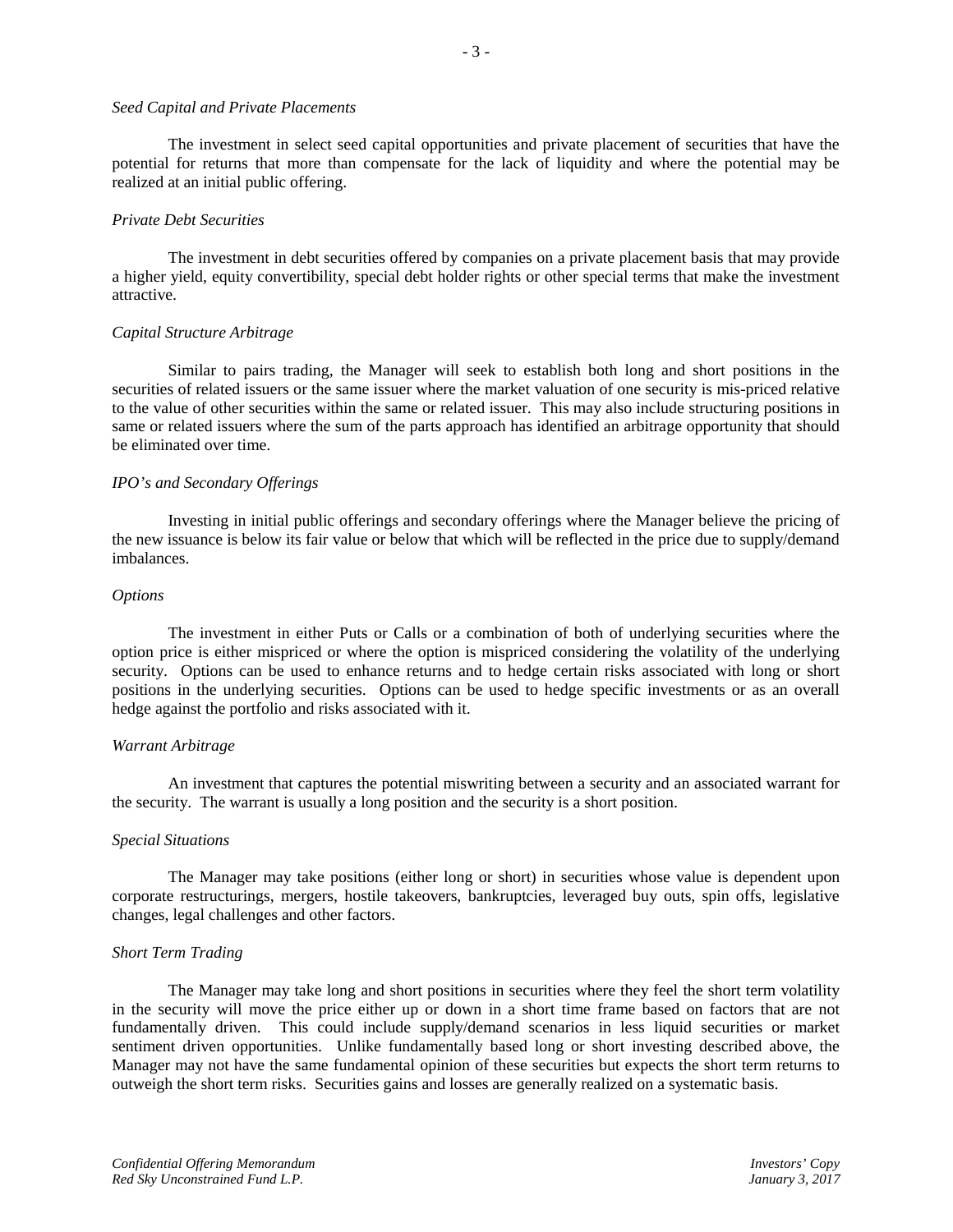*Seed Capital and Private Placements*

The investment in select seed capital opportunities and private placement of securities that have the potential for returns that more than compensate for the lack of liquidity and where the potential may be realized at an initial public offering.

*Private Debt Securities*

The investment in debt securities offered by companies on a private placement basis that may provide a higher yield, equity convertibility, special debt holder rights or other special terms that make the investment attractive.

*Capital Structure Arbitrage*

Similar to pairs trading, the Manager will seek to establish both long and short positions in the securities of related issuers or the same issuer where the market valuation of one security is mis-priced relative to the value of other securities within the same or related issuer. This may also include structuring positions in same or related issuers where the sum of the parts approach has identified an arbitrage opportunity that should be eliminated over time.

*IPO's and Secondary Offerings*

Investing in initial public offerings and secondary offerings where the Manager believe the pricing of the new issuance is below its fair value or below that which will be reflected in the price due to supply/demand imbalances.

*Options*

The investment in either Puts or Calls or a combination of both of underlying securities where the option price is either mispriced or where the option is mispriced considering the volatility of the underlying security. Options can be used to enhance returns and to hedge certain risks associated with long or short positions in the underlying securities. Options can be used to hedge specific investments or as an overall hedge against the portfolio and risks associated with it.

*Warrant Arbitrage*

An investment that captures the potential miswriting between a security and an associated warrant for the security. The warrant is usually a long position and the security is a short position.

*Special Situations*

The Manager may take positions (either long or short) in securities whose value is dependent upon corporate restructurings, mergers, hostile takeovers, bankruptcies, leveraged buy outs, spin offs, legislative changes, legal challenges and other factors.

*Short Term Trading*

The Manager may take long and short positions in securities where they feel the short term volatility in the security will move the price either up or down in a short time frame based on factors that are not fundamentally driven. This could include supply/demand scenarios in less liquid securities or market sentiment driven opportunities. Unlike fundamentally based long or short investing described above, the Manager may not have the same fundamental opinion of these securities but expects the short term returns to outweigh the short term risks. Securities gains and losses are generally realized on a systematic basis.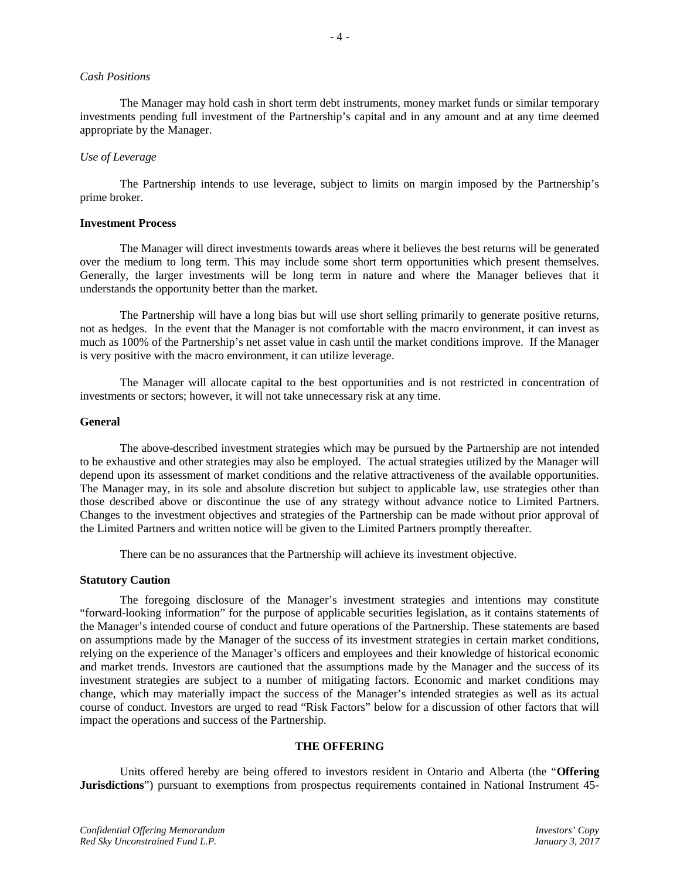*Cash Positions*

The Manager may hold cash in short term debt instruments, money market funds or similar temporary investments pending full investment of the Partnership's capital and in any amount and at any time deemed appropriate by the Manager.

*Use of Leverage*

The Partnership intends to use leverage, subject to limits on margin imposed by the Partnership's prime broker.

**Investment Process**

The Manager will direct investments towards areas where it believes the best returns will be generated over the medium to long term. This may include some short term opportunities which present themselves. Generally, the larger investments will be long term in nature and where the Manager believes that it understands the opportunity better than the market.

The Partnership will have a long bias but will use short selling primarily to generate positive returns, not as hedges. In the event that the Manager is not comfortable with the macro environment, it can invest as much as 100% of the Partnership's net asset value in cash until the market conditions improve. If the Manager is very positive with the macro environment, it can utilize leverage.

The Manager will allocate capital to the best opportunities and is not restricted in concentration of investments or sectors; however, it will not take unnecessary risk at any time.

**General**

The above-described investment strategies which may be pursued by the Partnership are not intended to be exhaustive and other strategies may also be employed. The actual strategies utilized by the Manager will depend upon its assessment of market conditions and the relative attractiveness of the available opportunities. The Manager may, in its sole and absolute discretion but subject to applicable law, use strategies other than those described above or discontinue the use of any strategy without advance notice to Limited Partners. Changes to the investment objectives and strategies of the Partnership can be made without prior approval of the Limited Partners and written notice will be given to the Limited Partners promptly thereafter.

There can be no assurances that the Partnership will achieve its investment objective.

**Statutory Caution**

The foregoing disclosure of the Manager's investment strategies and intentions may constitute "forward-looking information" for the purpose of applicable securities legislation, as it contains statements of the Manager's intended course of conduct and future operations of the Partnership. These statements are based on assumptions made by the Manager of the success of its investment strategies in certain market conditions, relying on the experience of the Manager's officers and employees and their knowledge of historical economic and market trends. Investors are cautioned that the assumptions made by the Manager and the success of its investment strategies are subject to a number of mitigating factors. Economic and market conditions may change, which may materially impact the success of the Manager's intended strategies as well as its actual course of conduct. Investors are urged to read "Risk Factors" below for a discussion of other factors that will impact the operations and success of the Partnership.

## THE OFFERING

Units offered hereby are being offered to investors resident in Ontario and Alberta (the "**Offering Jurisdictions**") pursuant to exemptions from prospectus requirements contained in National Instrument 45-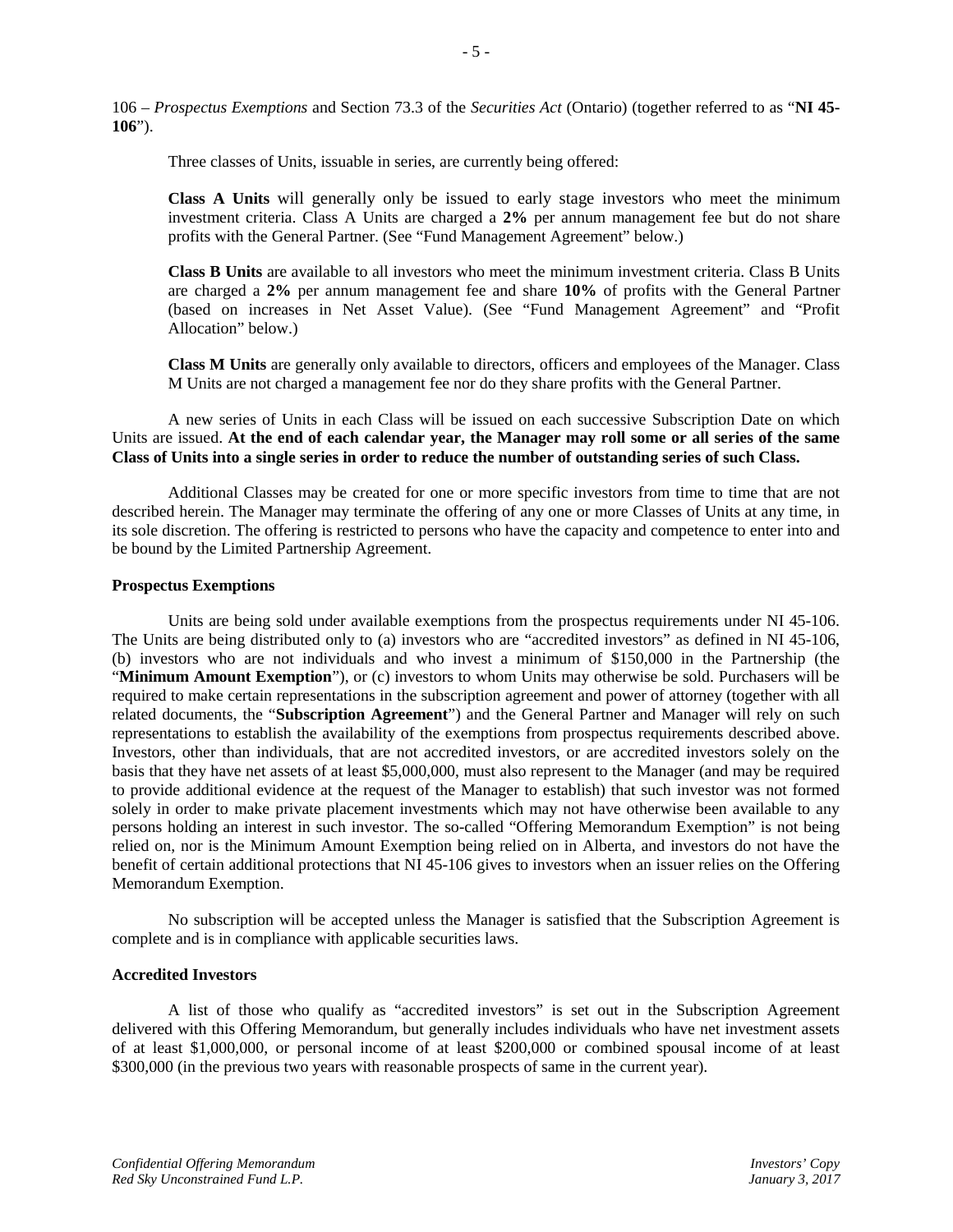106 – *Prospectus Exemptions* and Section 73.3 of the *Securities Act* (Ontario) (together referred to as "**NI 45-106**").

Three classes of Units, issuable in series, are currently being offered:

**Class A Units** will generally only be issued to early stage investors who meet the minimum investment criteria. Class A Units are charged a **2%** per annum management fee but do not share profits with the General Partner. (See "Fund Management Agreement" below.)

**Class B Units** are available to all investors who meet the minimum investment criteria. Class B Units are charged a **2%** per annum management fee and share **10%** of profits with the General Partner (based on increases in Net Asset Value). (See "Fund Management Agreement" and "Profit Allocation" below.)

**Class M Units** are generally only available to directors, officers and employees of the Manager. Class M Units are not charged a management fee nor do they share profits with the General Partner.

A new series of Units in each Class will be issued on each successive Subscription Date on which Units are issued. **At the end of each calendar year, the Manager may roll some or all series of the same Class of Units into a single series in order to reduce the number of outstanding series of such Class.**

Additional Classes may be created for one or more specific investors from time to time that are not described herein. The Manager may terminate the offering of any one or more Classes of Units at any time, in its sole discretion. The offering is restricted to persons who have the capacity and competence to enter into and be bound by the Limited Partnership Agreement.

### Prospectus Exemptions

Units are being sold under available exemptions from the prospectus requirements under NI 45-106. The Units are being distributed only to (a) investors who are "accredited investors" as defined in NI 45-106, (b) investors who are not individuals and who invest a minimum of $150,000 in the Partnership (the "**Minimum Amount Exemption**"), or (c) investors to whom Units may otherwise be sold. Purchasers will be required to make certain representations in the subscription agreement and power of attorney (together with all related documents, the "**Subscription Agreement**") and the General Partner and Manager will rely on such representations to establish the availability of the exemptions from prospectus requirements described above. Investors, other than individuals, that are not accredited investors, or are accredited investors solely on the basis that they have net assets of at least $5,000,000, must also represent to the Manager (and may be required to provide additional evidence at the request of the Manager to establish) that such investor was not formed solely in order to make private placement investments which may not have otherwise been available to any persons holding an interest in such investor. The so-called "Offering Memorandum Exemption" is not being relied on, nor is the Minimum Amount Exemption being relied on in Alberta, and investors do not have the benefit of certain additional protections that NI 45-106 gives to investors when an issuer relies on the Offering Memorandum Exemption.

No subscription will be accepted unless the Manager is satisfied that the Subscription Agreement is complete and is in compliance with applicable securities laws.

### Accredited Investors

A list of those who qualify as "accredited investors" is set out in the Subscription Agreement delivered with this Offering Memorandum, but generally includes individuals who have net investment assets of at least $1,000,000, or personal income of at least $200,000 or combined spousal income of at least $300,000 (in the previous two years with reasonable prospects of same in the current year).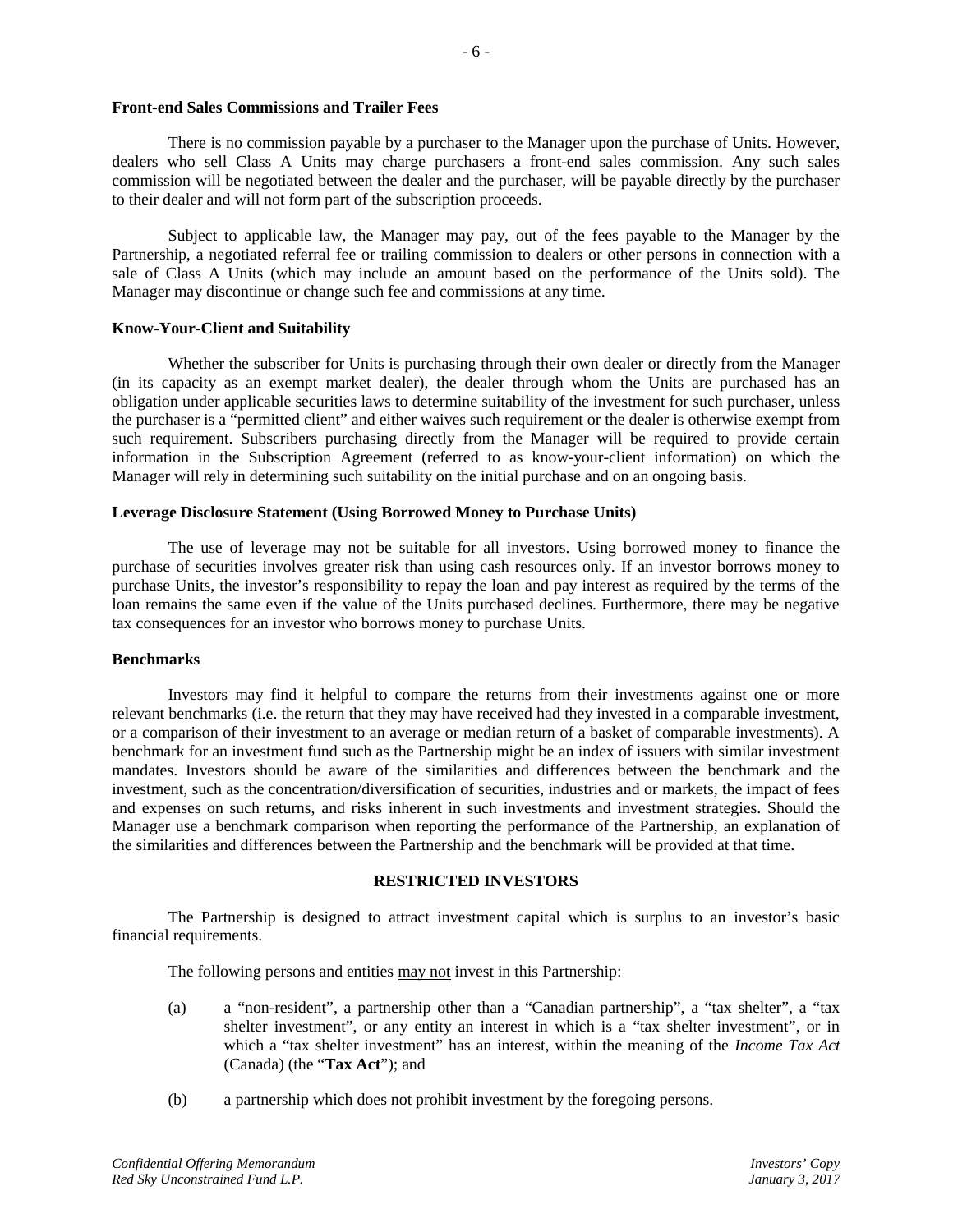**Front-end Sales Commissions and Trailer Fees**

There is no commission payable by a purchaser to the Manager upon the purchase of Units. However, dealers who sell Class A Units may charge purchasers a front-end sales commission. Any such sales commission will be negotiated between the dealer and the purchaser, will be payable directly by the purchaser to their dealer and will not form part of the subscription proceeds.

Subject to applicable law, the Manager may pay, out of the fees payable to the Manager by the Partnership, a negotiated referral fee or trailing commission to dealers or other persons in connection with a sale of Class A Units (which may include an amount based on the performance of the Units sold). The Manager may discontinue or change such fee and commissions at any time.

**Know-Your-Client and Suitability**

Whether the subscriber for Units is purchasing through their own dealer or directly from the Manager (in its capacity as an exempt market dealer), the dealer through whom the Units are purchased has an obligation under applicable securities laws to determine suitability of the investment for such purchaser, unless the purchaser is a "permitted client" and either waives such requirement or the dealer is otherwise exempt from such requirement. Subscribers purchasing directly from the Manager will be required to provide certain information in the Subscription Agreement (referred to as know-your-client information) on which the Manager will rely in determining such suitability on the initial purchase and on an ongoing basis.

**Leverage Disclosure Statement (Using Borrowed Money to Purchase Units)**

The use of leverage may not be suitable for all investors. Using borrowed money to finance the purchase of securities involves greater risk than using cash resources only. If an investor borrows money to purchase Units, the investor's responsibility to repay the loan and pay interest as required by the terms of the loan remains the same even if the value of the Units purchased declines. Furthermore, there may be negative tax consequences for an investor who borrows money to purchase Units.

**Benchmarks**

Investors may find it helpful to compare the returns from their investments against one or more relevant benchmarks (i.e. the return that they may have received had they invested in a comparable investment, or a comparison of their investment to an average or median return of a basket of comparable investments). A benchmark for an investment fund such as the Partnership might be an index of issuers with similar investment mandates. Investors should be aware of the similarities and differences between the benchmark and the investment, such as the concentration/diversification of securities, industries and or markets, the impact of fees and expenses on such returns, and risks inherent in such investments and investment strategies. Should the Manager use a benchmark comparison when reporting the performance of the Partnership, an explanation of the similarities and differences between the Partnership and the benchmark will be provided at that time.

## RESTRICTED INVESTORS

The Partnership is designed to attract investment capital which is surplus to an investor's basic financial requirements.

The following persons and entities may not invest in this Partnership:

(a) a "non-resident", a partnership other than a "Canadian partnership", a "tax shelter", a "tax shelter investment", or any entity an interest in which is a "tax shelter investment", or in which a "tax shelter investment" has an interest, within the meaning of the *Income Tax Act* (Canada) (the "**Tax Act**"); and

(b) a partnership which does not prohibit investment by the foregoing persons.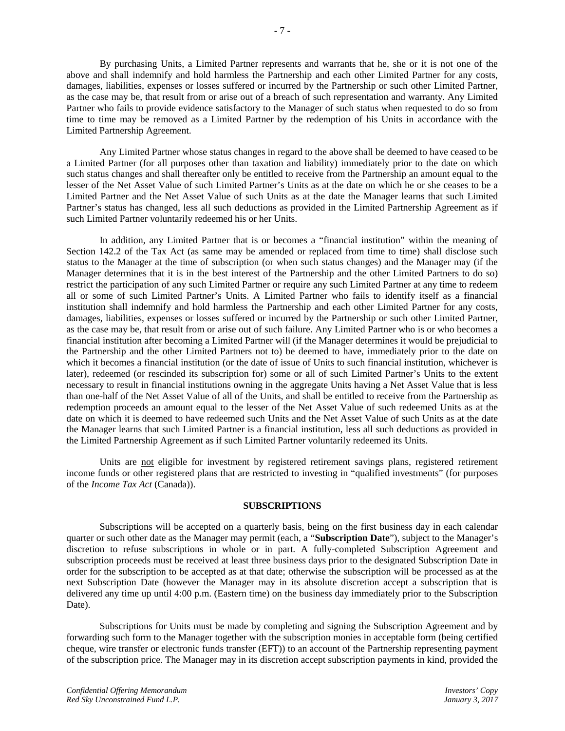By purchasing Units, a Limited Partner represents and warrants that he, she or it is not one of the above and shall indemnify and hold harmless the Partnership and each other Limited Partner for any costs, damages, liabilities, expenses or losses suffered or incurred by the Partnership or such other Limited Partner, as the case may be, that result from or arise out of a breach of such representation and warranty. Any Limited Partner who fails to provide evidence satisfactory to the Manager of such status when requested to do so from time to time may be removed as a Limited Partner by the redemption of his Units in accordance with the Limited Partnership Agreement.

Any Limited Partner whose status changes in regard to the above shall be deemed to have ceased to be a Limited Partner (for all purposes other than taxation and liability) immediately prior to the date on which such status changes and shall thereafter only be entitled to receive from the Partnership an amount equal to the lesser of the Net Asset Value of such Limited Partner's Units as at the date on which he or she ceases to be a Limited Partner and the Net Asset Value of such Units as at the date the Manager learns that such Limited Partner's status has changed, less all such deductions as provided in the Limited Partnership Agreement as if such Limited Partner voluntarily redeemed his or her Units.

In addition, any Limited Partner that is or becomes a "financial institution" within the meaning of Section 142.2 of the Tax Act (as same may be amended or replaced from time to time) shall disclose such status to the Manager at the time of subscription (or when such status changes) and the Manager may (if the Manager determines that it is in the best interest of the Partnership and the other Limited Partners to do so) restrict the participation of any such Limited Partner or require any such Limited Partner at any time to redeem all or some of such Limited Partner's Units. A Limited Partner who fails to identify itself as a financial institution shall indemnify and hold harmless the Partnership and each other Limited Partner for any costs, damages, liabilities, expenses or losses suffered or incurred by the Partnership or such other Limited Partner, as the case may be, that result from or arise out of such failure. Any Limited Partner who is or who becomes a financial institution after becoming a Limited Partner will (if the Manager determines it would be prejudicial to the Partnership and the other Limited Partners not to) be deemed to have, immediately prior to the date on which it becomes a financial institution (or the date of issue of Units to such financial institution, whichever is later), redeemed (or rescinded its subscription for) some or all of such Limited Partner's Units to the extent necessary to result in financial institutions owning in the aggregate Units having a Net Asset Value that is less than one-half of the Net Asset Value of all of the Units, and shall be entitled to receive from the Partnership as redemption proceeds an amount equal to the lesser of the Net Asset Value of such redeemed Units as at the date on which it is deemed to have redeemed such Units and the Net Asset Value of such Units as at the date the Manager learns that such Limited Partner is a financial institution, less all such deductions as provided in the Limited Partnership Agreement as if such Limited Partner voluntarily redeemed its Units.

Units are <u>not</u> eligible for investment by registered retirement savings plans, registered retirement income funds or other registered plans that are restricted to investing in "qualified investments" (for purposes of the *Income Tax Act* (Canada)).

## SUBSCRIPTIONS

Subscriptions will be accepted on a quarterly basis, being on the first business day in each calendar quarter or such other date as the Manager may permit (each, a "**Subscription Date**"), subject to the Manager's discretion to refuse subscriptions in whole or in part. A fully-completed Subscription Agreement and subscription proceeds must be received at least three business days prior to the designated Subscription Date in order for the subscription to be accepted as at that date; otherwise the subscription will be processed as at the next Subscription Date (however the Manager may in its absolute discretion accept a subscription that is delivered any time up until 4:00 p.m. (Eastern time) on the business day immediately prior to the Subscription Date).

Subscriptions for Units must be made by completing and signing the Subscription Agreement and by forwarding such form to the Manager together with the subscription monies in acceptable form (being certified cheque, wire transfer or electronic funds transfer (EFT)) to an account of the Partnership representing payment of the subscription price. The Manager may in its discretion accept subscription payments in kind, provided the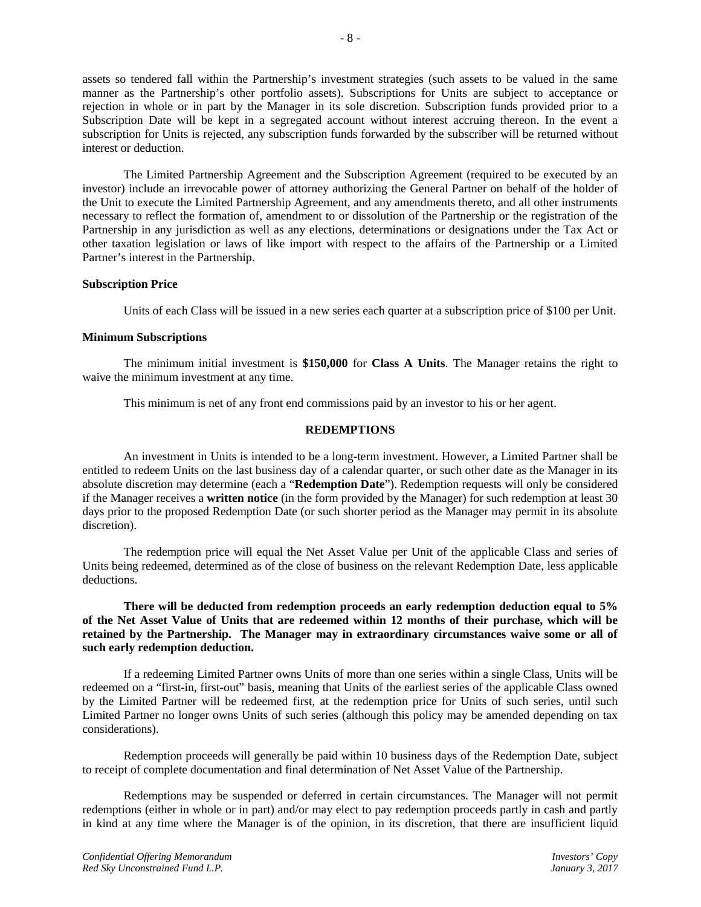assets so tendered fall within the Partnership's investment strategies (such assets to be valued in the same manner as the Partnership's other portfolio assets). Subscriptions for Units are subject to acceptance or rejection in whole or in part by the Manager in its sole discretion. Subscription funds provided prior to a Subscription Date will be kept in a segregated account without interest accruing thereon. In the event a subscription for Units is rejected, any subscription funds forwarded by the subscriber will be returned without interest or deduction.

The Limited Partnership Agreement and the Subscription Agreement (required to be executed by an investor) include an irrevocable power of attorney authorizing the General Partner on behalf of the holder of the Unit to execute the Limited Partnership Agreement, and any amendments thereto, and all other instruments necessary to reflect the formation of, amendment to or dissolution of the Partnership or the registration of the Partnership in any jurisdiction as well as any elections, determinations or designations under the Tax Act or other taxation legislation or laws of like import with respect to the affairs of the Partnership or a Limited Partner's interest in the Partnership.

**Subscription Price**

Units of each Class will be issued in a new series each quarter at a subscription price of $100 per Unit.

**Minimum Subscriptions**

The minimum initial investment is **$150,000** for **Class A Units**. The Manager retains the right to waive the minimum investment at any time.

This minimum is net of any front end commissions paid by an investor to his or her agent.

## REDEMPTIONS

An investment in Units is intended to be a long-term investment. However, a Limited Partner shall be entitled to redeem Units on the last business day of a calendar quarter, or such other date as the Manager in its absolute discretion may determine (each a "**Redemption Date**"). Redemption requests will only be considered if the Manager receives a **written notice** (in the form provided by the Manager) for such redemption at least 30 days prior to the proposed Redemption Date (or such shorter period as the Manager may permit in its absolute discretion).

The redemption price will equal the Net Asset Value per Unit of the applicable Class and series of Units being redeemed, determined as of the close of business on the relevant Redemption Date, less applicable deductions.

**There will be deducted from redemption proceeds an early redemption deduction equal to 5% of the Net Asset Value of Units that are redeemed within 12 months of their purchase, which will be retained by the Partnership. The Manager may in extraordinary circumstances waive some or all of such early redemption deduction.**

If a redeeming Limited Partner owns Units of more than one series within a single Class, Units will be redeemed on a "first-in, first-out" basis, meaning that Units of the earliest series of the applicable Class owned by the Limited Partner will be redeemed first, at the redemption price for Units of such series, until such Limited Partner no longer owns Units of such series (although this policy may be amended depending on tax considerations).

Redemption proceeds will generally be paid within 10 business days of the Redemption Date, subject to receipt of complete documentation and final determination of Net Asset Value of the Partnership.

Redemptions may be suspended or deferred in certain circumstances. The Manager will not permit redemptions (either in whole or in part) and/or may elect to pay redemption proceeds partly in cash and partly in kind at any time where the Manager is of the opinion, in its discretion, that there are insufficient liquid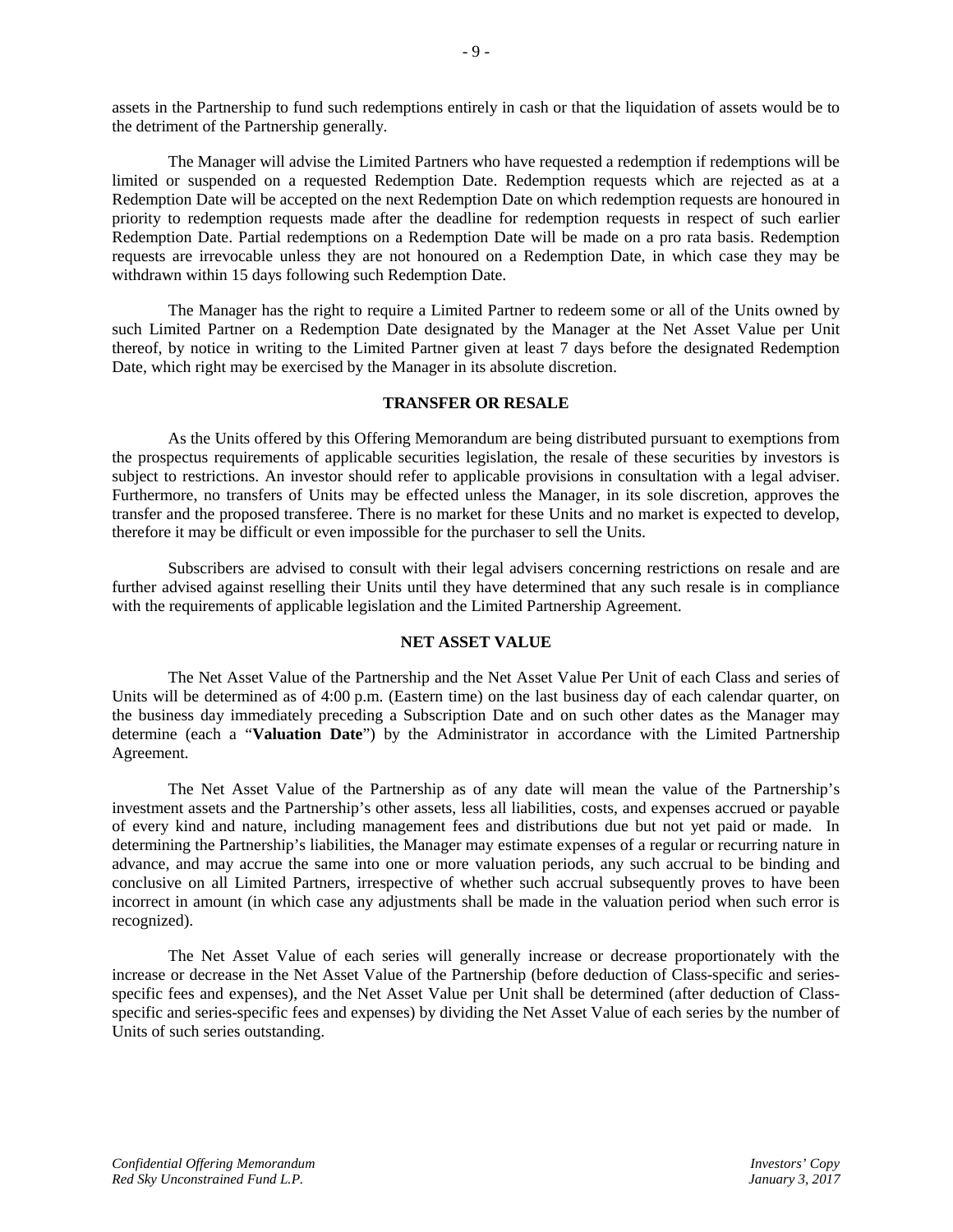assets in the Partnership to fund such redemptions entirely in cash or that the liquidation of assets would be to the detriment of the Partnership generally.

The Manager will advise the Limited Partners who have requested a redemption if redemptions will be limited or suspended on a requested Redemption Date. Redemption requests which are rejected as at a Redemption Date will be accepted on the next Redemption Date on which redemption requests are honoured in priority to redemption requests made after the deadline for redemption requests in respect of such earlier Redemption Date. Partial redemptions on a Redemption Date will be made on a pro rata basis. Redemption requests are irrevocable unless they are not honoured on a Redemption Date, in which case they may be withdrawn within 15 days following such Redemption Date.

The Manager has the right to require a Limited Partner to redeem some or all of the Units owned by such Limited Partner on a Redemption Date designated by the Manager at the Net Asset Value per Unit thereof, by notice in writing to the Limited Partner given at least 7 days before the designated Redemption Date, which right may be exercised by the Manager in its absolute discretion.

## TRANSFER OR RESALE

As the Units offered by this Offering Memorandum are being distributed pursuant to exemptions from the prospectus requirements of applicable securities legislation, the resale of these securities by investors is subject to restrictions. An investor should refer to applicable provisions in consultation with a legal adviser. Furthermore, no transfers of Units may be effected unless the Manager, in its sole discretion, approves the transfer and the proposed transferee. There is no market for these Units and no market is expected to develop, therefore it may be difficult or even impossible for the purchaser to sell the Units.

Subscribers are advised to consult with their legal advisers concerning restrictions on resale and are further advised against reselling their Units until they have determined that any such resale is in compliance with the requirements of applicable legislation and the Limited Partnership Agreement.

## NET ASSET VALUE

The Net Asset Value of the Partnership and the Net Asset Value Per Unit of each Class and series of Units will be determined as of 4:00 p.m. (Eastern time) on the last business day of each calendar quarter, on the business day immediately preceding a Subscription Date and on such other dates as the Manager may determine (each a "**Valuation Date**") by the Administrator in accordance with the Limited Partnership Agreement.

The Net Asset Value of the Partnership as of any date will mean the value of the Partnership's investment assets and the Partnership's other assets, less all liabilities, costs, and expenses accrued or payable of every kind and nature, including management fees and distributions due but not yet paid or made. In determining the Partnership's liabilities, the Manager may estimate expenses of a regular or recurring nature in advance, and may accrue the same into one or more valuation periods, any such accrual to be binding and conclusive on all Limited Partners, irrespective of whether such accrual subsequently proves to have been incorrect in amount (in which case any adjustments shall be made in the valuation period when such error is recognized).

The Net Asset Value of each series will generally increase or decrease proportionately with the increase or decrease in the Net Asset Value of the Partnership (before deduction of Class-specific and series-specific fees and expenses), and the Net Asset Value per Unit shall be determined (after deduction of Class-specific and series-specific fees and expenses) by dividing the Net Asset Value of each series by the number of Units of such series outstanding.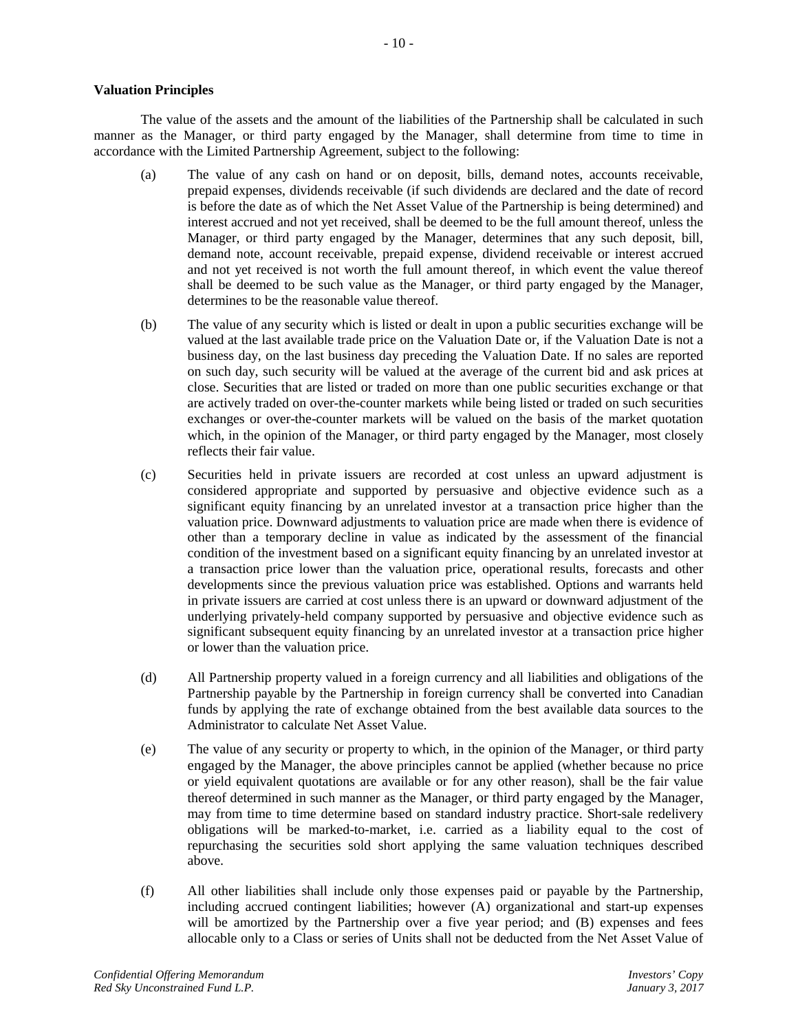**Valuation Principles**

The value of the assets and the amount of the liabilities of the Partnership shall be calculated in such manner as the Manager, or third party engaged by the Manager, shall determine from time to time in accordance with the Limited Partnership Agreement, subject to the following:

(a) The value of any cash on hand or on deposit, bills, demand notes, accounts receivable, prepaid expenses, dividends receivable (if such dividends are declared and the date of record is before the date as of which the Net Asset Value of the Partnership is being determined) and interest accrued and not yet received, shall be deemed to be the full amount thereof, unless the Manager, or third party engaged by the Manager, determines that any such deposit, bill, demand note, account receivable, prepaid expense, dividend receivable or interest accrued and not yet received is not worth the full amount thereof, in which event the value thereof shall be deemed to be such value as the Manager, or third party engaged by the Manager, determines to be the reasonable value thereof.

(b) The value of any security which is listed or dealt in upon a public securities exchange will be valued at the last available trade price on the Valuation Date or, if the Valuation Date is not a business day, on the last business day preceding the Valuation Date. If no sales are reported on such day, such security will be valued at the average of the current bid and ask prices at close. Securities that are listed or traded on more than one public securities exchange or that are actively traded on over-the-counter markets while being listed or traded on such securities exchanges or over-the-counter markets will be valued on the basis of the market quotation which, in the opinion of the Manager, or third party engaged by the Manager, most closely reflects their fair value.

(c) Securities held in private issuers are recorded at cost unless an upward adjustment is considered appropriate and supported by persuasive and objective evidence such as a significant equity financing by an unrelated investor at a transaction price higher than the valuation price. Downward adjustments to valuation price are made when there is evidence of other than a temporary decline in value as indicated by the assessment of the financial condition of the investment based on a significant equity financing by an unrelated investor at a transaction price lower than the valuation price, operational results, forecasts and other developments since the previous valuation price was established. Options and warrants held in private issuers are carried at cost unless there is an upward or downward adjustment of the underlying privately-held company supported by persuasive and objective evidence such as significant subsequent equity financing by an unrelated investor at a transaction price higher or lower than the valuation price.

(d) All Partnership property valued in a foreign currency and all liabilities and obligations of the Partnership payable by the Partnership in foreign currency shall be converted into Canadian funds by applying the rate of exchange obtained from the best available data sources to the Administrator to calculate Net Asset Value.

(e) The value of any security or property to which, in the opinion of the Manager, or third party engaged by the Manager, the above principles cannot be applied (whether because no price or yield equivalent quotations are available or for any other reason), shall be the fair value thereof determined in such manner as the Manager, or third party engaged by the Manager, may from time to time determine based on standard industry practice. Short-sale redelivery obligations will be marked-to-market, i.e. carried as a liability equal to the cost of repurchasing the securities sold short applying the same valuation techniques described above.

(f) All other liabilities shall include only those expenses paid or payable by the Partnership, including accrued contingent liabilities; however (A) organizational and start-up expenses will be amortized by the Partnership over a five year period; and (B) expenses and fees allocable only to a Class or series of Units shall not be deducted from the Net Asset Value of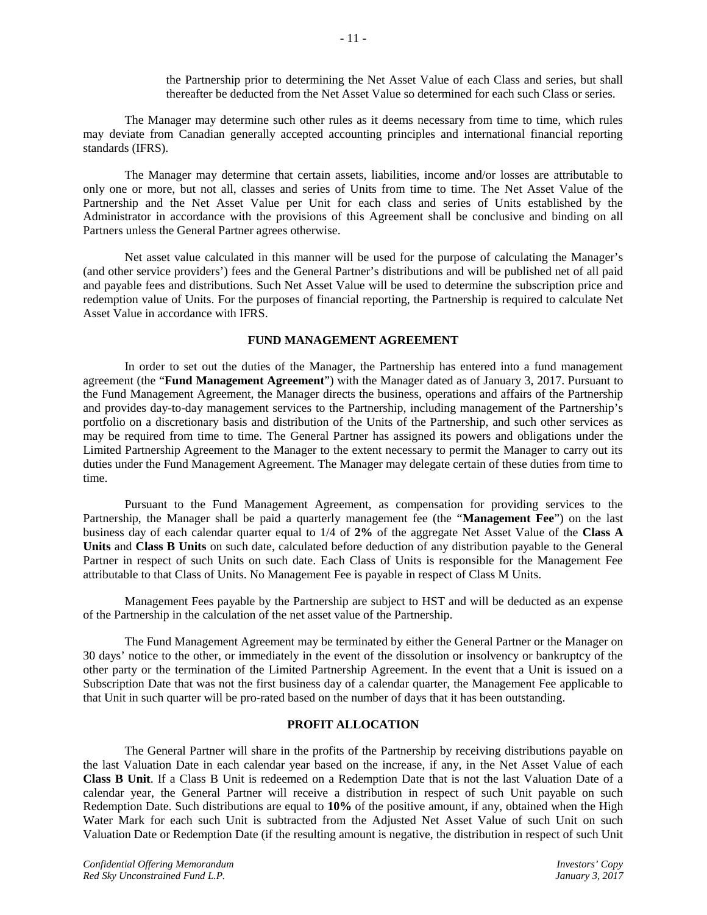the Partnership prior to determining the Net Asset Value of each Class and series, but shall thereafter be deducted from the Net Asset Value so determined for each such Class or series.

The Manager may determine such other rules as it deems necessary from time to time, which rules may deviate from Canadian generally accepted accounting principles and international financial reporting standards (IFRS).

The Manager may determine that certain assets, liabilities, income and/or losses are attributable to only one or more, but not all, classes and series of Units from time to time. The Net Asset Value of the Partnership and the Net Asset Value per Unit for each class and series of Units established by the Administrator in accordance with the provisions of this Agreement shall be conclusive and binding on all Partners unless the General Partner agrees otherwise.

Net asset value calculated in this manner will be used for the purpose of calculating the Manager's (and other service providers') fees and the General Partner's distributions and will be published net of all paid and payable fees and distributions. Such Net Asset Value will be used to determine the subscription price and redemption value of Units. For the purposes of financial reporting, the Partnership is required to calculate Net Asset Value in accordance with IFRS.

## FUND MANAGEMENT AGREEMENT

In order to set out the duties of the Manager, the Partnership has entered into a fund management agreement (the "**Fund Management Agreement**") with the Manager dated as of January 3, 2017. Pursuant to the Fund Management Agreement, the Manager directs the business, operations and affairs of the Partnership and provides day-to-day management services to the Partnership, including management of the Partnership's portfolio on a discretionary basis and distribution of the Units of the Partnership, and such other services as may be required from time to time. The General Partner has assigned its powers and obligations under the Limited Partnership Agreement to the Manager to the extent necessary to permit the Manager to carry out its duties under the Fund Management Agreement. The Manager may delegate certain of these duties from time to time.

Pursuant to the Fund Management Agreement, as compensation for providing services to the Partnership, the Manager shall be paid a quarterly management fee (the "**Management Fee**") on the last business day of each calendar quarter equal to 1/4 of **2%** of the aggregate Net Asset Value of the **Class A Units** and **Class B Units** on such date, calculated before deduction of any distribution payable to the General Partner in respect of such Units on such date. Each Class of Units is responsible for the Management Fee attributable to that Class of Units. No Management Fee is payable in respect of Class M Units.

Management Fees payable by the Partnership are subject to HST and will be deducted as an expense of the Partnership in the calculation of the net asset value of the Partnership.

The Fund Management Agreement may be terminated by either the General Partner or the Manager on 30 days' notice to the other, or immediately in the event of the dissolution or insolvency or bankruptcy of the other party or the termination of the Limited Partnership Agreement. In the event that a Unit is issued on a Subscription Date that was not the first business day of a calendar quarter, the Management Fee applicable to that Unit in such quarter will be pro-rated based on the number of days that it has been outstanding.

## PROFIT ALLOCATION

The General Partner will share in the profits of the Partnership by receiving distributions payable on the last Valuation Date in each calendar year based on the increase, if any, in the Net Asset Value of each **Class B Unit**. If a Class B Unit is redeemed on a Redemption Date that is not the last Valuation Date of a calendar year, the General Partner will receive a distribution in respect of such Unit payable on such Redemption Date. Such distributions are equal to **10%** of the positive amount, if any, obtained when the High Water Mark for each such Unit is subtracted from the Adjusted Net Asset Value of such Unit on such Valuation Date or Redemption Date (if the resulting amount is negative, the distribution in respect of such Unit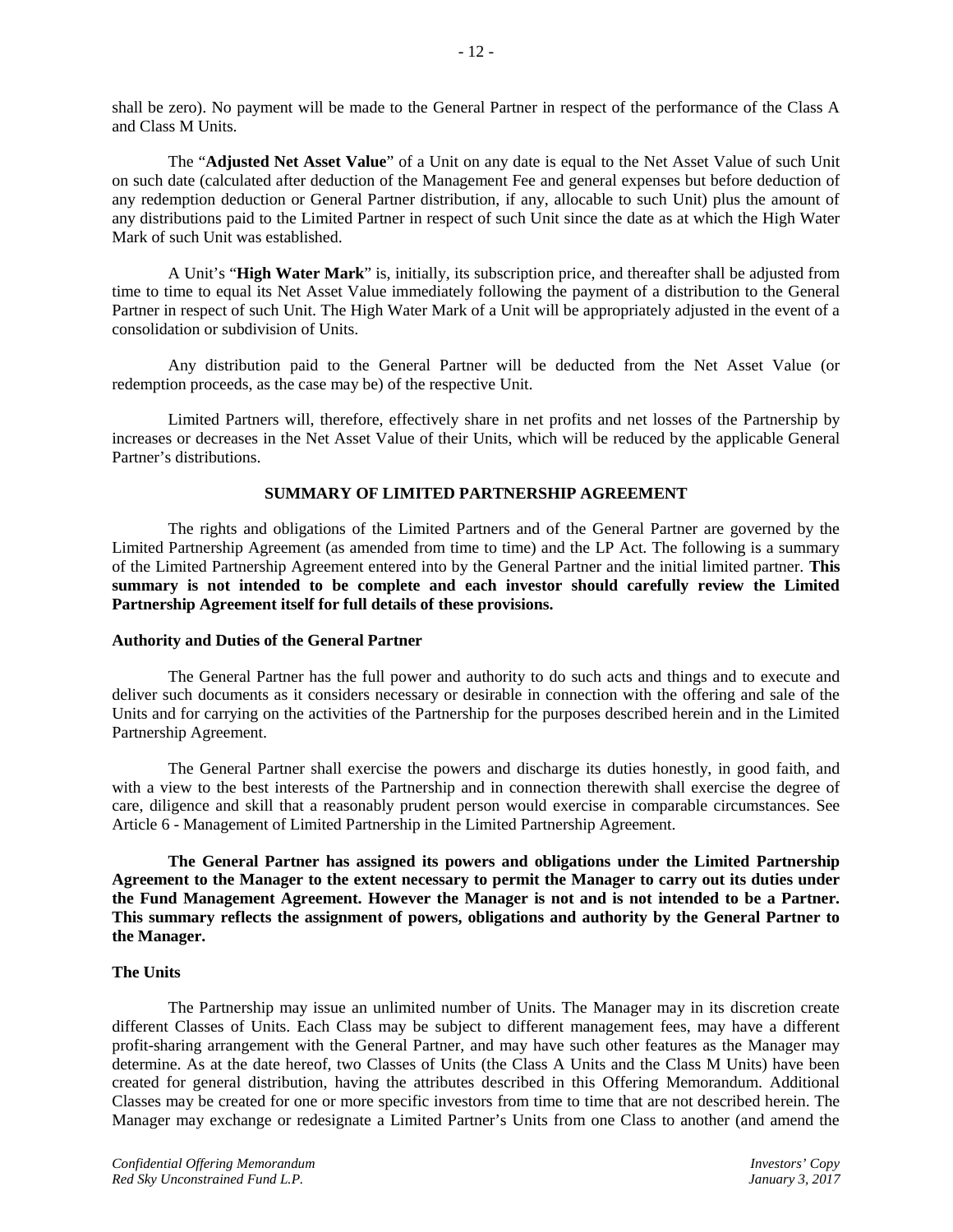shall be zero). No payment will be made to the General Partner in respect of the performance of the Class A and Class M Units.

The "**Adjusted Net Asset Value**" of a Unit on any date is equal to the Net Asset Value of such Unit on such date (calculated after deduction of the Management Fee and general expenses but before deduction of any redemption deduction or General Partner distribution, if any, allocable to such Unit) plus the amount of any distributions paid to the Limited Partner in respect of such Unit since the date as at which the High Water Mark of such Unit was established.

A Unit's "**High Water Mark**" is, initially, its subscription price, and thereafter shall be adjusted from time to time to equal its Net Asset Value immediately following the payment of a distribution to the General Partner in respect of such Unit. The High Water Mark of a Unit will be appropriately adjusted in the event of a consolidation or subdivision of Units.

Any distribution paid to the General Partner will be deducted from the Net Asset Value (or redemption proceeds, as the case may be) of the respective Unit.

Limited Partners will, therefore, effectively share in net profits and net losses of the Partnership by increases or decreases in the Net Asset Value of their Units, which will be reduced by the applicable General Partner's distributions.

## SUMMARY OF LIMITED PARTNERSHIP AGREEMENT

The rights and obligations of the Limited Partners and of the General Partner are governed by the Limited Partnership Agreement (as amended from time to time) and the LP Act. The following is a summary of the Limited Partnership Agreement entered into by the General Partner and the initial limited partner. **This summary is not intended to be complete and each investor should carefully review the Limited Partnership Agreement itself for full details of these provisions.**

### Authority and Duties of the General Partner

The General Partner has the full power and authority to do such acts and things and to execute and deliver such documents as it considers necessary or desirable in connection with the offering and sale of the Units and for carrying on the activities of the Partnership for the purposes described herein and in the Limited Partnership Agreement.

The General Partner shall exercise the powers and discharge its duties honestly, in good faith, and with a view to the best interests of the Partnership and in connection therewith shall exercise the degree of care, diligence and skill that a reasonably prudent person would exercise in comparable circumstances. See Article 6 - Management of Limited Partnership in the Limited Partnership Agreement.

**The General Partner has assigned its powers and obligations under the Limited Partnership Agreement to the Manager to the extent necessary to permit the Manager to carry out its duties under the Fund Management Agreement. However the Manager is not and is not intended to be a Partner. This summary reflects the assignment of powers, obligations and authority by the General Partner to the Manager.**

### The Units

The Partnership may issue an unlimited number of Units. The Manager may in its discretion create different Classes of Units. Each Class may be subject to different management fees, may have a different profit-sharing arrangement with the General Partner, and may have such other features as the Manager may determine. As at the date hereof, two Classes of Units (the Class A Units and the Class M Units) have been created for general distribution, having the attributes described in this Offering Memorandum. Additional Classes may be created for one or more specific investors from time to time that are not described herein. The Manager may exchange or redesignate a Limited Partner's Units from one Class to another (and amend the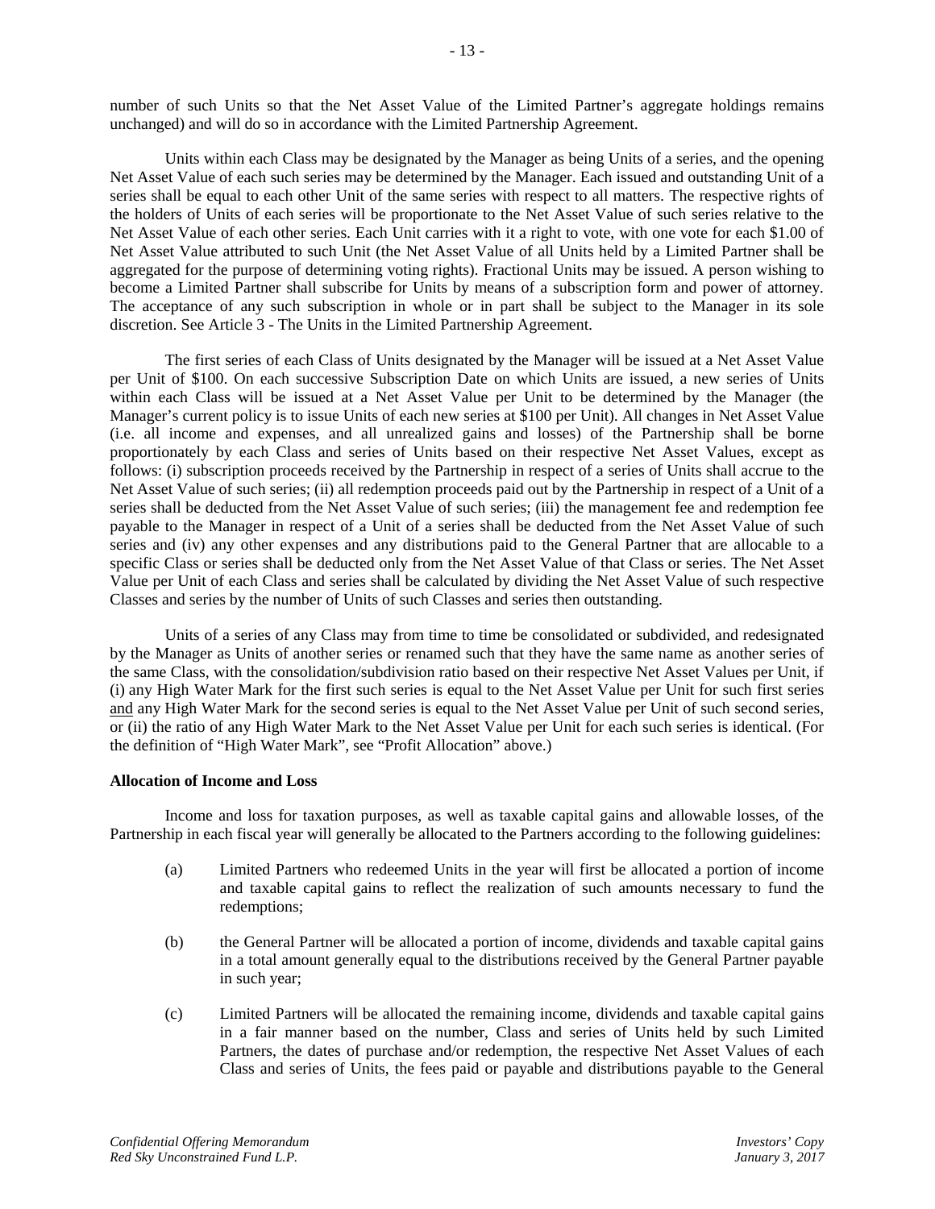number of such Units so that the Net Asset Value of the Limited Partner's aggregate holdings remains unchanged) and will do so in accordance with the Limited Partnership Agreement.

Units within each Class may be designated by the Manager as being Units of a series, and the opening Net Asset Value of each such series may be determined by the Manager. Each issued and outstanding Unit of a series shall be equal to each other Unit of the same series with respect to all matters. The respective rights of the holders of Units of each series will be proportionate to the Net Asset Value of such series relative to the Net Asset Value of each other series. Each Unit carries with it a right to vote, with one vote for each $1.00 of Net Asset Value attributed to such Unit (the Net Asset Value of all Units held by a Limited Partner shall be aggregated for the purpose of determining voting rights). Fractional Units may be issued. A person wishing to become a Limited Partner shall subscribe for Units by means of a subscription form and power of attorney. The acceptance of any such subscription in whole or in part shall be subject to the Manager in its sole discretion. See Article 3 - The Units in the Limited Partnership Agreement.

The first series of each Class of Units designated by the Manager will be issued at a Net Asset Value per Unit of $100. On each successive Subscription Date on which Units are issued, a new series of Units within each Class will be issued at a Net Asset Value per Unit to be determined by the Manager (the Manager's current policy is to issue Units of each new series at $100 per Unit). All changes in Net Asset Value (i.e. all income and expenses, and all unrealized gains and losses) of the Partnership shall be borne proportionately by each Class and series of Units based on their respective Net Asset Values, except as follows: (i) subscription proceeds received by the Partnership in respect of a series of Units shall accrue to the Net Asset Value of such series; (ii) all redemption proceeds paid out by the Partnership in respect of a Unit of a series shall be deducted from the Net Asset Value of such series; (iii) the management fee and redemption fee payable to the Manager in respect of a Unit of a series shall be deducted from the Net Asset Value of such series and (iv) any other expenses and any distributions paid to the General Partner that are allocable to a specific Class or series shall be deducted only from the Net Asset Value of that Class or series. The Net Asset Value per Unit of each Class and series shall be calculated by dividing the Net Asset Value of such respective Classes and series by the number of Units of such Classes and series then outstanding.

Units of a series of any Class may from time to time be consolidated or subdivided, and redesignated by the Manager as Units of another series or renamed such that they have the same name as another series of the same Class, with the consolidation/subdivision ratio based on their respective Net Asset Values per Unit, if (i) any High Water Mark for the first such series is equal to the Net Asset Value per Unit for such first series and any High Water Mark for the second series is equal to the Net Asset Value per Unit of such second series, or (ii) the ratio of any High Water Mark to the Net Asset Value per Unit for each such series is identical. (For the definition of "High Water Mark", see "Profit Allocation" above.)

**Allocation of Income and Loss**

Income and loss for taxation purposes, as well as taxable capital gains and allowable losses, of the Partnership in each fiscal year will generally be allocated to the Partners according to the following guidelines:

(a) Limited Partners who redeemed Units in the year will first be allocated a portion of income and taxable capital gains to reflect the realization of such amounts necessary to fund the redemptions;

(b) the General Partner will be allocated a portion of income, dividends and taxable capital gains in a total amount generally equal to the distributions received by the General Partner payable in such year;

(c) Limited Partners will be allocated the remaining income, dividends and taxable capital gains in a fair manner based on the number, Class and series of Units held by such Limited Partners, the dates of purchase and/or redemption, the respective Net Asset Values of each Class and series of Units, the fees paid or payable and distributions payable to the General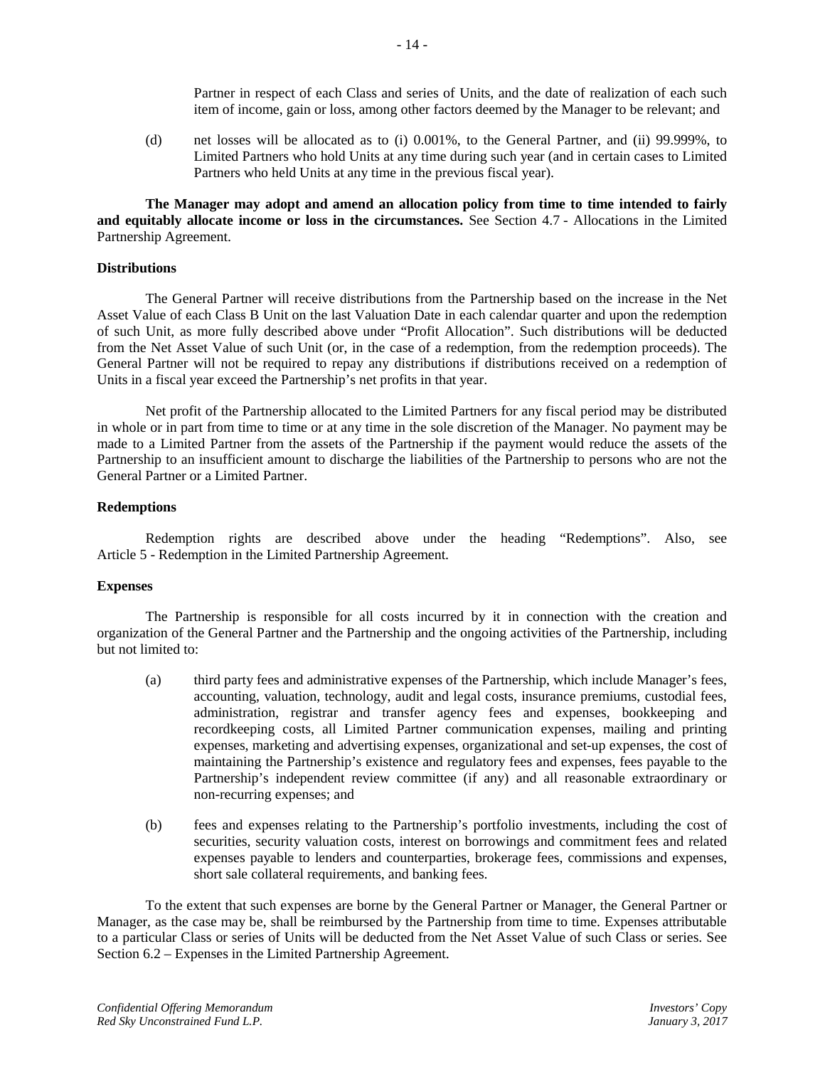Partner in respect of each Class and series of Units, and the date of realization of each such item of income, gain or loss, among other factors deemed by the Manager to be relevant; and

(d) net losses will be allocated as to (i) 0.001%, to the General Partner, and (ii) 99.999%, to Limited Partners who hold Units at any time during such year (and in certain cases to Limited Partners who held Units at any time in the previous fiscal year).

**The Manager may adopt and amend an allocation policy from time to time intended to fairly and equitably allocate income or loss in the circumstances.** See Section 4.7 - Allocations in the Limited Partnership Agreement.

**Distributions**

The General Partner will receive distributions from the Partnership based on the increase in the Net Asset Value of each Class B Unit on the last Valuation Date in each calendar quarter and upon the redemption of such Unit, as more fully described above under "Profit Allocation". Such distributions will be deducted from the Net Asset Value of such Unit (or, in the case of a redemption, from the redemption proceeds). The General Partner will not be required to repay any distributions if distributions received on a redemption of Units in a fiscal year exceed the Partnership's net profits in that year.

Net profit of the Partnership allocated to the Limited Partners for any fiscal period may be distributed in whole or in part from time to time or at any time in the sole discretion of the Manager. No payment may be made to a Limited Partner from the assets of the Partnership if the payment would reduce the assets of the Partnership to an insufficient amount to discharge the liabilities of the Partnership to persons who are not the General Partner or a Limited Partner.

**Redemptions**

Redemption rights are described above under the heading "Redemptions". Also, see Article 5 - Redemption in the Limited Partnership Agreement.

**Expenses**

The Partnership is responsible for all costs incurred by it in connection with the creation and organization of the General Partner and the Partnership and the ongoing activities of the Partnership, including but not limited to:

(a) third party fees and administrative expenses of the Partnership, which include Manager's fees, accounting, valuation, technology, audit and legal costs, insurance premiums, custodial fees, administration, registrar and transfer agency fees and expenses, bookkeeping and recordkeeping costs, all Limited Partner communication expenses, mailing and printing expenses, marketing and advertising expenses, organizational and set-up expenses, the cost of maintaining the Partnership's existence and regulatory fees and expenses, fees payable to the Partnership's independent review committee (if any) and all reasonable extraordinary or non-recurring expenses; and

(b) fees and expenses relating to the Partnership's portfolio investments, including the cost of securities, security valuation costs, interest on borrowings and commitment fees and related expenses payable to lenders and counterparties, brokerage fees, commissions and expenses, short sale collateral requirements, and banking fees.

To the extent that such expenses are borne by the General Partner or Manager, the General Partner or Manager, as the case may be, shall be reimbursed by the Partnership from time to time. Expenses attributable to a particular Class or series of Units will be deducted from the Net Asset Value of such Class or series. See Section 6.2 – Expenses in the Limited Partnership Agreement.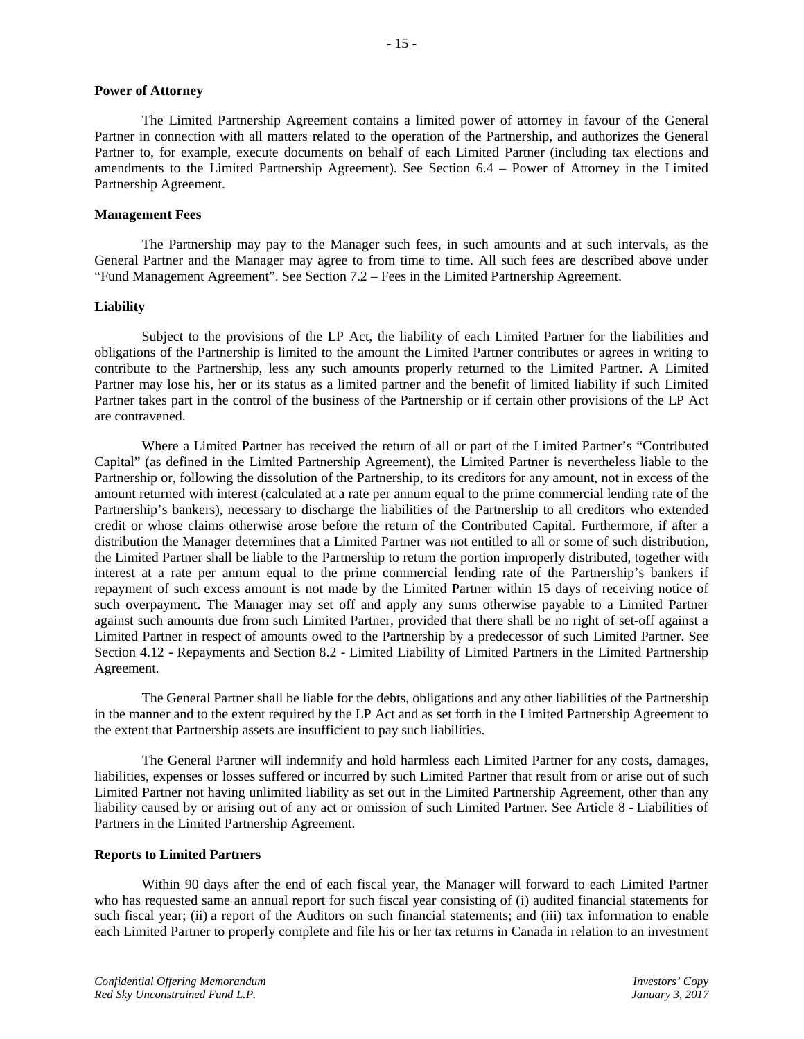**Power of Attorney**

The Limited Partnership Agreement contains a limited power of attorney in favour of the General Partner in connection with all matters related to the operation of the Partnership, and authorizes the General Partner to, for example, execute documents on behalf of each Limited Partner (including tax elections and amendments to the Limited Partnership Agreement). See Section 6.4 – Power of Attorney in the Limited Partnership Agreement.

**Management Fees**

The Partnership may pay to the Manager such fees, in such amounts and at such intervals, as the General Partner and the Manager may agree to from time to time. All such fees are described above under "Fund Management Agreement". See Section 7.2 – Fees in the Limited Partnership Agreement.

**Liability**

Subject to the provisions of the LP Act, the liability of each Limited Partner for the liabilities and obligations of the Partnership is limited to the amount the Limited Partner contributes or agrees in writing to contribute to the Partnership, less any such amounts properly returned to the Limited Partner. A Limited Partner may lose his, her or its status as a limited partner and the benefit of limited liability if such Limited Partner takes part in the control of the business of the Partnership or if certain other provisions of the LP Act are contravened.

Where a Limited Partner has received the return of all or part of the Limited Partner's "Contributed Capital" (as defined in the Limited Partnership Agreement), the Limited Partner is nevertheless liable to the Partnership or, following the dissolution of the Partnership, to its creditors for any amount, not in excess of the amount returned with interest (calculated at a rate per annum equal to the prime commercial lending rate of the Partnership's bankers), necessary to discharge the liabilities of the Partnership to all creditors who extended credit or whose claims otherwise arose before the return of the Contributed Capital. Furthermore, if after a distribution the Manager determines that a Limited Partner was not entitled to all or some of such distribution, the Limited Partner shall be liable to the Partnership to return the portion improperly distributed, together with interest at a rate per annum equal to the prime commercial lending rate of the Partnership's bankers if repayment of such excess amount is not made by the Limited Partner within 15 days of receiving notice of such overpayment. The Manager may set off and apply any sums otherwise payable to a Limited Partner against such amounts due from such Limited Partner, provided that there shall be no right of set-off against a Limited Partner in respect of amounts owed to the Partnership by a predecessor of such Limited Partner. See Section 4.12 - Repayments and Section 8.2 - Limited Liability of Limited Partners in the Limited Partnership Agreement.

The General Partner shall be liable for the debts, obligations and any other liabilities of the Partnership in the manner and to the extent required by the LP Act and as set forth in the Limited Partnership Agreement to the extent that Partnership assets are insufficient to pay such liabilities.

The General Partner will indemnify and hold harmless each Limited Partner for any costs, damages, liabilities, expenses or losses suffered or incurred by such Limited Partner that result from or arise out of such Limited Partner not having unlimited liability as set out in the Limited Partnership Agreement, other than any liability caused by or arising out of any act or omission of such Limited Partner. See Article 8 - Liabilities of Partners in the Limited Partnership Agreement.

**Reports to Limited Partners**

Within 90 days after the end of each fiscal year, the Manager will forward to each Limited Partner who has requested same an annual report for such fiscal year consisting of (i) audited financial statements for such fiscal year; (ii) a report of the Auditors on such financial statements; and (iii) tax information to enable each Limited Partner to properly complete and file his or her tax returns in Canada in relation to an investment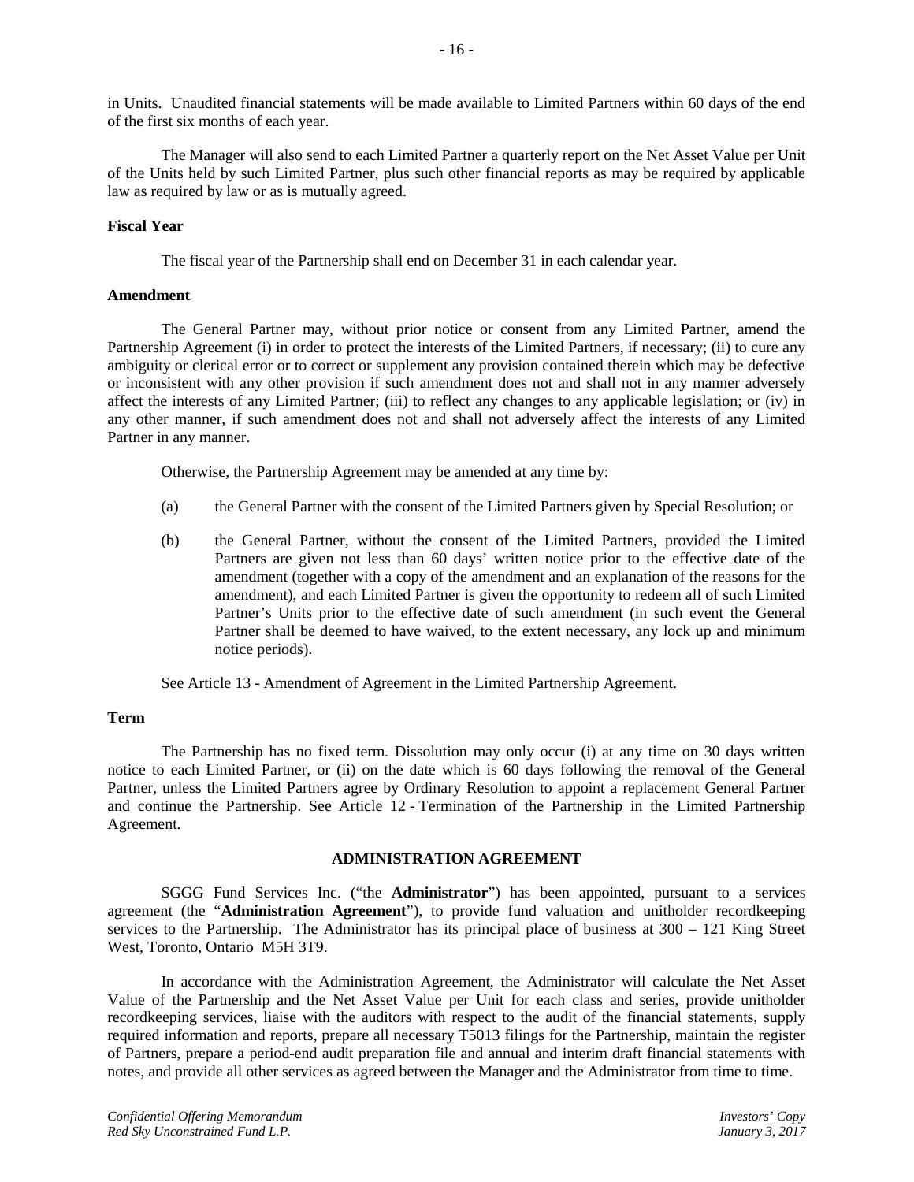in Units. Unaudited financial statements will be made available to Limited Partners within 60 days of the end of the first six months of each year.

The Manager will also send to each Limited Partner a quarterly report on the Net Asset Value per Unit of the Units held by such Limited Partner, plus such other financial reports as may be required by applicable law as required by law or as is mutually agreed.

**Fiscal Year**

The fiscal year of the Partnership shall end on December 31 in each calendar year.

**Amendment**

The General Partner may, without prior notice or consent from any Limited Partner, amend the Partnership Agreement (i) in order to protect the interests of the Limited Partners, if necessary; (ii) to cure any ambiguity or clerical error or to correct or supplement any provision contained therein which may be defective or inconsistent with any other provision if such amendment does not and shall not in any manner adversely affect the interests of any Limited Partner; (iii) to reflect any changes to any applicable legislation; or (iv) in any other manner, if such amendment does not and shall not adversely affect the interests of any Limited Partner in any manner.

Otherwise, the Partnership Agreement may be amended at any time by:

(a) the General Partner with the consent of the Limited Partners given by Special Resolution; or

(b) the General Partner, without the consent of the Limited Partners, provided the Limited Partners are given not less than 60 days' written notice prior to the effective date of the amendment (together with a copy of the amendment and an explanation of the reasons for the amendment), and each Limited Partner is given the opportunity to redeem all of such Limited Partner's Units prior to the effective date of such amendment (in such event the General Partner shall be deemed to have waived, to the extent necessary, any lock up and minimum notice periods).

See Article 13 - Amendment of Agreement in the Limited Partnership Agreement.

**Term**

The Partnership has no fixed term. Dissolution may only occur (i) at any time on 30 days written notice to each Limited Partner, or (ii) on the date which is 60 days following the removal of the General Partner, unless the Limited Partners agree by Ordinary Resolution to appoint a replacement General Partner and continue the Partnership. See Article 12 - Termination of the Partnership in the Limited Partnership Agreement.

## ADMINISTRATION AGREEMENT

SGGG Fund Services Inc. ("the **Administrator**") has been appointed, pursuant to a services agreement (the "**Administration Agreement**"), to provide fund valuation and unitholder recordkeeping services to the Partnership. The Administrator has its principal place of business at 300 – 121 King Street West, Toronto, Ontario M5H 3T9.

In accordance with the Administration Agreement, the Administrator will calculate the Net Asset Value of the Partnership and the Net Asset Value per Unit for each class and series, provide unitholder recordkeeping services, liaise with the auditors with respect to the audit of the financial statements, supply required information and reports, prepare all necessary T5013 filings for the Partnership, maintain the register of Partners, prepare a period-end audit preparation file and annual and interim draft financial statements with notes, and provide all other services as agreed between the Manager and the Administrator from time to time.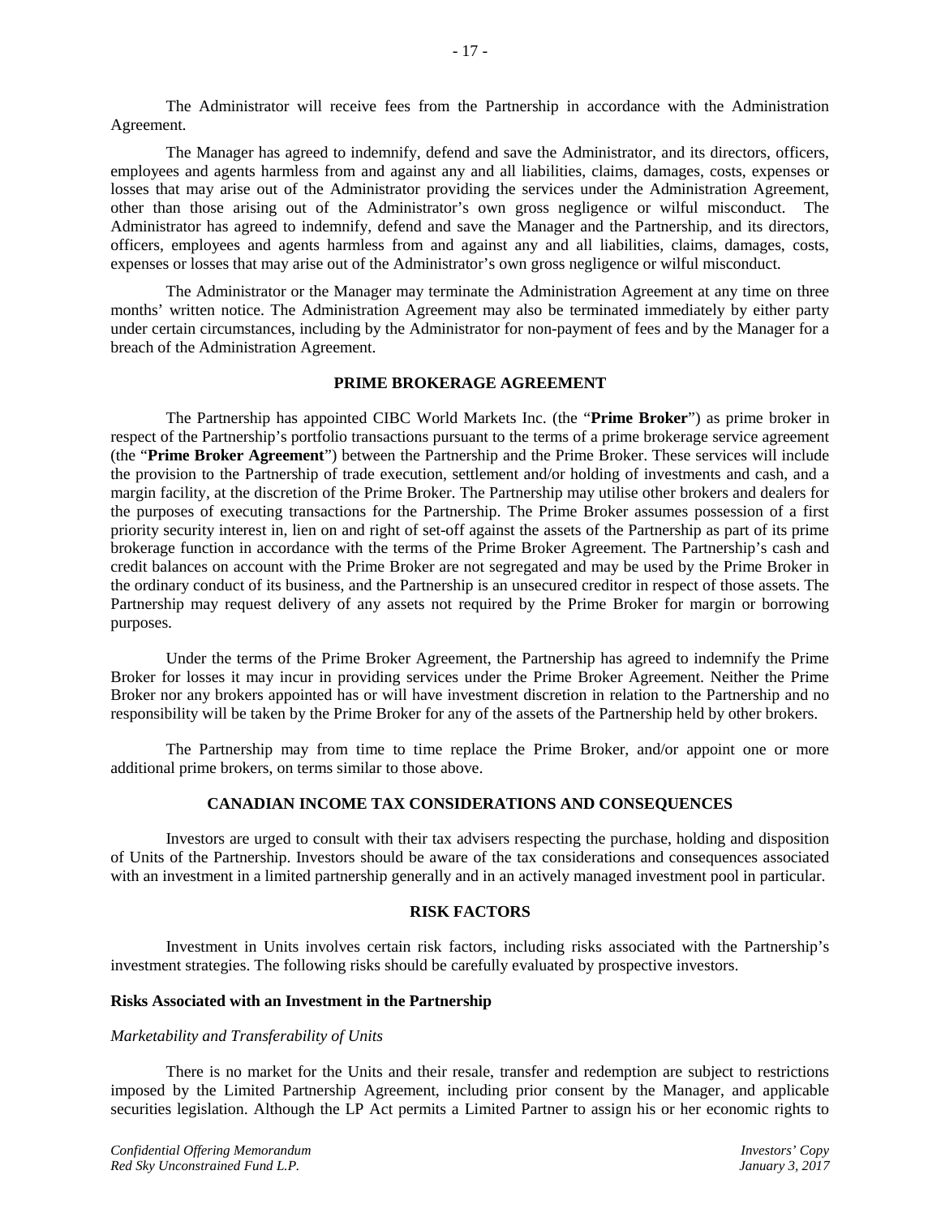The Administrator will receive fees from the Partnership in accordance with the Administration Agreement.

The Manager has agreed to indemnify, defend and save the Administrator, and its directors, officers, employees and agents harmless from and against any and all liabilities, claims, damages, costs, expenses or losses that may arise out of the Administrator providing the services under the Administration Agreement, other than those arising out of the Administrator's own gross negligence or wilful misconduct. The Administrator has agreed to indemnify, defend and save the Manager and the Partnership, and its directors, officers, employees and agents harmless from and against any and all liabilities, claims, damages, costs, expenses or losses that may arise out of the Administrator's own gross negligence or wilful misconduct.

The Administrator or the Manager may terminate the Administration Agreement at any time on three months' written notice. The Administration Agreement may also be terminated immediately by either party under certain circumstances, including by the Administrator for non-payment of fees and by the Manager for a breach of the Administration Agreement.

## PRIME BROKERAGE AGREEMENT

The Partnership has appointed CIBC World Markets Inc. (the "**Prime Broker**") as prime broker in respect of the Partnership's portfolio transactions pursuant to the terms of a prime brokerage service agreement (the "**Prime Broker Agreement**") between the Partnership and the Prime Broker. These services will include the provision to the Partnership of trade execution, settlement and/or holding of investments and cash, and a margin facility, at the discretion of the Prime Broker. The Partnership may utilise other brokers and dealers for the purposes of executing transactions for the Partnership. The Prime Broker assumes possession of a first priority security interest in, lien on and right of set-off against the assets of the Partnership as part of its prime brokerage function in accordance with the terms of the Prime Broker Agreement. The Partnership's cash and credit balances on account with the Prime Broker are not segregated and may be used by the Prime Broker in the ordinary conduct of its business, and the Partnership is an unsecured creditor in respect of those assets. The Partnership may request delivery of any assets not required by the Prime Broker for margin or borrowing purposes.

Under the terms of the Prime Broker Agreement, the Partnership has agreed to indemnify the Prime Broker for losses it may incur in providing services under the Prime Broker Agreement. Neither the Prime Broker nor any brokers appointed has or will have investment discretion in relation to the Partnership and no responsibility will be taken by the Prime Broker for any of the assets of the Partnership held by other brokers.

The Partnership may from time to time replace the Prime Broker, and/or appoint one or more additional prime brokers, on terms similar to those above.

## CANADIAN INCOME TAX CONSIDERATIONS AND CONSEQUENCES

Investors are urged to consult with their tax advisers respecting the purchase, holding and disposition of Units of the Partnership. Investors should be aware of the tax considerations and consequences associated with an investment in a limited partnership generally and in an actively managed investment pool in particular.

## RISK FACTORS

Investment in Units involves certain risk factors, including risks associated with the Partnership's investment strategies. The following risks should be carefully evaluated by prospective investors.

### Risks Associated with an Investment in the Partnership

*Marketability and Transferability of Units*

There is no market for the Units and their resale, transfer and redemption are subject to restrictions imposed by the Limited Partnership Agreement, including prior consent by the Manager, and applicable securities legislation. Although the LP Act permits a Limited Partner to assign his or her economic rights to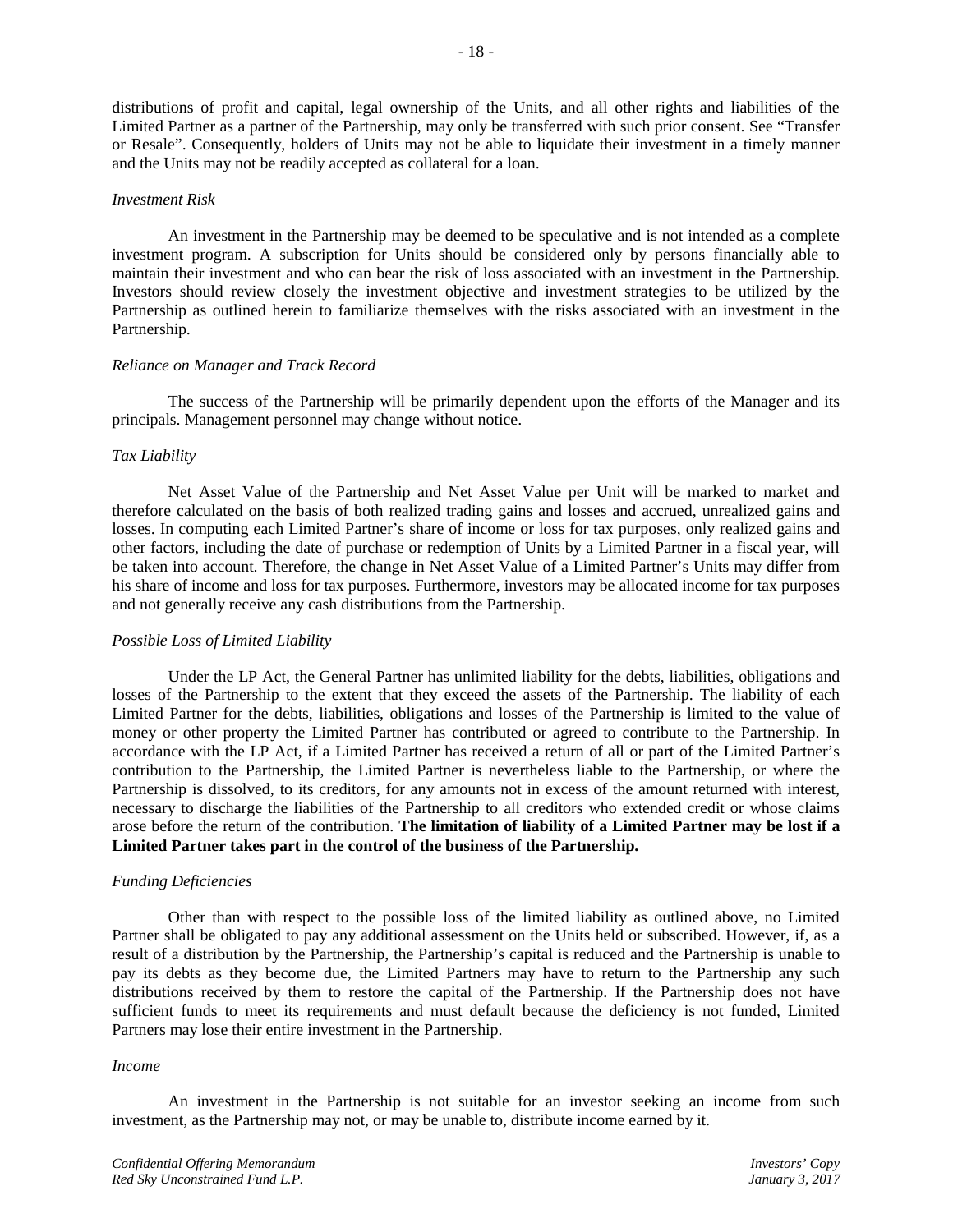distributions of profit and capital, legal ownership of the Units, and all other rights and liabilities of the Limited Partner as a partner of the Partnership, may only be transferred with such prior consent. See "Transfer or Resale". Consequently, holders of Units may not be able to liquidate their investment in a timely manner and the Units may not be readily accepted as collateral for a loan.

*Investment Risk*

An investment in the Partnership may be deemed to be speculative and is not intended as a complete investment program. A subscription for Units should be considered only by persons financially able to maintain their investment and who can bear the risk of loss associated with an investment in the Partnership. Investors should review closely the investment objective and investment strategies to be utilized by the Partnership as outlined herein to familiarize themselves with the risks associated with an investment in the Partnership.

*Reliance on Manager and Track Record*

The success of the Partnership will be primarily dependent upon the efforts of the Manager and its principals. Management personnel may change without notice.

*Tax Liability*

Net Asset Value of the Partnership and Net Asset Value per Unit will be marked to market and therefore calculated on the basis of both realized trading gains and losses and accrued, unrealized gains and losses. In computing each Limited Partner's share of income or loss for tax purposes, only realized gains and other factors, including the date of purchase or redemption of Units by a Limited Partner in a fiscal year, will be taken into account. Therefore, the change in Net Asset Value of a Limited Partner's Units may differ from his share of income and loss for tax purposes. Furthermore, investors may be allocated income for tax purposes and not generally receive any cash distributions from the Partnership.

*Possible Loss of Limited Liability*

Under the LP Act, the General Partner has unlimited liability for the debts, liabilities, obligations and losses of the Partnership to the extent that they exceed the assets of the Partnership. The liability of each Limited Partner for the debts, liabilities, obligations and losses of the Partnership is limited to the value of money or other property the Limited Partner has contributed or agreed to contribute to the Partnership. In accordance with the LP Act, if a Limited Partner has received a return of all or part of the Limited Partner's contribution to the Partnership, the Limited Partner is nevertheless liable to the Partnership, or where the Partnership is dissolved, to its creditors, for any amounts not in excess of the amount returned with interest, necessary to discharge the liabilities of the Partnership to all creditors who extended credit or whose claims arose before the return of the contribution. **The limitation of liability of a Limited Partner may be lost if a Limited Partner takes part in the control of the business of the Partnership.**

*Funding Deficiencies*

Other than with respect to the possible loss of the limited liability as outlined above, no Limited Partner shall be obligated to pay any additional assessment on the Units held or subscribed. However, if, as a result of a distribution by the Partnership, the Partnership's capital is reduced and the Partnership is unable to pay its debts as they become due, the Limited Partners may have to return to the Partnership any such distributions received by them to restore the capital of the Partnership. If the Partnership does not have sufficient funds to meet its requirements and must default because the deficiency is not funded, Limited Partners may lose their entire investment in the Partnership.

*Income*

An investment in the Partnership is not suitable for an investor seeking an income from such investment, as the Partnership may not, or may be unable to, distribute income earned by it.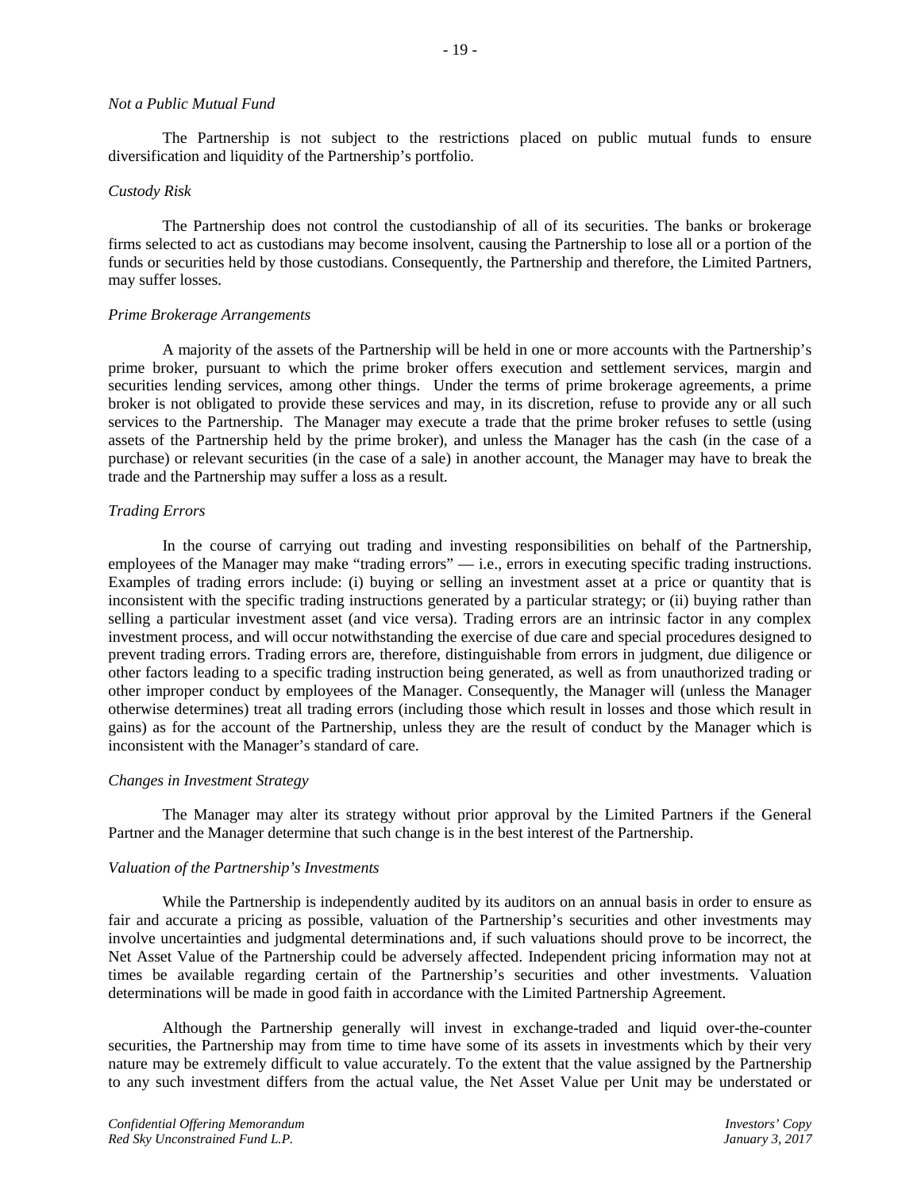*Not a Public Mutual Fund*

The Partnership is not subject to the restrictions placed on public mutual funds to ensure diversification and liquidity of the Partnership's portfolio.

*Custody Risk*

The Partnership does not control the custodianship of all of its securities. The banks or brokerage firms selected to act as custodians may become insolvent, causing the Partnership to lose all or a portion of the funds or securities held by those custodians. Consequently, the Partnership and therefore, the Limited Partners, may suffer losses.

*Prime Brokerage Arrangements*

A majority of the assets of the Partnership will be held in one or more accounts with the Partnership's prime broker, pursuant to which the prime broker offers execution and settlement services, margin and securities lending services, among other things. Under the terms of prime brokerage agreements, a prime broker is not obligated to provide these services and may, in its discretion, refuse to provide any or all such services to the Partnership. The Manager may execute a trade that the prime broker refuses to settle (using assets of the Partnership held by the prime broker), and unless the Manager has the cash (in the case of a purchase) or relevant securities (in the case of a sale) in another account, the Manager may have to break the trade and the Partnership may suffer a loss as a result.

*Trading Errors*

In the course of carrying out trading and investing responsibilities on behalf of the Partnership, employees of the Manager may make "trading errors" — i.e., errors in executing specific trading instructions. Examples of trading errors include: (i) buying or selling an investment asset at a price or quantity that is inconsistent with the specific trading instructions generated by a particular strategy; or (ii) buying rather than selling a particular investment asset (and vice versa). Trading errors are an intrinsic factor in any complex investment process, and will occur notwithstanding the exercise of due care and special procedures designed to prevent trading errors. Trading errors are, therefore, distinguishable from errors in judgment, due diligence or other factors leading to a specific trading instruction being generated, as well as from unauthorized trading or other improper conduct by employees of the Manager. Consequently, the Manager will (unless the Manager otherwise determines) treat all trading errors (including those which result in losses and those which result in gains) as for the account of the Partnership, unless they are the result of conduct by the Manager which is inconsistent with the Manager's standard of care.

*Changes in Investment Strategy*

The Manager may alter its strategy without prior approval by the Limited Partners if the General Partner and the Manager determine that such change is in the best interest of the Partnership.

*Valuation of the Partnership's Investments*

While the Partnership is independently audited by its auditors on an annual basis in order to ensure as fair and accurate a pricing as possible, valuation of the Partnership's securities and other investments may involve uncertainties and judgmental determinations and, if such valuations should prove to be incorrect, the Net Asset Value of the Partnership could be adversely affected. Independent pricing information may not at times be available regarding certain of the Partnership's securities and other investments. Valuation determinations will be made in good faith in accordance with the Limited Partnership Agreement.

Although the Partnership generally will invest in exchange-traded and liquid over-the-counter securities, the Partnership may from time to time have some of its assets in investments which by their very nature may be extremely difficult to value accurately. To the extent that the value assigned by the Partnership to any such investment differs from the actual value, the Net Asset Value per Unit may be understated or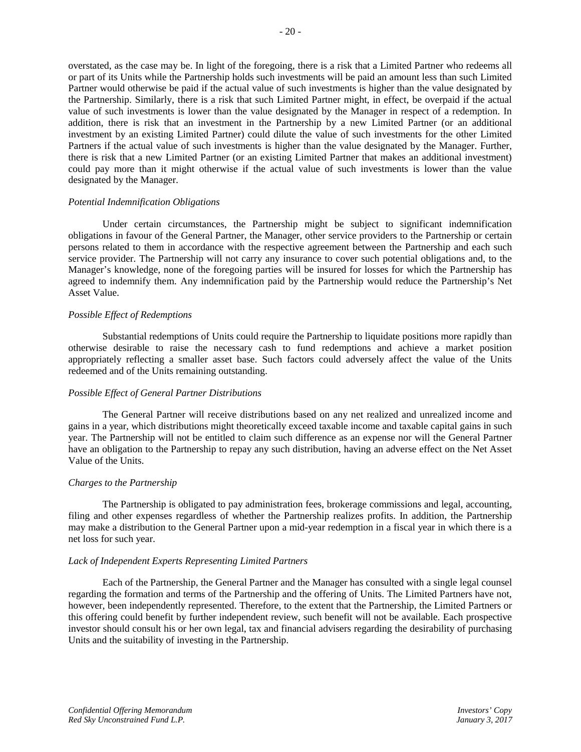overstated, as the case may be. In light of the foregoing, there is a risk that a Limited Partner who redeems all or part of its Units while the Partnership holds such investments will be paid an amount less than such Limited Partner would otherwise be paid if the actual value of such investments is higher than the value designated by the Partnership. Similarly, there is a risk that such Limited Partner might, in effect, be overpaid if the actual value of such investments is lower than the value designated by the Manager in respect of a redemption. In addition, there is risk that an investment in the Partnership by a new Limited Partner (or an additional investment by an existing Limited Partner) could dilute the value of such investments for the other Limited Partners if the actual value of such investments is higher than the value designated by the Manager. Further, there is risk that a new Limited Partner (or an existing Limited Partner that makes an additional investment) could pay more than it might otherwise if the actual value of such investments is lower than the value designated by the Manager.

*Potential Indemnification Obligations*

Under certain circumstances, the Partnership might be subject to significant indemnification obligations in favour of the General Partner, the Manager, other service providers to the Partnership or certain persons related to them in accordance with the respective agreement between the Partnership and each such service provider. The Partnership will not carry any insurance to cover such potential obligations and, to the Manager's knowledge, none of the foregoing parties will be insured for losses for which the Partnership has agreed to indemnify them. Any indemnification paid by the Partnership would reduce the Partnership's Net Asset Value.

*Possible Effect of Redemptions*

Substantial redemptions of Units could require the Partnership to liquidate positions more rapidly than otherwise desirable to raise the necessary cash to fund redemptions and achieve a market position appropriately reflecting a smaller asset base. Such factors could adversely affect the value of the Units redeemed and of the Units remaining outstanding.

*Possible Effect of General Partner Distributions*

The General Partner will receive distributions based on any net realized and unrealized income and gains in a year, which distributions might theoretically exceed taxable income and taxable capital gains in such year. The Partnership will not be entitled to claim such difference as an expense nor will the General Partner have an obligation to the Partnership to repay any such distribution, having an adverse effect on the Net Asset Value of the Units.

*Charges to the Partnership*

The Partnership is obligated to pay administration fees, brokerage commissions and legal, accounting, filing and other expenses regardless of whether the Partnership realizes profits. In addition, the Partnership may make a distribution to the General Partner upon a mid-year redemption in a fiscal year in which there is a net loss for such year.

*Lack of Independent Experts Representing Limited Partners*

Each of the Partnership, the General Partner and the Manager has consulted with a single legal counsel regarding the formation and terms of the Partnership and the offering of Units. The Limited Partners have not, however, been independently represented. Therefore, to the extent that the Partnership, the Limited Partners or this offering could benefit by further independent review, such benefit will not be available. Each prospective investor should consult his or her own legal, tax and financial advisers regarding the desirability of purchasing Units and the suitability of investing in the Partnership.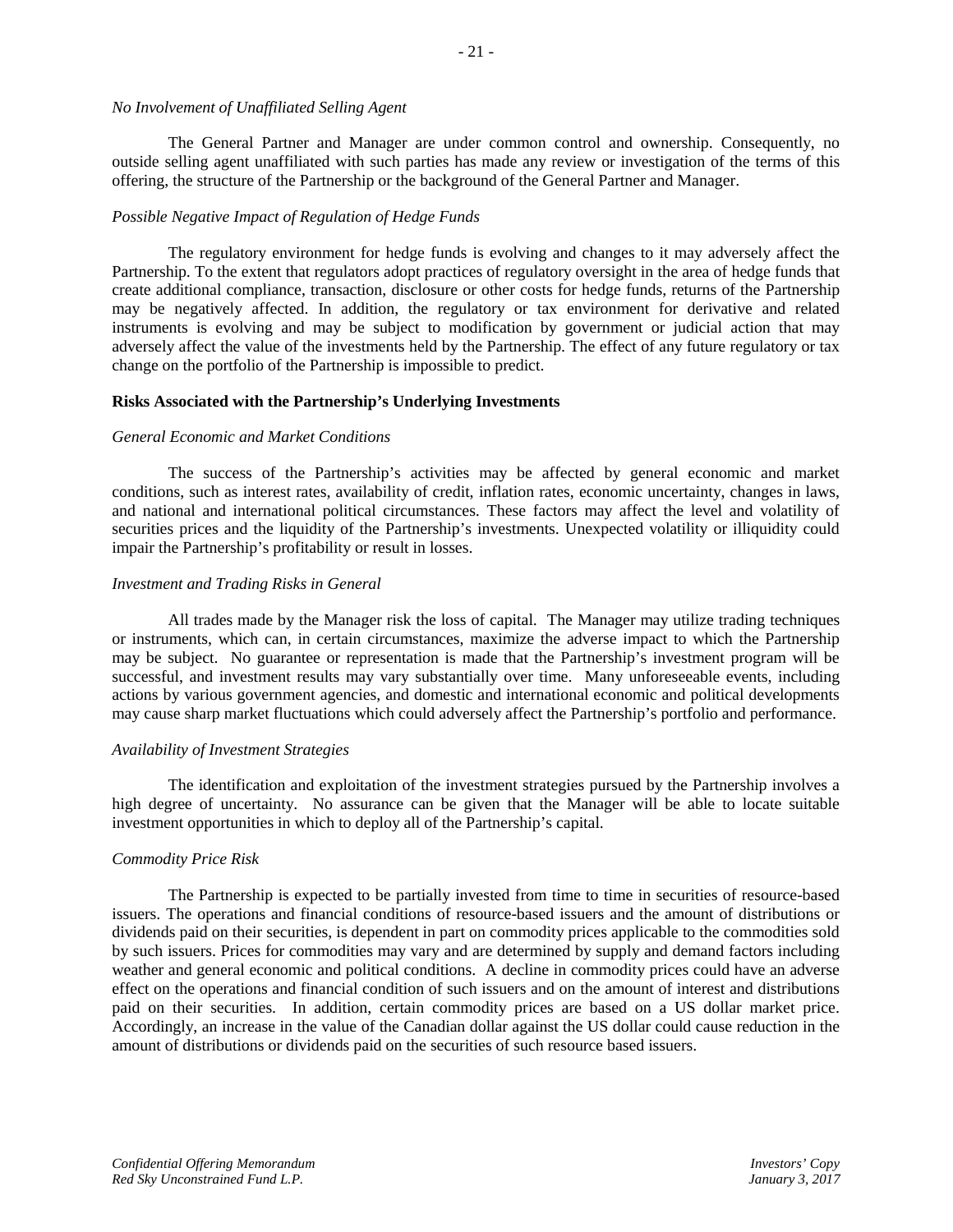*No Involvement of Unaffiliated Selling Agent*

The General Partner and Manager are under common control and ownership. Consequently, no outside selling agent unaffiliated with such parties has made any review or investigation of the terms of this offering, the structure of the Partnership or the background of the General Partner and Manager.

*Possible Negative Impact of Regulation of Hedge Funds*

The regulatory environment for hedge funds is evolving and changes to it may adversely affect the Partnership. To the extent that regulators adopt practices of regulatory oversight in the area of hedge funds that create additional compliance, transaction, disclosure or other costs for hedge funds, returns of the Partnership may be negatively affected. In addition, the regulatory or tax environment for derivative and related instruments is evolving and may be subject to modification by government or judicial action that may adversely affect the value of the investments held by the Partnership. The effect of any future regulatory or tax change on the portfolio of the Partnership is impossible to predict.

**Risks Associated with the Partnership's Underlying Investments**

*General Economic and Market Conditions*

The success of the Partnership's activities may be affected by general economic and market conditions, such as interest rates, availability of credit, inflation rates, economic uncertainty, changes in laws, and national and international political circumstances. These factors may affect the level and volatility of securities prices and the liquidity of the Partnership's investments. Unexpected volatility or illiquidity could impair the Partnership's profitability or result in losses.

*Investment and Trading Risks in General*

All trades made by the Manager risk the loss of capital. The Manager may utilize trading techniques or instruments, which can, in certain circumstances, maximize the adverse impact to which the Partnership may be subject. No guarantee or representation is made that the Partnership's investment program will be successful, and investment results may vary substantially over time. Many unforeseeable events, including actions by various government agencies, and domestic and international economic and political developments may cause sharp market fluctuations which could adversely affect the Partnership's portfolio and performance.

*Availability of Investment Strategies*

The identification and exploitation of the investment strategies pursued by the Partnership involves a high degree of uncertainty. No assurance can be given that the Manager will be able to locate suitable investment opportunities in which to deploy all of the Partnership's capital.

*Commodity Price Risk*

The Partnership is expected to be partially invested from time to time in securities of resource-based issuers. The operations and financial conditions of resource-based issuers and the amount of distributions or dividends paid on their securities, is dependent in part on commodity prices applicable to the commodities sold by such issuers. Prices for commodities may vary and are determined by supply and demand factors including weather and general economic and political conditions. A decline in commodity prices could have an adverse effect on the operations and financial condition of such issuers and on the amount of interest and distributions paid on their securities. In addition, certain commodity prices are based on a US dollar market price. Accordingly, an increase in the value of the Canadian dollar against the US dollar could cause reduction in the amount of distributions or dividends paid on the securities of such resource based issuers.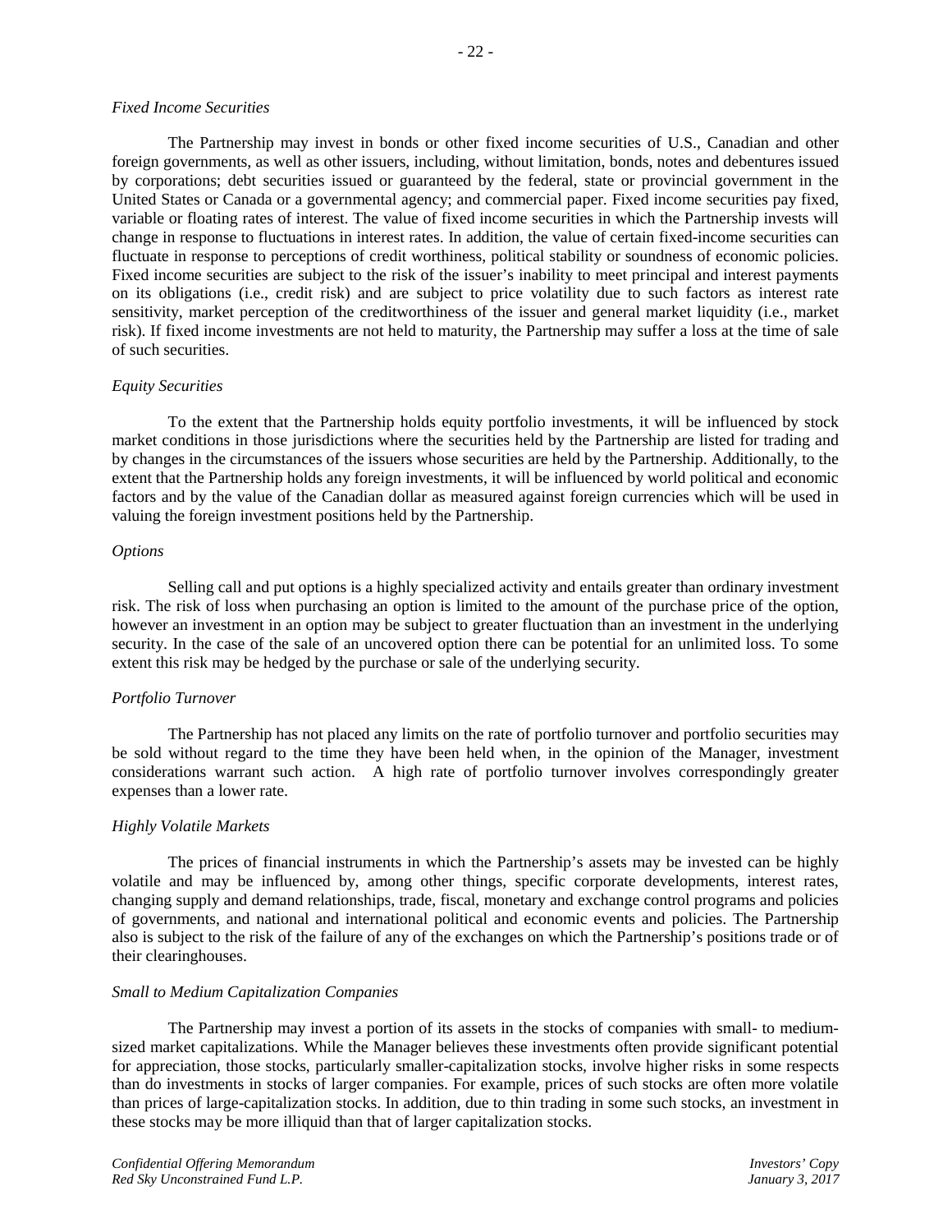*Fixed Income Securities*

The Partnership may invest in bonds or other fixed income securities of U.S., Canadian and other foreign governments, as well as other issuers, including, without limitation, bonds, notes and debentures issued by corporations; debt securities issued or guaranteed by the federal, state or provincial government in the United States or Canada or a governmental agency; and commercial paper. Fixed income securities pay fixed, variable or floating rates of interest. The value of fixed income securities in which the Partnership invests will change in response to fluctuations in interest rates. In addition, the value of certain fixed-income securities can fluctuate in response to perceptions of credit worthiness, political stability or soundness of economic policies. Fixed income securities are subject to the risk of the issuer's inability to meet principal and interest payments on its obligations (i.e., credit risk) and are subject to price volatility due to such factors as interest rate sensitivity, market perception of the creditworthiness of the issuer and general market liquidity (i.e., market risk). If fixed income investments are not held to maturity, the Partnership may suffer a loss at the time of sale of such securities.

*Equity Securities*

To the extent that the Partnership holds equity portfolio investments, it will be influenced by stock market conditions in those jurisdictions where the securities held by the Partnership are listed for trading and by changes in the circumstances of the issuers whose securities are held by the Partnership. Additionally, to the extent that the Partnership holds any foreign investments, it will be influenced by world political and economic factors and by the value of the Canadian dollar as measured against foreign currencies which will be used in valuing the foreign investment positions held by the Partnership.

*Options*

Selling call and put options is a highly specialized activity and entails greater than ordinary investment risk. The risk of loss when purchasing an option is limited to the amount of the purchase price of the option, however an investment in an option may be subject to greater fluctuation than an investment in the underlying security. In the case of the sale of an uncovered option there can be potential for an unlimited loss. To some extent this risk may be hedged by the purchase or sale of the underlying security.

*Portfolio Turnover*

The Partnership has not placed any limits on the rate of portfolio turnover and portfolio securities may be sold without regard to the time they have been held when, in the opinion of the Manager, investment considerations warrant such action. A high rate of portfolio turnover involves correspondingly greater expenses than a lower rate.

*Highly Volatile Markets*

The prices of financial instruments in which the Partnership's assets may be invested can be highly volatile and may be influenced by, among other things, specific corporate developments, interest rates, changing supply and demand relationships, trade, fiscal, monetary and exchange control programs and policies of governments, and national and international political and economic events and policies. The Partnership also is subject to the risk of the failure of any of the exchanges on which the Partnership's positions trade or of their clearinghouses.

*Small to Medium Capitalization Companies*

The Partnership may invest a portion of its assets in the stocks of companies with small- to medium-sized market capitalizations. While the Manager believes these investments often provide significant potential for appreciation, those stocks, particularly smaller-capitalization stocks, involve higher risks in some respects than do investments in stocks of larger companies. For example, prices of such stocks are often more volatile than prices of large-capitalization stocks. In addition, due to thin trading in some such stocks, an investment in these stocks may be more illiquid than that of larger capitalization stocks.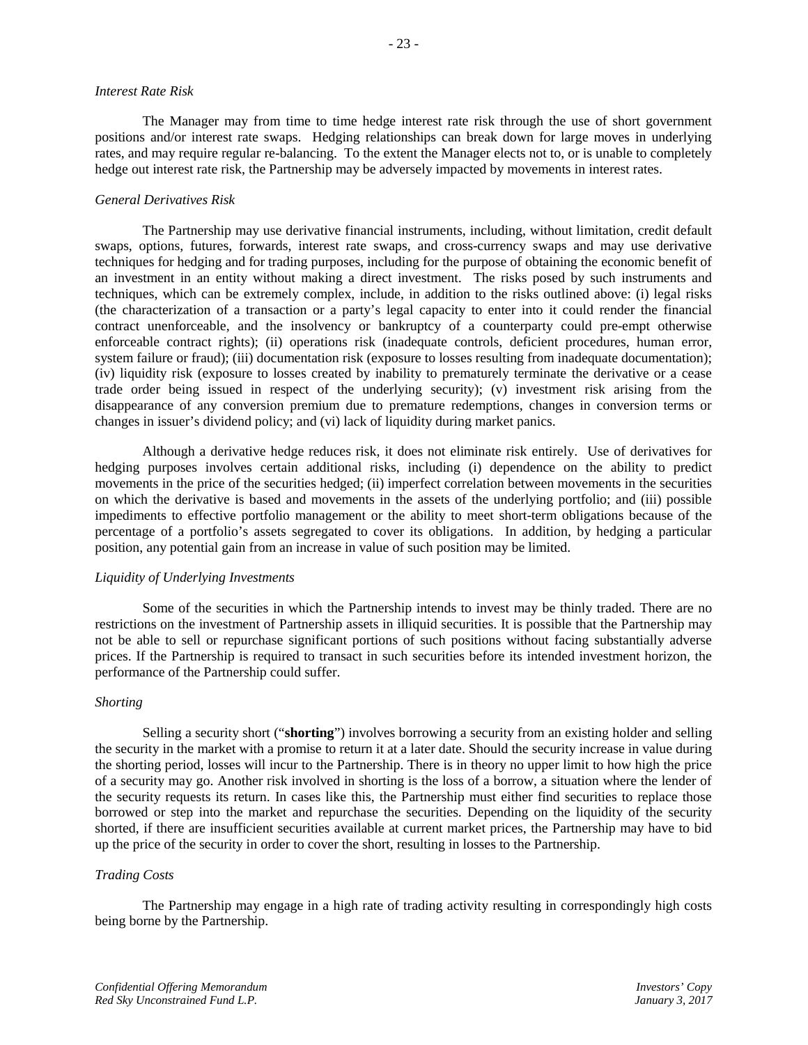*Interest Rate Risk*

The Manager may from time to time hedge interest rate risk through the use of short government positions and/or interest rate swaps. Hedging relationships can break down for large moves in underlying rates, and may require regular re-balancing. To the extent the Manager elects not to, or is unable to completely hedge out interest rate risk, the Partnership may be adversely impacted by movements in interest rates.

*General Derivatives Risk*

The Partnership may use derivative financial instruments, including, without limitation, credit default swaps, options, futures, forwards, interest rate swaps, and cross-currency swaps and may use derivative techniques for hedging and for trading purposes, including for the purpose of obtaining the economic benefit of an investment in an entity without making a direct investment. The risks posed by such instruments and techniques, which can be extremely complex, include, in addition to the risks outlined above: (i) legal risks (the characterization of a transaction or a party's legal capacity to enter into it could render the financial contract unenforceable, and the insolvency or bankruptcy of a counterparty could pre-empt otherwise enforceable contract rights); (ii) operations risk (inadequate controls, deficient procedures, human error, system failure or fraud); (iii) documentation risk (exposure to losses resulting from inadequate documentation); (iv) liquidity risk (exposure to losses created by inability to prematurely terminate the derivative or a cease trade order being issued in respect of the underlying security); (v) investment risk arising from the disappearance of any conversion premium due to premature redemptions, changes in conversion terms or changes in issuer's dividend policy; and (vi) lack of liquidity during market panics.

Although a derivative hedge reduces risk, it does not eliminate risk entirely. Use of derivatives for hedging purposes involves certain additional risks, including (i) dependence on the ability to predict movements in the price of the securities hedged; (ii) imperfect correlation between movements in the securities on which the derivative is based and movements in the assets of the underlying portfolio; and (iii) possible impediments to effective portfolio management or the ability to meet short-term obligations because of the percentage of a portfolio's assets segregated to cover its obligations. In addition, by hedging a particular position, any potential gain from an increase in value of such position may be limited.

*Liquidity of Underlying Investments*

Some of the securities in which the Partnership intends to invest may be thinly traded. There are no restrictions on the investment of Partnership assets in illiquid securities. It is possible that the Partnership may not be able to sell or repurchase significant portions of such positions without facing substantially adverse prices. If the Partnership is required to transact in such securities before its intended investment horizon, the performance of the Partnership could suffer.

*Shorting*

Selling a security short ("**shorting**") involves borrowing a security from an existing holder and selling the security in the market with a promise to return it at a later date. Should the security increase in value during the shorting period, losses will incur to the Partnership. There is in theory no upper limit to how high the price of a security may go. Another risk involved in shorting is the loss of a borrow, a situation where the lender of the security requests its return. In cases like this, the Partnership must either find securities to replace those borrowed or step into the market and repurchase the securities. Depending on the liquidity of the security shorted, if there are insufficient securities available at current market prices, the Partnership may have to bid up the price of the security in order to cover the short, resulting in losses to the Partnership.

*Trading Costs*

The Partnership may engage in a high rate of trading activity resulting in correspondingly high costs being borne by the Partnership.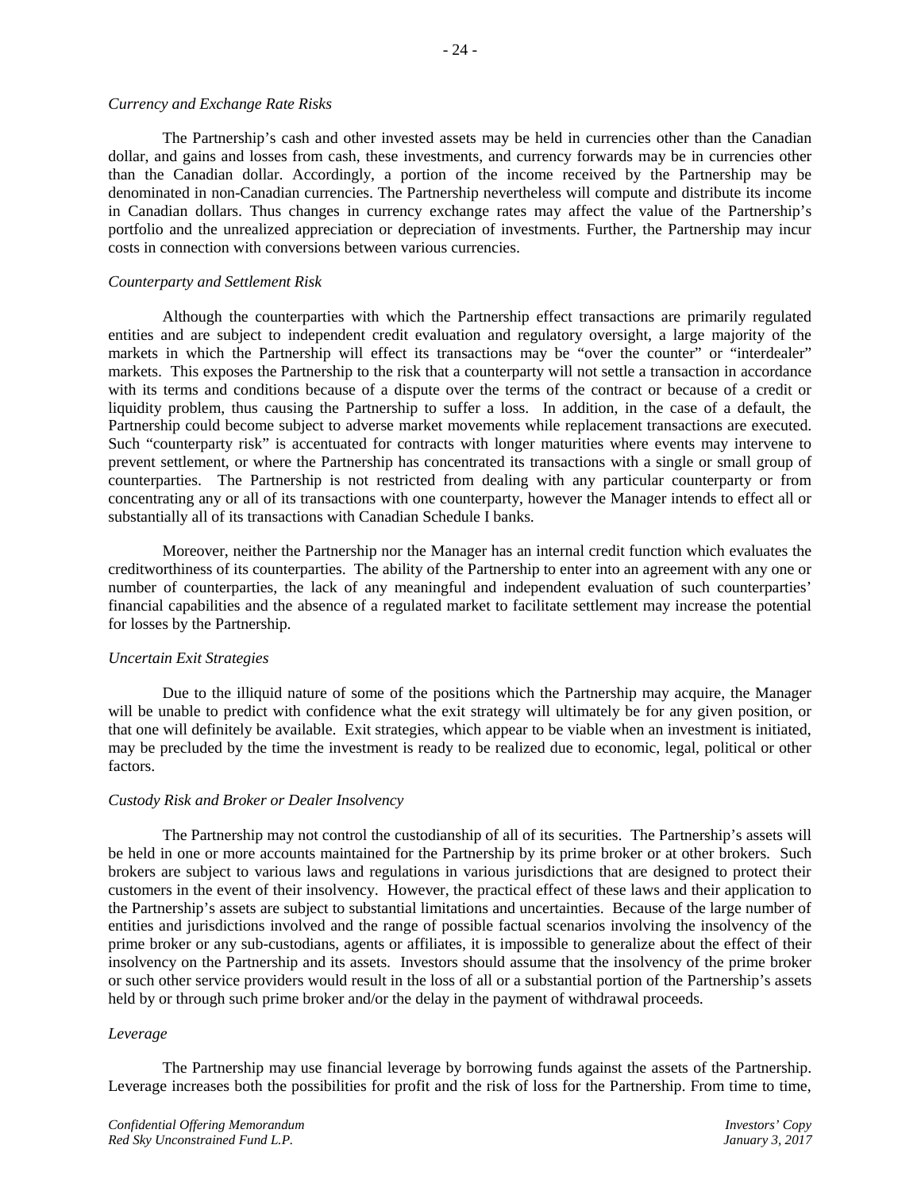*Currency and Exchange Rate Risks*

The Partnership's cash and other invested assets may be held in currencies other than the Canadian dollar, and gains and losses from cash, these investments, and currency forwards may be in currencies other than the Canadian dollar. Accordingly, a portion of the income received by the Partnership may be denominated in non-Canadian currencies. The Partnership nevertheless will compute and distribute its income in Canadian dollars. Thus changes in currency exchange rates may affect the value of the Partnership's portfolio and the unrealized appreciation or depreciation of investments. Further, the Partnership may incur costs in connection with conversions between various currencies.

*Counterparty and Settlement Risk*

Although the counterparties with which the Partnership effect transactions are primarily regulated entities and are subject to independent credit evaluation and regulatory oversight, a large majority of the markets in which the Partnership will effect its transactions may be "over the counter" or "interdealer" markets. This exposes the Partnership to the risk that a counterparty will not settle a transaction in accordance with its terms and conditions because of a dispute over the terms of the contract or because of a credit or liquidity problem, thus causing the Partnership to suffer a loss. In addition, in the case of a default, the Partnership could become subject to adverse market movements while replacement transactions are executed. Such "counterparty risk" is accentuated for contracts with longer maturities where events may intervene to prevent settlement, or where the Partnership has concentrated its transactions with a single or small group of counterparties. The Partnership is not restricted from dealing with any particular counterparty or from concentrating any or all of its transactions with one counterparty, however the Manager intends to effect all or substantially all of its transactions with Canadian Schedule I banks.

Moreover, neither the Partnership nor the Manager has an internal credit function which evaluates the creditworthiness of its counterparties. The ability of the Partnership to enter into an agreement with any one or number of counterparties, the lack of any meaningful and independent evaluation of such counterparties' financial capabilities and the absence of a regulated market to facilitate settlement may increase the potential for losses by the Partnership.

*Uncertain Exit Strategies*

Due to the illiquid nature of some of the positions which the Partnership may acquire, the Manager will be unable to predict with confidence what the exit strategy will ultimately be for any given position, or that one will definitely be available. Exit strategies, which appear to be viable when an investment is initiated, may be precluded by the time the investment is ready to be realized due to economic, legal, political or other factors.

*Custody Risk and Broker or Dealer Insolvency*

The Partnership may not control the custodianship of all of its securities. The Partnership's assets will be held in one or more accounts maintained for the Partnership by its prime broker or at other brokers. Such brokers are subject to various laws and regulations in various jurisdictions that are designed to protect their customers in the event of their insolvency. However, the practical effect of these laws and their application to the Partnership's assets are subject to substantial limitations and uncertainties. Because of the large number of entities and jurisdictions involved and the range of possible factual scenarios involving the insolvency of the prime broker or any sub-custodians, agents or affiliates, it is impossible to generalize about the effect of their insolvency on the Partnership and its assets. Investors should assume that the insolvency of the prime broker or such other service providers would result in the loss of all or a substantial portion of the Partnership's assets held by or through such prime broker and/or the delay in the payment of withdrawal proceeds.

*Leverage*

The Partnership may use financial leverage by borrowing funds against the assets of the Partnership. Leverage increases both the possibilities for profit and the risk of loss for the Partnership. From time to time,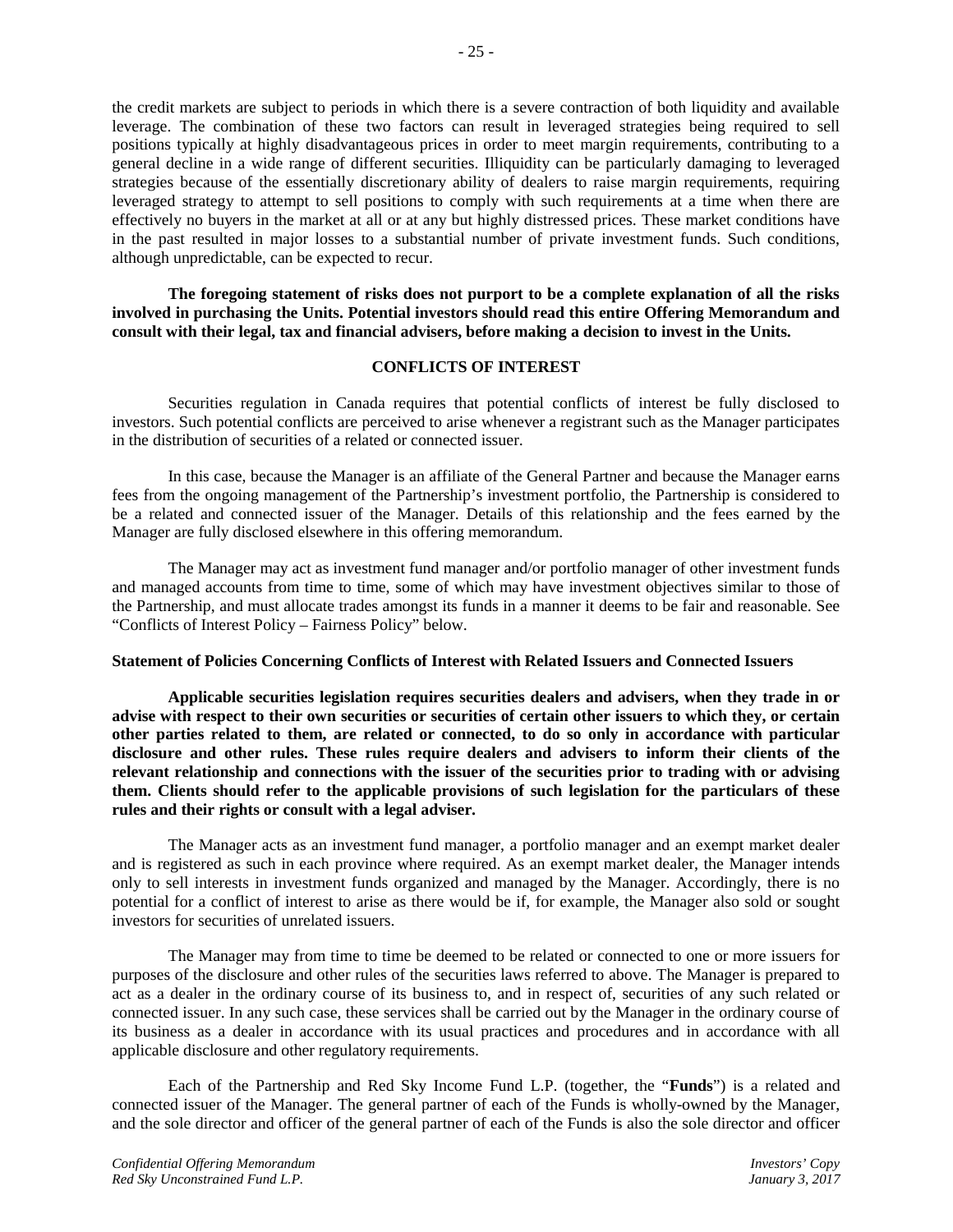the credit markets are subject to periods in which there is a severe contraction of both liquidity and available leverage. The combination of these two factors can result in leveraged strategies being required to sell positions typically at highly disadvantageous prices in order to meet margin requirements, contributing to a general decline in a wide range of different securities. Illiquidity can be particularly damaging to leveraged strategies because of the essentially discretionary ability of dealers to raise margin requirements, requiring leveraged strategy to attempt to sell positions to comply with such requirements at a time when there are effectively no buyers in the market at all or at any but highly distressed prices. These market conditions have in the past resulted in major losses to a substantial number of private investment funds. Such conditions, although unpredictable, can be expected to recur.

**The foregoing statement of risks does not purport to be a complete explanation of all the risks involved in purchasing the Units. Potential investors should read this entire Offering Memorandum and consult with their legal, tax and financial advisers, before making a decision to invest in the Units.**

## CONFLICTS OF INTEREST

Securities regulation in Canada requires that potential conflicts of interest be fully disclosed to investors. Such potential conflicts are perceived to arise whenever a registrant such as the Manager participates in the distribution of securities of a related or connected issuer.

In this case, because the Manager is an affiliate of the General Partner and because the Manager earns fees from the ongoing management of the Partnership's investment portfolio, the Partnership is considered to be a related and connected issuer of the Manager. Details of this relationship and the fees earned by the Manager are fully disclosed elsewhere in this offering memorandum.

The Manager may act as investment fund manager and/or portfolio manager of other investment funds and managed accounts from time to time, some of which may have investment objectives similar to those of the Partnership, and must allocate trades amongst its funds in a manner it deems to be fair and reasonable. See "Conflicts of Interest Policy – Fairness Policy" below.

### Statement of Policies Concerning Conflicts of Interest with Related Issuers and Connected Issuers

**Applicable securities legislation requires securities dealers and advisers, when they trade in or advise with respect to their own securities or securities of certain other issuers to which they, or certain other parties related to them, are related or connected, to do so only in accordance with particular disclosure and other rules. These rules require dealers and advisers to inform their clients of the relevant relationship and connections with the issuer of the securities prior to trading with or advising them. Clients should refer to the applicable provisions of such legislation for the particulars of these rules and their rights or consult with a legal adviser.**

The Manager acts as an investment fund manager, a portfolio manager and an exempt market dealer and is registered as such in each province where required. As an exempt market dealer, the Manager intends only to sell interests in investment funds organized and managed by the Manager. Accordingly, there is no potential for a conflict of interest to arise as there would be if, for example, the Manager also sold or sought investors for securities of unrelated issuers.

The Manager may from time to time be deemed to be related or connected to one or more issuers for purposes of the disclosure and other rules of the securities laws referred to above. The Manager is prepared to act as a dealer in the ordinary course of its business to, and in respect of, securities of any such related or connected issuer. In any such case, these services shall be carried out by the Manager in the ordinary course of its business as a dealer in accordance with its usual practices and procedures and in accordance with all applicable disclosure and other regulatory requirements.

Each of the Partnership and Red Sky Income Fund L.P. (together, the "**Funds**") is a related and connected issuer of the Manager. The general partner of each of the Funds is wholly-owned by the Manager, and the sole director and officer of the general partner of each of the Funds is also the sole director and officer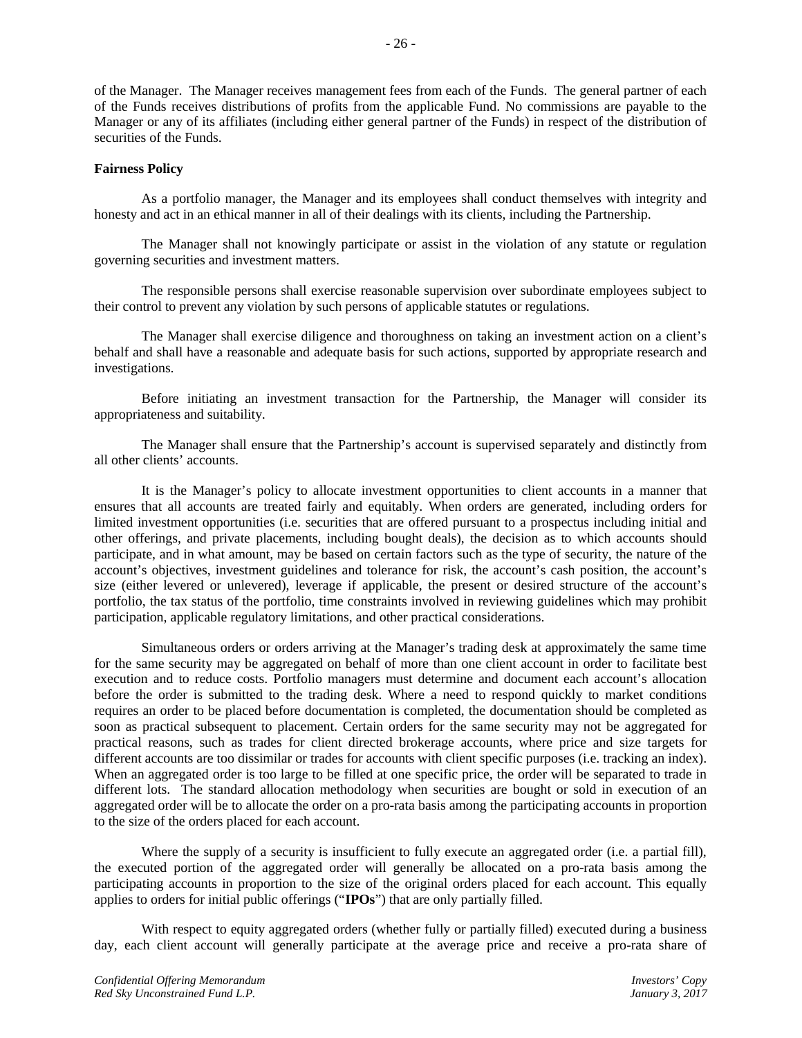of the Manager. The Manager receives management fees from each of the Funds. The general partner of each of the Funds receives distributions of profits from the applicable Fund. No commissions are payable to the Manager or any of its affiliates (including either general partner of the Funds) in respect of the distribution of securities of the Funds.

**Fairness Policy**

As a portfolio manager, the Manager and its employees shall conduct themselves with integrity and honesty and act in an ethical manner in all of their dealings with its clients, including the Partnership.

The Manager shall not knowingly participate or assist in the violation of any statute or regulation governing securities and investment matters.

The responsible persons shall exercise reasonable supervision over subordinate employees subject to their control to prevent any violation by such persons of applicable statutes or regulations.

The Manager shall exercise diligence and thoroughness on taking an investment action on a client's behalf and shall have a reasonable and adequate basis for such actions, supported by appropriate research and investigations.

Before initiating an investment transaction for the Partnership, the Manager will consider its appropriateness and suitability.

The Manager shall ensure that the Partnership's account is supervised separately and distinctly from all other clients' accounts.

It is the Manager's policy to allocate investment opportunities to client accounts in a manner that ensures that all accounts are treated fairly and equitably. When orders are generated, including orders for limited investment opportunities (i.e. securities that are offered pursuant to a prospectus including initial and other offerings, and private placements, including bought deals), the decision as to which accounts should participate, and in what amount, may be based on certain factors such as the type of security, the nature of the account's objectives, investment guidelines and tolerance for risk, the account's cash position, the account's size (either levered or unlevered), leverage if applicable, the present or desired structure of the account's portfolio, the tax status of the portfolio, time constraints involved in reviewing guidelines which may prohibit participation, applicable regulatory limitations, and other practical considerations.

Simultaneous orders or orders arriving at the Manager's trading desk at approximately the same time for the same security may be aggregated on behalf of more than one client account in order to facilitate best execution and to reduce costs. Portfolio managers must determine and document each account's allocation before the order is submitted to the trading desk. Where a need to respond quickly to market conditions requires an order to be placed before documentation is completed, the documentation should be completed as soon as practical subsequent to placement. Certain orders for the same security may not be aggregated for practical reasons, such as trades for client directed brokerage accounts, where price and size targets for different accounts are too dissimilar or trades for accounts with client specific purposes (i.e. tracking an index). When an aggregated order is too large to be filled at one specific price, the order will be separated to trade in different lots. The standard allocation methodology when securities are bought or sold in execution of an aggregated order will be to allocate the order on a pro-rata basis among the participating accounts in proportion to the size of the orders placed for each account.

Where the supply of a security is insufficient to fully execute an aggregated order (i.e. a partial fill), the executed portion of the aggregated order will generally be allocated on a pro-rata basis among the participating accounts in proportion to the size of the original orders placed for each account. This equally applies to orders for initial public offerings ("**IPOs**") that are only partially filled.

With respect to equity aggregated orders (whether fully or partially filled) executed during a business day, each client account will generally participate at the average price and receive a pro-rata share of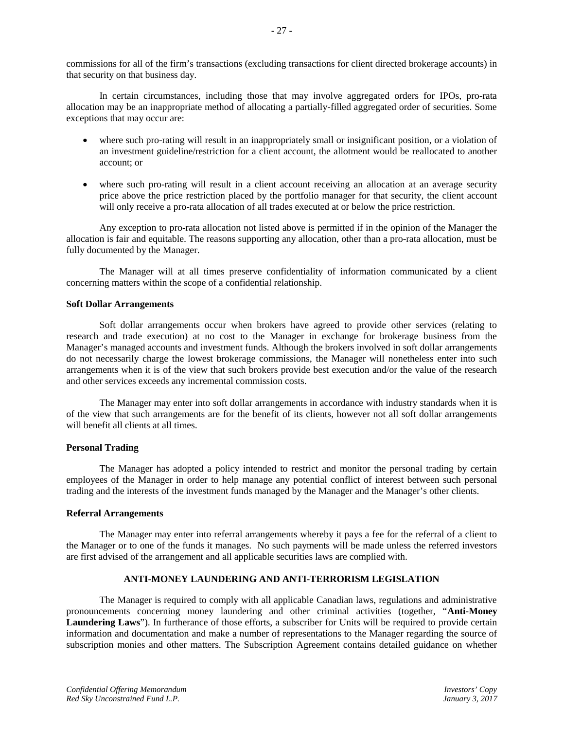commissions for all of the firm's transactions (excluding transactions for client directed brokerage accounts) in that security on that business day.

In certain circumstances, including those that may involve aggregated orders for IPOs, pro-rata allocation may be an inappropriate method of allocating a partially-filled aggregated order of securities. Some exceptions that may occur are:

- where such pro-rating will result in an inappropriately small or insignificant position, or a violation of an investment guideline/restriction for a client account, the allotment would be reallocated to another account; or
- where such pro-rating will result in a client account receiving an allocation at an average security price above the price restriction placed by the portfolio manager for that security, the client account will only receive a pro-rata allocation of all trades executed at or below the price restriction.

Any exception to pro-rata allocation not listed above is permitted if in the opinion of the Manager the allocation is fair and equitable. The reasons supporting any allocation, other than a pro-rata allocation, must be fully documented by the Manager.

The Manager will at all times preserve confidentiality of information communicated by a client concerning matters within the scope of a confidential relationship.

**Soft Dollar Arrangements**

Soft dollar arrangements occur when brokers have agreed to provide other services (relating to research and trade execution) at no cost to the Manager in exchange for brokerage business from the Manager's managed accounts and investment funds. Although the brokers involved in soft dollar arrangements do not necessarily charge the lowest brokerage commissions, the Manager will nonetheless enter into such arrangements when it is of the view that such brokers provide best execution and/or the value of the research and other services exceeds any incremental commission costs.

The Manager may enter into soft dollar arrangements in accordance with industry standards when it is of the view that such arrangements are for the benefit of its clients, however not all soft dollar arrangements will benefit all clients at all times.

**Personal Trading**

The Manager has adopted a policy intended to restrict and monitor the personal trading by certain employees of the Manager in order to help manage any potential conflict of interest between such personal trading and the interests of the investment funds managed by the Manager and the Manager's other clients.

**Referral Arrangements**

The Manager may enter into referral arrangements whereby it pays a fee for the referral of a client to the Manager or to one of the funds it manages. No such payments will be made unless the referred investors are first advised of the arrangement and all applicable securities laws are complied with.

## ANTI-MONEY LAUNDERING AND ANTI-TERRORISM LEGISLATION

The Manager is required to comply with all applicable Canadian laws, regulations and administrative pronouncements concerning money laundering and other criminal activities (together, "**Anti-Money Laundering Laws**"). In furtherance of those efforts, a subscriber for Units will be required to provide certain information and documentation and make a number of representations to the Manager regarding the source of subscription monies and other matters. The Subscription Agreement contains detailed guidance on whether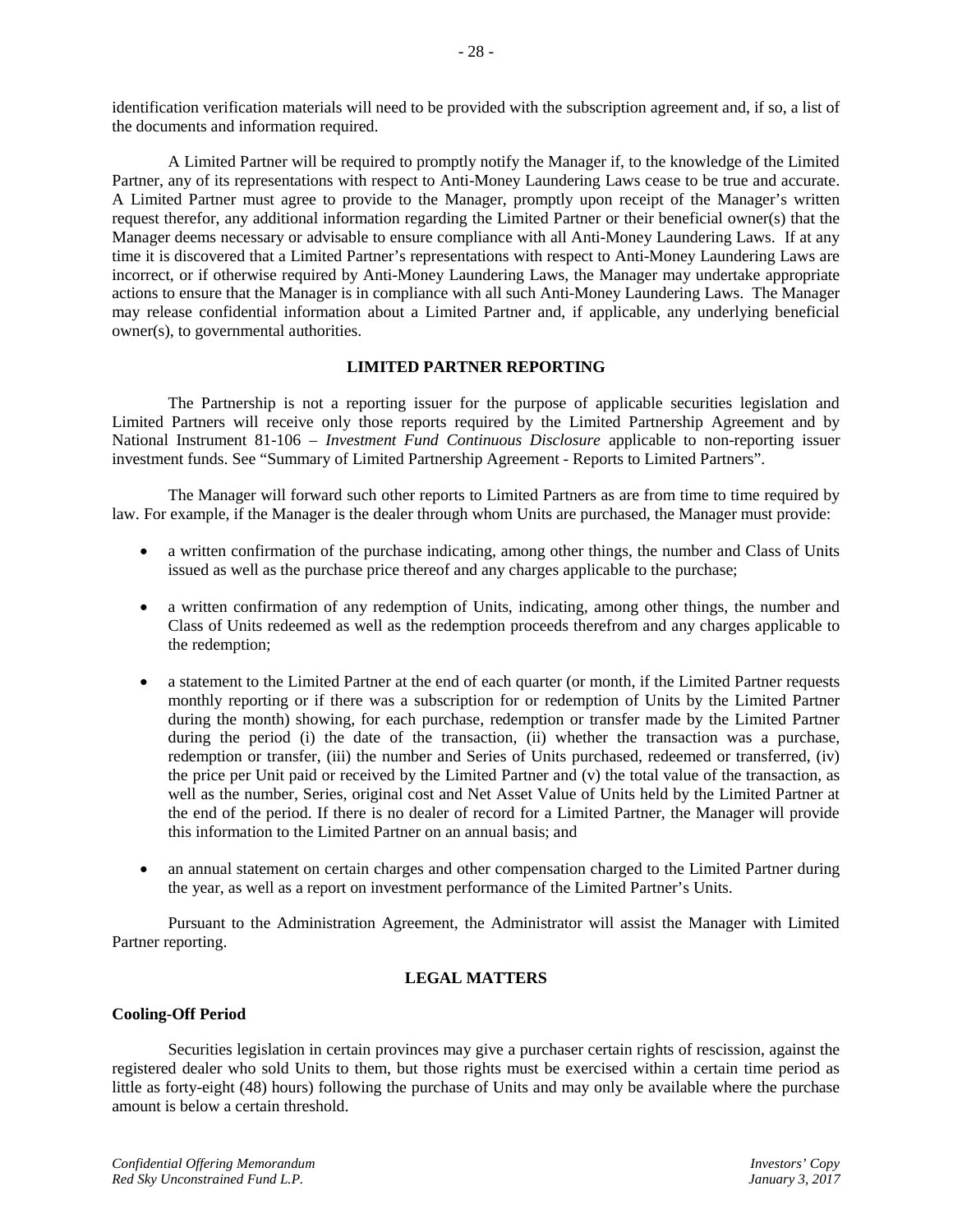identification verification materials will need to be provided with the subscription agreement and, if so, a list of the documents and information required.

A Limited Partner will be required to promptly notify the Manager if, to the knowledge of the Limited Partner, any of its representations with respect to Anti-Money Laundering Laws cease to be true and accurate. A Limited Partner must agree to provide to the Manager, promptly upon receipt of the Manager's written request therefor, any additional information regarding the Limited Partner or their beneficial owner(s) that the Manager deems necessary or advisable to ensure compliance with all Anti-Money Laundering Laws. If at any time it is discovered that a Limited Partner's representations with respect to Anti-Money Laundering Laws are incorrect, or if otherwise required by Anti-Money Laundering Laws, the Manager may undertake appropriate actions to ensure that the Manager is in compliance with all such Anti-Money Laundering Laws. The Manager may release confidential information about a Limited Partner and, if applicable, any underlying beneficial owner(s), to governmental authorities.

## LIMITED PARTNER REPORTING

The Partnership is not a reporting issuer for the purpose of applicable securities legislation and Limited Partners will receive only those reports required by the Limited Partnership Agreement and by National Instrument 81-106 – *Investment Fund Continuous Disclosure* applicable to non-reporting issuer investment funds. See "Summary of Limited Partnership Agreement - Reports to Limited Partners".

The Manager will forward such other reports to Limited Partners as are from time to time required by law. For example, if the Manager is the dealer through whom Units are purchased, the Manager must provide:

- a written confirmation of the purchase indicating, among other things, the number and Class of Units issued as well as the purchase price thereof and any charges applicable to the purchase;
- a written confirmation of any redemption of Units, indicating, among other things, the number and Class of Units redeemed as well as the redemption proceeds therefrom and any charges applicable to the redemption;
- a statement to the Limited Partner at the end of each quarter (or month, if the Limited Partner requests monthly reporting or if there was a subscription for or redemption of Units by the Limited Partner during the month) showing, for each purchase, redemption or transfer made by the Limited Partner during the period (i) the date of the transaction, (ii) whether the transaction was a purchase, redemption or transfer, (iii) the number and Series of Units purchased, redeemed or transferred, (iv) the price per Unit paid or received by the Limited Partner and (v) the total value of the transaction, as well as the number, Series, original cost and Net Asset Value of Units held by the Limited Partner at the end of the period. If there is no dealer of record for a Limited Partner, the Manager will provide this information to the Limited Partner on an annual basis; and
- an annual statement on certain charges and other compensation charged to the Limited Partner during the year, as well as a report on investment performance of the Limited Partner's Units.

Pursuant to the Administration Agreement, the Administrator will assist the Manager with Limited Partner reporting.

## LEGAL MATTERS

### Cooling-Off Period

Securities legislation in certain provinces may give a purchaser certain rights of rescission, against the registered dealer who sold Units to them, but those rights must be exercised within a certain time period as little as forty-eight (48) hours) following the purchase of Units and may only be available where the purchase amount is below a certain threshold.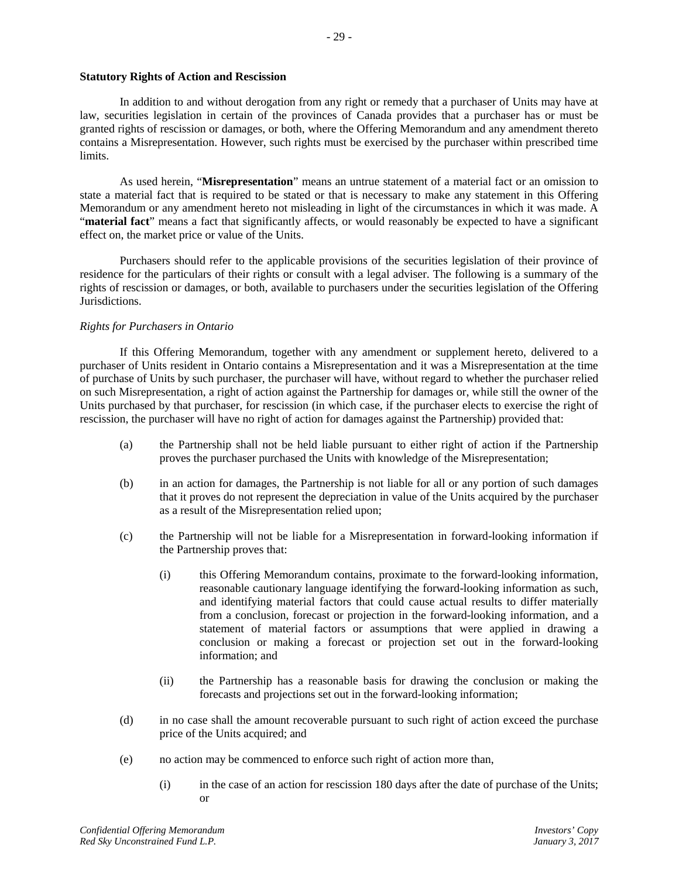**Statutory Rights of Action and Rescission**

In addition to and without derogation from any right or remedy that a purchaser of Units may have at law, securities legislation in certain of the provinces of Canada provides that a purchaser has or must be granted rights of rescission or damages, or both, where the Offering Memorandum and any amendment thereto contains a Misrepresentation. However, such rights must be exercised by the purchaser within prescribed time limits.

As used herein, "**Misrepresentation**" means an untrue statement of a material fact or an omission to state a material fact that is required to be stated or that is necessary to make any statement in this Offering Memorandum or any amendment hereto not misleading in light of the circumstances in which it was made. A "**material fact**" means a fact that significantly affects, or would reasonably be expected to have a significant effect on, the market price or value of the Units.

Purchasers should refer to the applicable provisions of the securities legislation of their province of residence for the particulars of their rights or consult with a legal adviser. The following is a summary of the rights of rescission or damages, or both, available to purchasers under the securities legislation of the Offering Jurisdictions.

*Rights for Purchasers in Ontario*

If this Offering Memorandum, together with any amendment or supplement hereto, delivered to a purchaser of Units resident in Ontario contains a Misrepresentation and it was a Misrepresentation at the time of purchase of Units by such purchaser, the purchaser will have, without regard to whether the purchaser relied on such Misrepresentation, a right of action against the Partnership for damages or, while still the owner of the Units purchased by that purchaser, for rescission (in which case, if the purchaser elects to exercise the right of rescission, the purchaser will have no right of action for damages against the Partnership) provided that:

(a) the Partnership shall not be held liable pursuant to either right of action if the Partnership proves the purchaser purchased the Units with knowledge of the Misrepresentation;

(b) in an action for damages, the Partnership is not liable for all or any portion of such damages that it proves do not represent the depreciation in value of the Units acquired by the purchaser as a result of the Misrepresentation relied upon;

(c) the Partnership will not be liable for a Misrepresentation in forward-looking information if the Partnership proves that:

    (i) this Offering Memorandum contains, proximate to the forward-looking information, reasonable cautionary language identifying the forward-looking information as such, and identifying material factors that could cause actual results to differ materially from a conclusion, forecast or projection in the forward-looking information, and a statement of material factors or assumptions that were applied in drawing a conclusion or making a forecast or projection set out in the forward-looking information; and

    (ii) the Partnership has a reasonable basis for drawing the conclusion or making the forecasts and projections set out in the forward-looking information;

(d) in no case shall the amount recoverable pursuant to such right of action exceed the purchase price of the Units acquired; and

(e) no action may be commenced to enforce such right of action more than,

    (i) in the case of an action for rescission 180 days after the date of purchase of the Units; or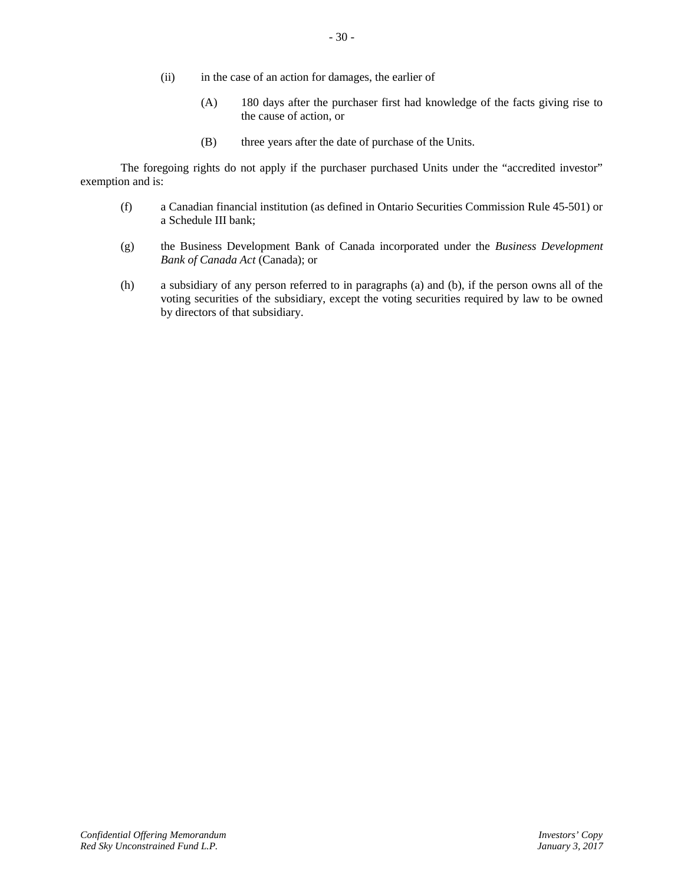(ii) in the case of an action for damages, the earlier of

  (A) 180 days after the purchaser first had knowledge of the facts giving rise to the cause of action, or

  (B) three years after the date of purchase of the Units.

The foregoing rights do not apply if the purchaser purchased Units under the "accredited investor" exemption and is:

(f) a Canadian financial institution (as defined in Ontario Securities Commission Rule 45-501) or a Schedule III bank;

(g) the Business Development Bank of Canada incorporated under the *Business Development Bank of Canada Act* (Canada); or

(h) a subsidiary of any person referred to in paragraphs (a) and (b), if the person owns all of the voting securities of the subsidiary, except the voting securities required by law to be owned by directors of that subsidiary.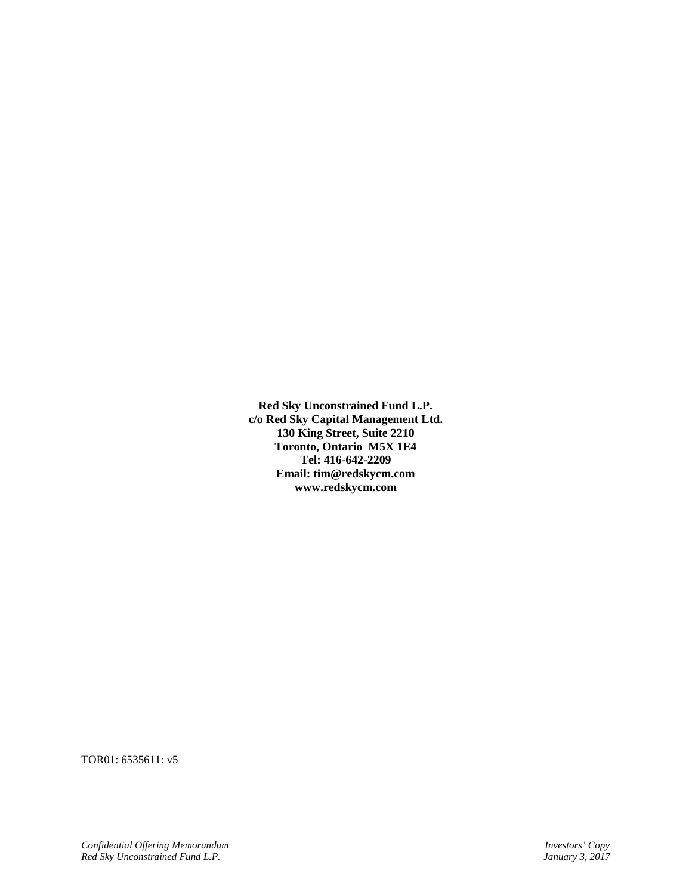**Red Sky Unconstrained Fund L.P.**
**c/o Red Sky Capital Management Ltd.**
**130 King Street, Suite 2210**
**Toronto, Ontario M5X 1E4**
**Tel: 416-642-2209**
**Email: tim@redskycm.com**
**www.redskycm.com**

TOR01: 6535611: v5